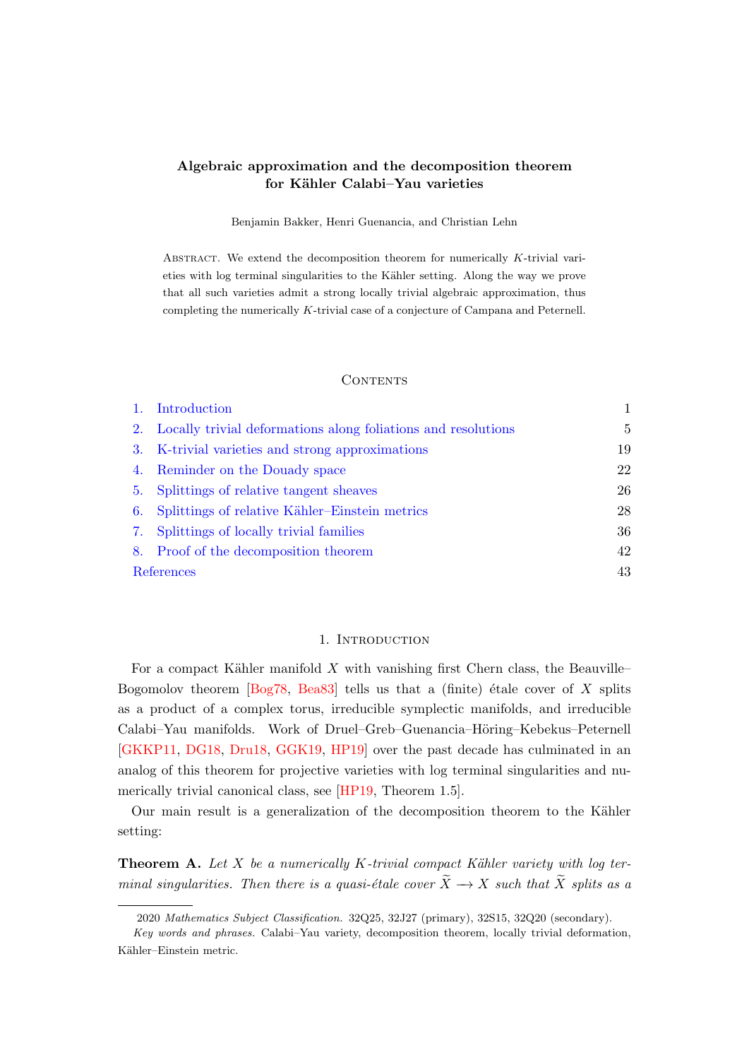# Algebraic approximation and the decomposition theorem for Kähler Calabi–Yau varieties

Benjamin Bakker, Henri Guenancia, and Christian Lehn

Abstract. We extend the decomposition theorem for numerically $K$-trivial varieties with log terminal singularities to the Kähler setting. Along the way we prove that all such varieties admit a strong locally trivial algebraic approximation, thus completing the numerically $K$-trivial case of a conjecture of Campana and Peternell.

## Contents

1. Introduction — 1
2. Locally trivial deformations along foliations and resolutions — 5
3. K-trivial varieties and strong approximations — 19
4. Reminder on the Douady space — 22
5. Splittings of relative tangent sheaves — 26
6. Splittings of relative Kähler–Einstein metrics — 28
7. Splittings of locally trivial families — 36
8. Proof of the decomposition theorem — 42

References — 43

## 1. Introduction

For a compact Kähler manifold $X$ with vanishing first Chern class, the Beauville–Bogomolov theorem [Bog78, Bea83] tells us that a (finite) étale cover of $X$ splits as a product of a complex torus, irreducible symplectic manifolds, and irreducible Calabi–Yau manifolds. Work of Druel–Greb–Guenancia–Höring–Kebekus–Peternell [GKKP11, DG18, Dru18, GGK19, HP19] over the past decade has culminated in an analog of this theorem for projective varieties with log terminal singularities and numerically trivial canonical class, see [HP19, Theorem 1.5].

Our main result is a generalization of the decomposition theorem to the Kähler setting:

**Theorem A.** *Let $X$ be a numerically $K$-trivial compact Kähler variety with log terminal singularities. Then there is a quasi-étale cover $\widetilde{X} \longrightarrow X$ such that $\widetilde{X}$ splits as a*

2020 *Mathematics Subject Classification.* 32Q25, 32J27 (primary), 32S15, 32Q20 (secondary).

*Key words and phrases.* Calabi–Yau variety, decomposition theorem, locally trivial deformation, Kähler–Einstein metric.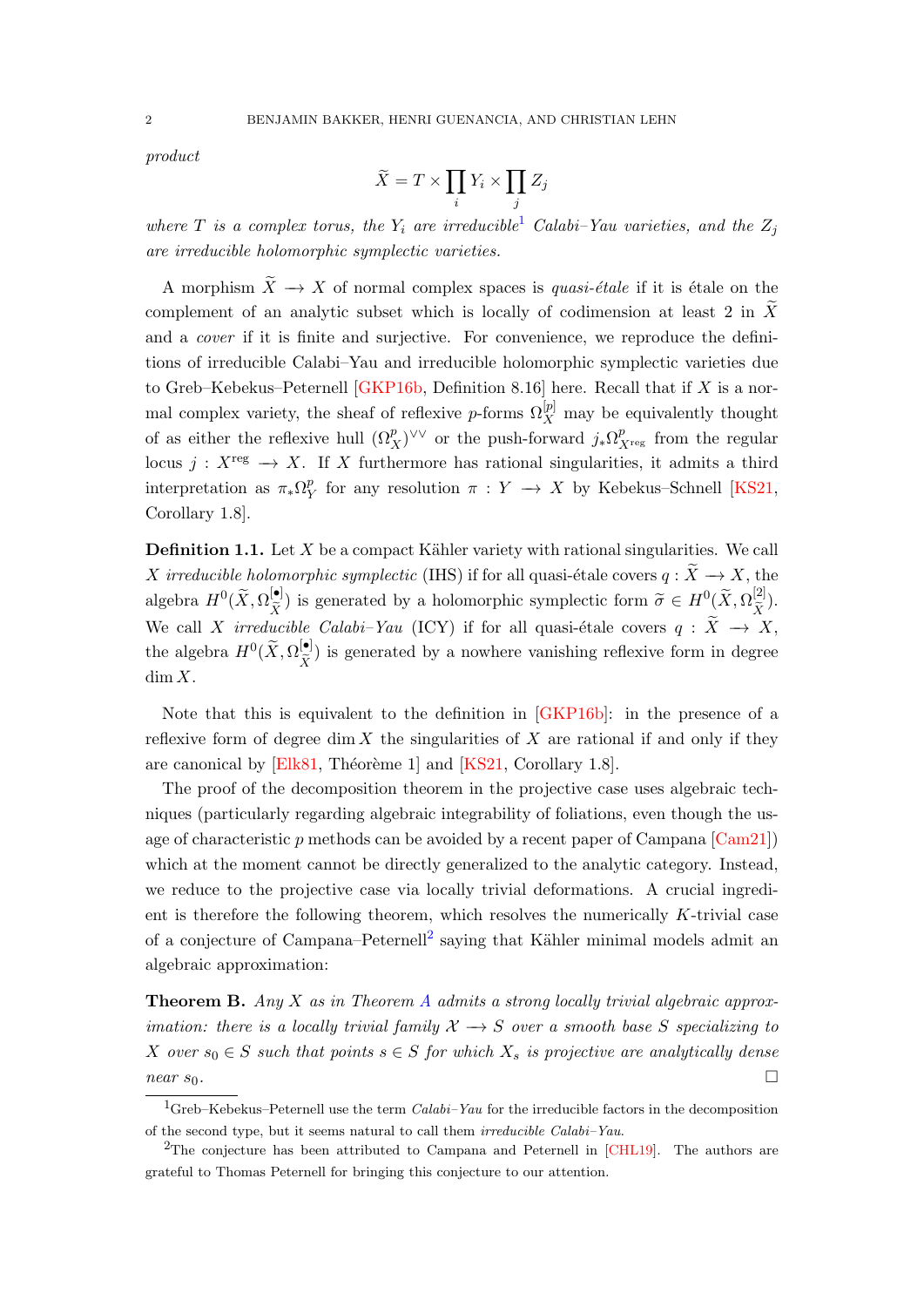*product*

$$\widetilde{X} = T \times \prod_i Y_i \times \prod_j Z_j$$

*where $T$ is a complex torus, the $Y_i$ are irreducible*[1] *Calabi–Yau varieties, and the $Z_j$ are irreducible holomorphic symplectic varieties.*

A morphism $\widetilde{X} \to X$ of normal complex spaces is *quasi-étale* if it is étale on the complement of an analytic subset which is locally of codimension at least 2 in $\widetilde{X}$ and a *cover* if it is finite and surjective. For convenience, we reproduce the definitions of irreducible Calabi–Yau and irreducible holomorphic symplectic varieties due to Greb–Kebekus–Peternell [GKP16b, Definition 8.16] here. Recall that if $X$ is a normal complex variety, the sheaf of reflexive $p$-forms $\Omega_X^{[p]}$ may be equivalently thought of as either the reflexive hull $(\Omega_X^p)^{\vee\vee}$ or the push-forward $j_*\Omega^p_{X^{\mathrm{reg}}}$ from the regular locus $j : X^{\mathrm{reg}} \to X$. If $X$ furthermore has rational singularities, it admits a third interpretation as $\pi_*\Omega_Y^p$ for any resolution $\pi : Y \to X$ by Kebekus–Schnell [KS21, Corollary 1.8].

**Definition 1.1.** Let $X$ be a compact Kähler variety with rational singularities. We call $X$ *irreducible holomorphic symplectic* (IHS) if for all quasi-étale covers $q : \widetilde{X} \to X$, the algebra $H^0(\widetilde{X}, \Omega_{\widetilde{X}}^{[\bullet]})$ is generated by a holomorphic symplectic form $\widetilde{\sigma} \in H^0(\widetilde{X}, \Omega_{\widetilde{X}}^{[2]})$. We call $X$ *irreducible Calabi–Yau* (ICY) if for all quasi-étale covers $q : \widetilde{X} \to X$, the algebra $H^0(\widetilde{X}, \Omega_{\widetilde{X}}^{[\bullet]})$ is generated by a nowhere vanishing reflexive form in degree $\dim X$.

Note that this is equivalent to the definition in [GKP16b]: in the presence of a reflexive form of degree $\dim X$ the singularities of $X$ are rational if and only if they are canonical by [Elk81, Théorème 1] and [KS21, Corollary 1.8].

The proof of the decomposition theorem in the projective case uses algebraic techniques (particularly regarding algebraic integrability of foliations, even though the usage of characteristic $p$ methods can be avoided by a recent paper of Campana [Cam21]) which at the moment cannot be directly generalized to the analytic category. Instead, we reduce to the projective case via locally trivial deformations. A crucial ingredient is therefore the following theorem, which resolves the numerically $K$-trivial case of a conjecture of Campana–Peternell[2] saying that Kähler minimal models admit an algebraic approximation:

**Theorem B.** *Any $X$ as in Theorem A admits a strong locally trivial algebraic approximation: there is a locally trivial family $\mathcal{X} \to S$ over a smooth base $S$ specializing to $X$ over $s_0 \in S$ such that points $s \in S$ for which $X_s$ is projective are analytically dense near $s_0$.* □

[1] Greb–Kebekus–Peternell use the term *Calabi–Yau* for the irreducible factors in the decomposition of the second type, but it seems natural to call them *irreducible Calabi–Yau*.

[2] The conjecture has been attributed to Campana and Peternell in [CHL19]. The authors are grateful to Thomas Peternell for bringing this conjecture to our attention.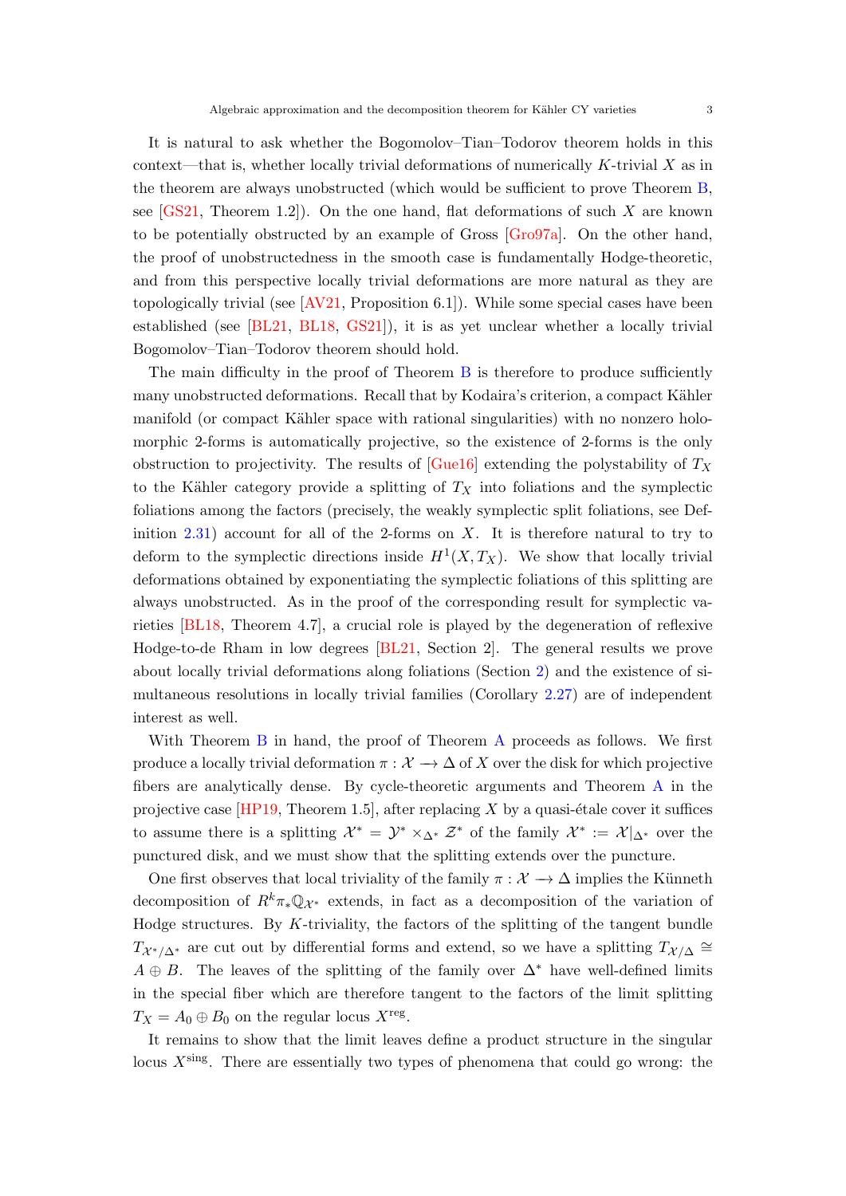It is natural to ask whether the Bogomolov–Tian–Todorov theorem holds in this context—that is, whether locally trivial deformations of numerically $K$-trivial $X$ as in the theorem are always unobstructed (which would be sufficient to prove Theorem B, see [GS21, Theorem 1.2]). On the one hand, flat deformations of such $X$ are known to be potentially obstructed by an example of Gross [Gro97a]. On the other hand, the proof of unobstructedness in the smooth case is fundamentally Hodge-theoretic, and from this perspective locally trivial deformations are more natural as they are topologically trivial (see [AV21, Proposition 6.1]). While some special cases have been established (see [BL21, BL18, GS21]), it is as yet unclear whether a locally trivial Bogomolov–Tian–Todorov theorem should hold.

The main difficulty in the proof of Theorem B is therefore to produce sufficiently many unobstructed deformations. Recall that by Kodaira's criterion, a compact Kähler manifold (or compact Kähler space with rational singularities) with no nonzero holomorphic 2-forms is automatically projective, so the existence of 2-forms is the only obstruction to projectivity. The results of [Gue16] extending the polystability of $T_X$ to the Kähler category provide a splitting of $T_X$ into foliations and the symplectic foliations among the factors (precisely, the weakly symplectic split foliations, see Definition 2.31) account for all of the 2-forms on $X$. It is therefore natural to try to deform to the symplectic directions inside $H^1(X, T_X)$. We show that locally trivial deformations obtained by exponentiating the symplectic foliations of this splitting are always unobstructed. As in the proof of the corresponding result for symplectic varieties [BL18, Theorem 4.7], a crucial role is played by the degeneration of reflexive Hodge-to-de Rham in low degrees [BL21, Section 2]. The general results we prove about locally trivial deformations along foliations (Section 2) and the existence of simultaneous resolutions in locally trivial families (Corollary 2.27) are of independent interest as well.

With Theorem B in hand, the proof of Theorem A proceeds as follows. We first produce a locally trivial deformation $\pi : \mathcal{X} \longrightarrow \Delta$ of $X$ over the disk for which projective fibers are analytically dense. By cycle-theoretic arguments and Theorem A in the projective case [HP19, Theorem 1.5], after replacing $X$ by a quasi-étale cover it suffices to assume there is a splitting $\mathcal{X}^* = \mathcal{Y}^* \times_{\Delta^*} \mathcal{Z}^*$ of the family $\mathcal{X}^* := \mathcal{X}|_{\Delta^*}$ over the punctured disk, and we must show that the splitting extends over the puncture.

One first observes that local triviality of the family $\pi : \mathcal{X} \longrightarrow \Delta$ implies the Künneth decomposition of $R^k\pi_*\mathbb{Q}_{\mathcal{X}^*}$ extends, in fact as a decomposition of the variation of Hodge structures. By $K$-triviality, the factors of the splitting of the tangent bundle $T_{\mathcal{X}^*/\Delta^*}$ are cut out by differential forms and extend, so we have a splitting $T_{\mathcal{X}/\Delta} \cong A \oplus B$. The leaves of the splitting of the family over $\Delta^*$ have well-defined limits in the special fiber which are therefore tangent to the factors of the limit splitting $T_X = A_0 \oplus B_0$ on the regular locus $X^{\mathrm{reg}}$.

It remains to show that the limit leaves define a product structure in the singular locus $X^{\mathrm{sing}}$. There are essentially two types of phenomena that could go wrong: the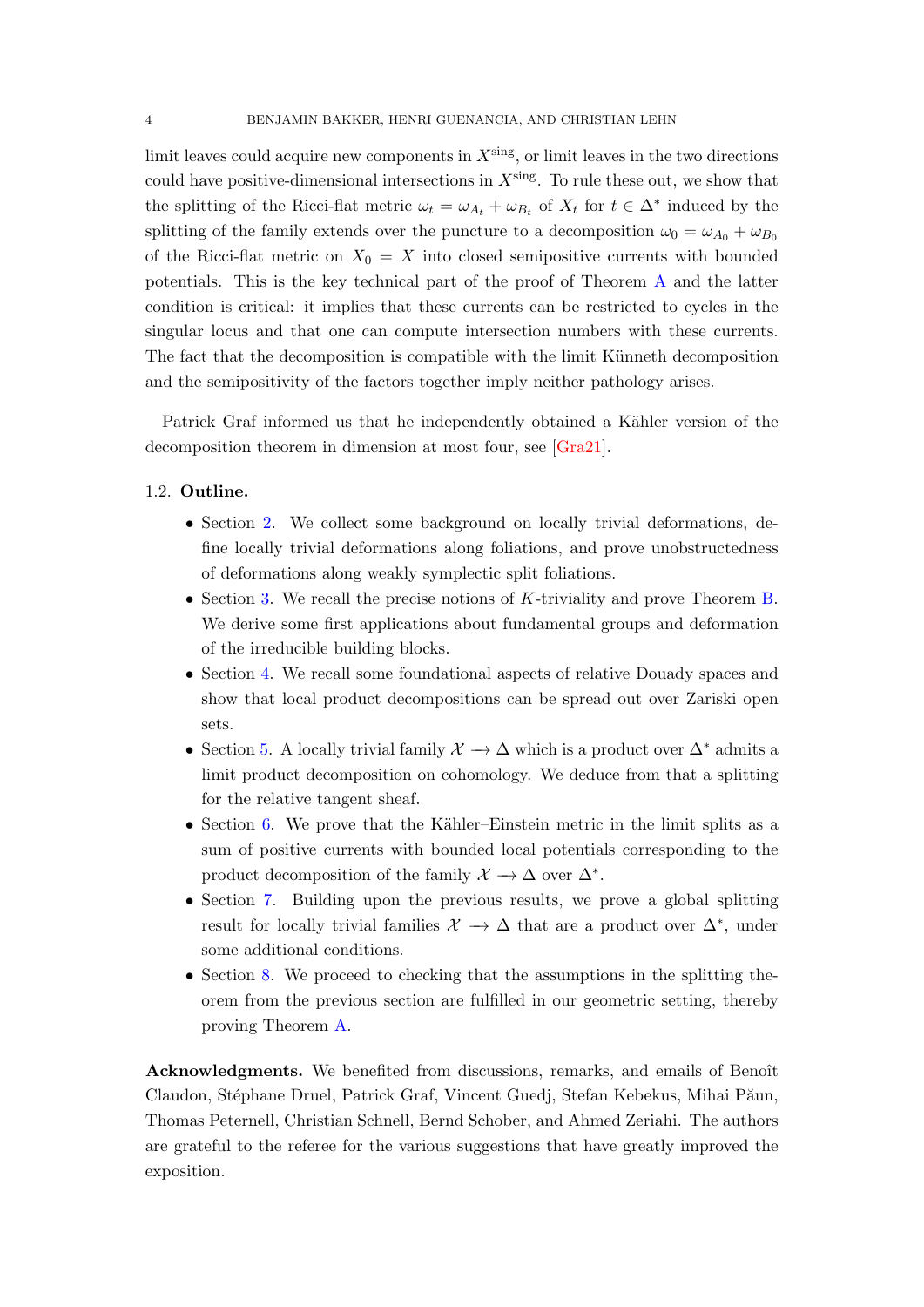limit leaves could acquire new components in $X^{\mathrm{sing}}$, or limit leaves in the two directions could have positive-dimensional intersections in $X^{\mathrm{sing}}$. To rule these out, we show that the splitting of the Ricci-flat metric $\omega_t = \omega_{A_t} + \omega_{B_t}$ of $X_t$ for $t \in \Delta^*$ induced by the splitting of the family extends over the puncture to a decomposition $\omega_0 = \omega_{A_0} + \omega_{B_0}$ of the Ricci-flat metric on $X_0 = X$ into closed semipositive currents with bounded potentials. This is the key technical part of the proof of Theorem A and the latter condition is critical: it implies that these currents can be restricted to cycles in the singular locus and that one can compute intersection numbers with these currents. The fact that the decomposition is compatible with the limit Künneth decomposition and the semipositivity of the factors together imply neither pathology arises.

Patrick Graf informed us that he independently obtained a Kähler version of the decomposition theorem in dimension at most four, see [Gra21].

### 1.2. Outline.

- Section 2. We collect some background on locally trivial deformations, define locally trivial deformations along foliations, and prove unobstructedness of deformations along weakly symplectic split foliations.
- Section 3. We recall the precise notions of $K$-triviality and prove Theorem B. We derive some first applications about fundamental groups and deformation of the irreducible building blocks.
- Section 4. We recall some foundational aspects of relative Douady spaces and show that local product decompositions can be spread out over Zariski open sets.
- Section 5. A locally trivial family $\mathcal{X} \to \Delta$ which is a product over $\Delta^*$ admits a limit product decomposition on cohomology. We deduce from that a splitting for the relative tangent sheaf.
- Section 6. We prove that the Kähler–Einstein metric in the limit splits as a sum of positive currents with bounded local potentials corresponding to the product decomposition of the family $\mathcal{X} \to \Delta$ over $\Delta^*$.
- Section 7. Building upon the previous results, we prove a global splitting result for locally trivial families $\mathcal{X} \to \Delta$ that are a product over $\Delta^*$, under some additional conditions.
- Section 8. We proceed to checking that the assumptions in the splitting theorem from the previous section are fulfilled in our geometric setting, thereby proving Theorem A.

**Acknowledgments.** We benefited from discussions, remarks, and emails of Benoît Claudon, Stéphane Druel, Patrick Graf, Vincent Guedj, Stefan Kebekus, Mihai Păun, Thomas Peternell, Christian Schnell, Bernd Schober, and Ahmed Zeriahi. The authors are grateful to the referee for the various suggestions that have greatly improved the exposition.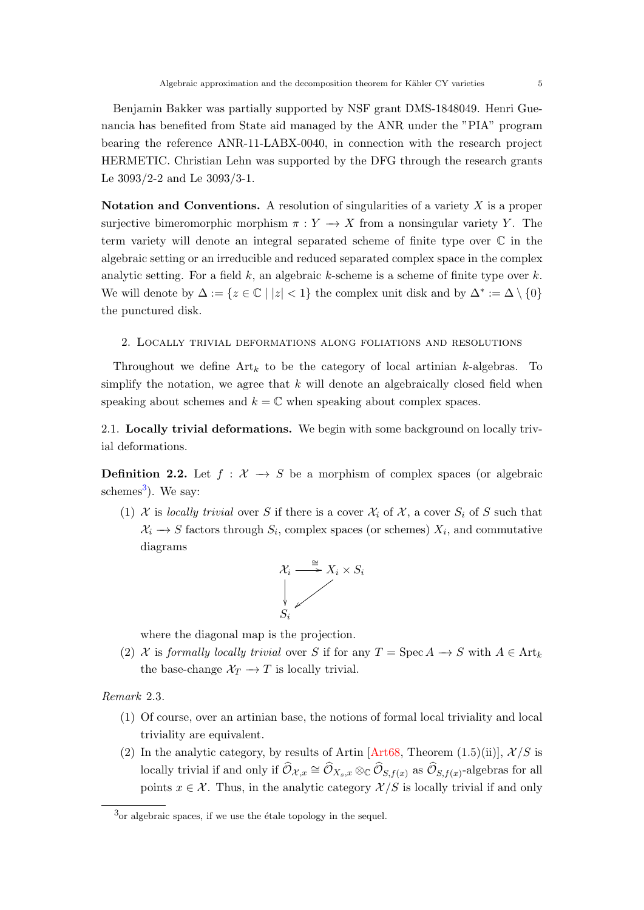Benjamin Bakker was partially supported by NSF grant DMS-1848049. Henri Guenancia has benefited from State aid managed by the ANR under the "PIA" program bearing the reference ANR-11-LABX-0040, in connection with the research project HERMETIC. Christian Lehn was supported by the DFG through the research grants Le 3093/2-2 and Le 3093/3-1.

**Notation and Conventions.** A resolution of singularities of a variety $X$ is a proper surjective bimeromorphic morphism $\pi : Y \longrightarrow X$ from a nonsingular variety $Y$. The term variety will denote an integral separated scheme of finite type over $\mathbb{C}$ in the algebraic setting or an irreducible and reduced separated complex space in the complex analytic setting. For a field $k$, an algebraic $k$-scheme is a scheme of finite type over $k$. We will denote by $\Delta := \{z \in \mathbb{C} \mid |z| < 1\}$ the complex unit disk and by $\Delta^* := \Delta \setminus \{0\}$ the punctured disk.

## 2. Locally trivial deformations along foliations and resolutions

Throughout we define $\mathrm{Art}_k$ to be the category of local artinian $k$-algebras. To simplify the notation, we agree that $k$ will denote an algebraically closed field when speaking about schemes and $k = \mathbb{C}$ when speaking about complex spaces.

### 2.1. Locally trivial deformations.

We begin with some background on locally trivial deformations.

**Definition 2.2.** Let $f : \mathcal{X} \longrightarrow S$ be a morphism of complex spaces (or algebraic schemes[3]). We say:

(1) $\mathcal{X}$ is *locally trivial* over $S$ if there is a cover $\mathcal{X}_i$ of $\mathcal{X}$, a cover $S_i$ of $S$ such that $\mathcal{X}_i \longrightarrow S$ factors through $S_i$, complex spaces (or schemes) $X_i$, and commutative diagrams

$$\begin{array}{ccc} \mathcal{X}_i & \xrightarrow{\cong} & X_i \times S_i \\ \downarrow & \swarrow & \\ S_i & & \end{array}$$

where the diagonal map is the projection.

(2) $\mathcal{X}$ is *formally locally trivial* over $S$ if for any $T = \operatorname{Spec} A \longrightarrow S$ with $A \in \mathrm{Art}_k$ the base-change $\mathcal{X}_T \longrightarrow T$ is locally trivial.

*Remark* 2.3.

(1) Of course, over an artinian base, the notions of formal local triviality and local triviality are equivalent.

(2) In the analytic category, by results of Artin [Art68, Theorem (1.5)(ii)], $\mathcal{X}/S$ is locally trivial if and only if $\widehat{\mathcal{O}}_{\mathcal{X},x} \cong \widehat{\mathcal{O}}_{X_s,x} \otimes_{\mathbb{C}} \widehat{\mathcal{O}}_{S,f(x)}$ as $\widehat{\mathcal{O}}_{S,f(x)}$-algebras for all points $x \in \mathcal{X}$. Thus, in the analytic category $\mathcal{X}/S$ is locally trivial if and only

[3] or algebraic spaces, if we use the étale topology in the sequel.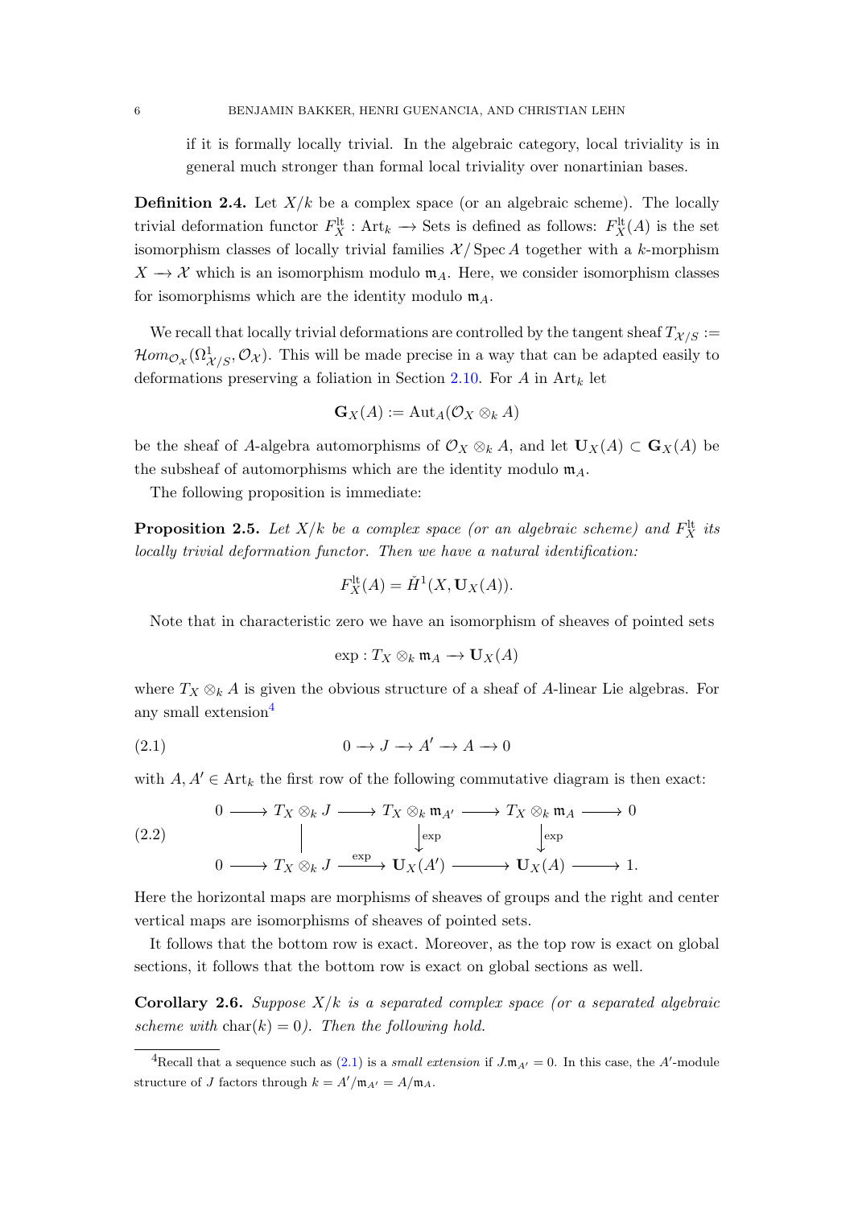if it is formally locally trivial. In the algebraic category, local triviality is in general much stronger than formal local triviality over nonartinian bases.

**Definition 2.4.** Let $X/k$ be a complex space (or an algebraic scheme). The locally trivial deformation functor $F_X^{\mathrm{lt}} : \mathrm{Art}_k \longrightarrow \mathrm{Sets}$ is defined as follows: $F_X^{\mathrm{lt}}(A)$ is the set isomorphism classes of locally trivial families $\mathcal{X}/\operatorname{Spec} A$ together with a $k$-morphism $X \longrightarrow \mathcal{X}$ which is an isomorphism modulo $\mathfrak{m}_A$. Here, we consider isomorphism classes for isomorphisms which are the identity modulo $\mathfrak{m}_A$.

We recall that locally trivial deformations are controlled by the tangent sheaf $T_{\mathcal{X}/S} := \mathcal{H}om_{\mathcal{O}_\mathcal{X}}(\Omega^1_{\mathcal{X}/S}, \mathcal{O}_\mathcal{X})$. This will be made precise in a way that can be adapted easily to deformations preserving a foliation in Section 2.10. For $A$ in $\mathrm{Art}_k$ let

$$\mathbf{G}_X(A) := \operatorname{Aut}_A(\mathcal{O}_X \otimes_k A)$$

be the sheaf of $A$-algebra automorphisms of $\mathcal{O}_X \otimes_k A$, and let $\mathbf{U}_X(A) \subset \mathbf{G}_X(A)$ be the subsheaf of automorphisms which are the identity modulo $\mathfrak{m}_A$.

The following proposition is immediate:

**Proposition 2.5.** *Let $X/k$ be a complex space (or an algebraic scheme) and $F_X^{\mathrm{lt}}$ its locally trivial deformation functor. Then we have a natural identification:*

$$F_X^{\mathrm{lt}}(A) = \check{H}^1(X, \mathbf{U}_X(A)).$$

Note that in characteristic zero we have an isomorphism of sheaves of pointed sets

$$\exp : T_X \otimes_k \mathfrak{m}_A \longrightarrow \mathbf{U}_X(A)$$

where $T_X \otimes_k A$ is given the obvious structure of a sheaf of $A$-linear Lie algebras. For any small extension[4]

$$0 \longrightarrow J \longrightarrow A' \longrightarrow A \longrightarrow 0 \tag{2.1}$$

with $A, A' \in \mathrm{Art}_k$ the first row of the following commutative diagram is then exact:

$$\begin{array}{ccccccccc} 0 & \longrightarrow & T_X \otimes_k J & \longrightarrow & T_X \otimes_k \mathfrak{m}_{A'} & \longrightarrow & T_X \otimes_k \mathfrak{m}_A & \longrightarrow & 0 \\ & & \Big| & & \Big\downarrow{\scriptstyle\exp} & & \Big\downarrow{\scriptstyle\exp} & & \\ 0 & \longrightarrow & T_X \otimes_k J & \xrightarrow{\exp} & \mathbf{U}_X(A') & \longrightarrow & \mathbf{U}_X(A) & \longrightarrow & 1. \end{array} \tag{2.2}$$

Here the horizontal maps are morphisms of sheaves of groups and the right and center vertical maps are isomorphisms of sheaves of pointed sets.

It follows that the bottom row is exact. Moreover, as the top row is exact on global sections, it follows that the bottom row is exact on global sections as well.

**Corollary 2.6.** *Suppose $X/k$ is a separated complex space (or a separated algebraic scheme with $\mathrm{char}(k) = 0$). Then the following hold.*

---

[4] Recall that a sequence such as (2.1) is a *small extension* if $J.\mathfrak{m}_{A'} = 0$. In this case, the $A'$-module structure of $J$ factors through $k = A'/\mathfrak{m}_{A'} = A/\mathfrak{m}_A$.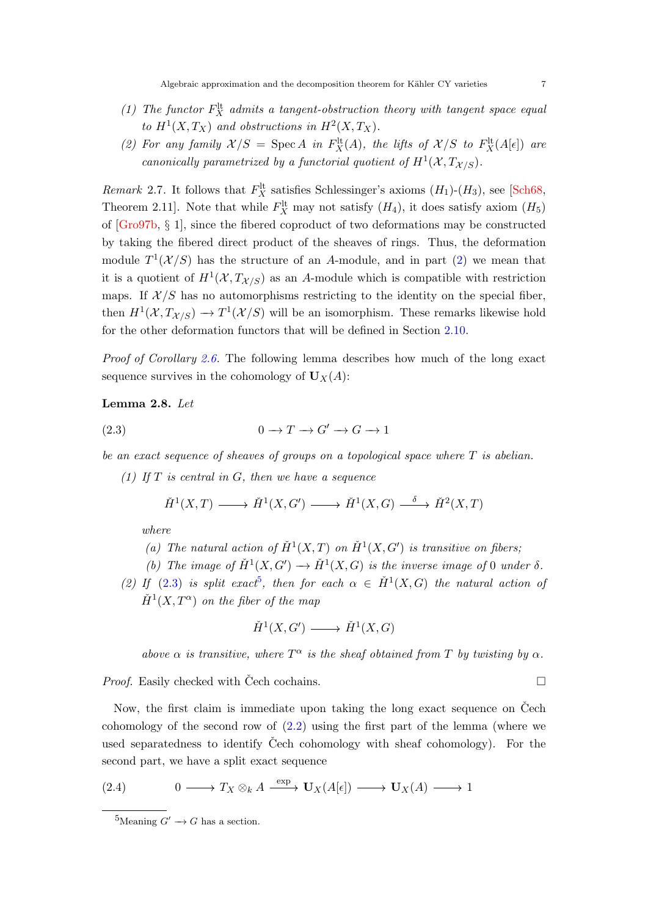*(1) The functor $F^{\mathrm{lt}}_X$ admits a tangent-obstruction theory with tangent space equal to $H^1(X, T_X)$ and obstructions in $H^2(X, T_X)$.*

*(2) For any family $\mathcal{X}/S = \operatorname{Spec} A$ in $F^{\mathrm{lt}}_X(A)$, the lifts of $\mathcal{X}/S$ to $F^{\mathrm{lt}}_X(A[\epsilon])$ are canonically parametrized by a functorial quotient of $H^1(\mathcal{X}, T_{\mathcal{X}/S})$.*

*Remark* 2.7. It follows that $F^{\mathrm{lt}}_X$ satisfies Schlessinger's axioms $(H_1)$-$(H_3)$, see [Sch68, Theorem 2.11]. Note that while $F^{\mathrm{lt}}_X$ may not satisfy $(H_4)$, it does satisfy axiom $(H_5)$ of [Gro97b, § 1], since the fibered coproduct of two deformations may be constructed by taking the fibered direct product of the sheaves of rings. Thus, the deformation module $T^1(\mathcal{X}/S)$ has the structure of an $A$-module, and in part (2) we mean that it is a quotient of $H^1(\mathcal{X}, T_{\mathcal{X}/S})$ as an $A$-module which is compatible with restriction maps. If $\mathcal{X}/S$ has no automorphisms restricting to the identity on the special fiber, then $H^1(\mathcal{X}, T_{\mathcal{X}/S}) \to T^1(\mathcal{X}/S)$ will be an isomorphism. These remarks likewise hold for the other deformation functors that will be defined in Section 2.10.

*Proof of Corollary 2.6.* The following lemma describes how much of the long exact sequence survives in the cohomology of $\mathbf{U}_X(A)$:

**Lemma 2.8.** *Let*

$$0 \to T \to G' \to G \to 1 \tag{2.3}$$

*be an exact sequence of sheaves of groups on a topological space where $T$ is abelian.*

*(1) If $T$ is central in $G$, then we have a sequence*

$$\check{H}^1(X,T) \longrightarrow \check{H}^1(X,G') \longrightarrow \check{H}^1(X,G) \xrightarrow{\ \delta\ } \check{H}^2(X,T)$$

*where*

*(a) The natural action of $\check{H}^1(X,T)$ on $\check{H}^1(X,G')$ is transitive on fibers;*

*(b) The image of $\check{H}^1(X,G') \to \check{H}^1(X,G)$ is the inverse image of $0$ under $\delta$.*

*(2) If (2.3) is split exact[5], then for each $\alpha \in \check{H}^1(X,G)$ the natural action of $\check{H}^1(X,T^\alpha)$ on the fiber of the map*

$$\check{H}^1(X,G') \longrightarrow \check{H}^1(X,G)$$

*above $\alpha$ is transitive, where $T^\alpha$ is the sheaf obtained from $T$ by twisting by $\alpha$.*

*Proof.* Easily checked with Čech cochains. $\square$

Now, the first claim is immediate upon taking the long exact sequence on Čech cohomology of the second row of (2.2) using the first part of the lemma (where we used separatedness to identify Čech cohomology with sheaf cohomology). For the second part, we have a split exact sequence

$$0 \longrightarrow T_X \otimes_k A \xrightarrow{\ \exp\ } \mathbf{U}_X(A[\epsilon]) \longrightarrow \mathbf{U}_X(A) \longrightarrow 1 \tag{2.4}$$

[5] Meaning $G' \to G$ has a section.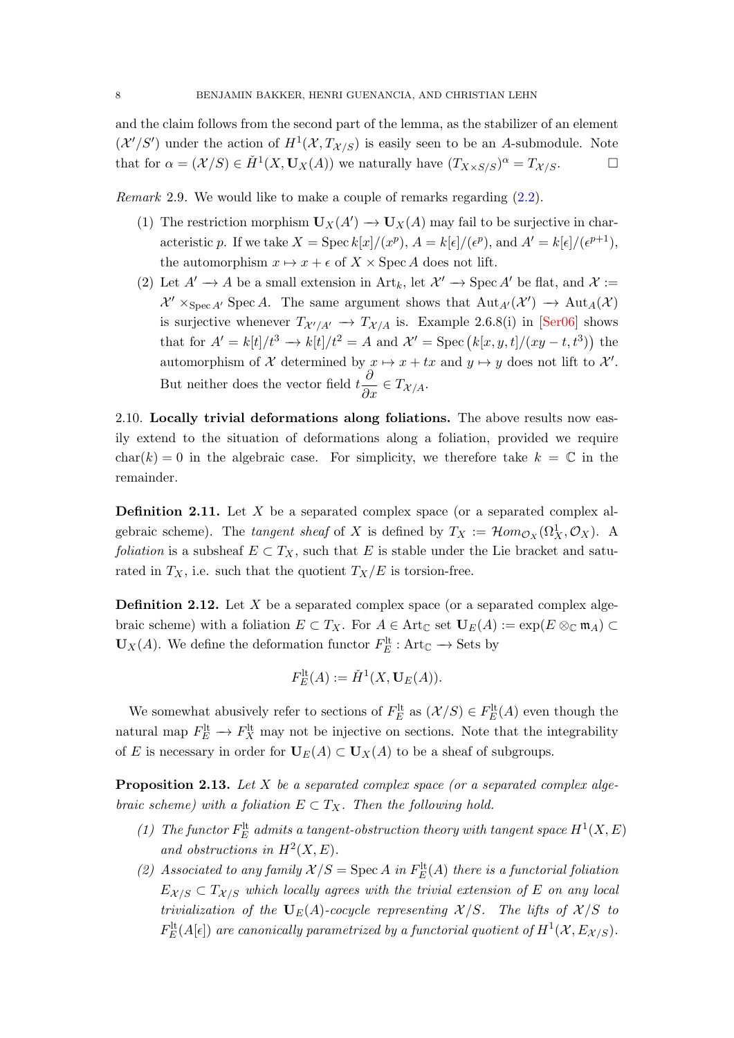and the claim follows from the second part of the lemma, as the stabilizer of an element $(\mathcal{X}'/S')$ under the action of $H^1(\mathcal{X}, T_{\mathcal{X}/S})$ is easily seen to be an $A$-submodule. Note that for $\alpha = (\mathcal{X}/S) \in \check{H}^1(X, \mathbf{U}_X(A))$ we naturally have $(T_{X\times S/S})^\alpha = T_{\mathcal{X}/S}$. $\square$

*Remark* 2.9. We would like to make a couple of remarks regarding (2.2).

1. The restriction morphism $\mathbf{U}_X(A') \to \mathbf{U}_X(A)$ may fail to be surjective in characteristic $p$. If we take $X = \operatorname{Spec} k[x]/(x^p)$, $A = k[\epsilon]/(\epsilon^p)$, and $A' = k[\epsilon]/(\epsilon^{p+1})$, the automorphism $x \mapsto x + \epsilon$ of $X \times \operatorname{Spec} A$ does not lift.
2. Let $A' \to A$ be a small extension in $\mathrm{Art}_k$, let $\mathcal{X}' \to \operatorname{Spec} A'$ be flat, and $\mathcal{X} := \mathcal{X}' \times_{\operatorname{Spec} A'} \operatorname{Spec} A$. The same argument shows that $\operatorname{Aut}_{A'}(\mathcal{X}') \to \operatorname{Aut}_A(\mathcal{X})$ is surjective whenever $T_{\mathcal{X}'/A'} \to T_{\mathcal{X}/A}$ is. Example 2.6.8(i) in [Ser06] shows that for $A' = k[t]/t^3 \to k[t]/t^2 = A$ and $\mathcal{X}' = \operatorname{Spec}\big(k[x,y,t]/(xy - t, t^3)\big)$ the automorphism of $\mathcal{X}$ determined by $x \mapsto x + tx$ and $y \mapsto y$ does not lift to $\mathcal{X}'$. But neither does the vector field $t\dfrac{\partial}{\partial x} \in T_{\mathcal{X}/A}$.

2.10. **Locally trivial deformations along foliations.** The above results now easily extend to the situation of deformations along a foliation, provided we require $\operatorname{char}(k) = 0$ in the algebraic case. For simplicity, we therefore take $k = \mathbb{C}$ in the remainder.

**Definition 2.11.** Let $X$ be a separated complex space (or a separated complex algebraic scheme). The *tangent sheaf* of $X$ is defined by $T_X := \mathcal{H}om_{\mathcal{O}_X}(\Omega^1_X, \mathcal{O}_X)$. A *foliation* is a subsheaf $E \subset T_X$, such that $E$ is stable under the Lie bracket and saturated in $T_X$, i.e. such that the quotient $T_X/E$ is torsion-free.

**Definition 2.12.** Let $X$ be a separated complex space (or a separated complex algebraic scheme) with a foliation $E \subset T_X$. For $A \in \mathrm{Art}_\mathbb{C}$ set $\mathbf{U}_E(A) := \exp(E \otimes_\mathbb{C} \mathfrak{m}_A) \subset \mathbf{U}_X(A)$. We define the deformation functor $F^{\mathrm{lt}}_E : \mathrm{Art}_\mathbb{C} \to \mathrm{Sets}$ by

$$F^{\mathrm{lt}}_E(A) := \check{H}^1(X, \mathbf{U}_E(A)).$$

We somewhat abusively refer to sections of $F^{\mathrm{lt}}_E$ as $(\mathcal{X}/S) \in F^{\mathrm{lt}}_E(A)$ even though the natural map $F^{\mathrm{lt}}_E \to F^{\mathrm{lt}}_X$ may not be injective on sections. Note that the integrability of $E$ is necessary in order for $\mathbf{U}_E(A) \subset \mathbf{U}_X(A)$ to be a sheaf of subgroups.

**Proposition 2.13.** *Let $X$ be a separated complex space (or a separated complex algebraic scheme) with a foliation $E \subset T_X$. Then the following hold.*

1. *The functor $F^{\mathrm{lt}}_E$ admits a tangent-obstruction theory with tangent space $H^1(X, E)$ and obstructions in $H^2(X, E)$.*
2. *Associated to any family $\mathcal{X}/S = \operatorname{Spec} A$ in $F^{\mathrm{lt}}_E(A)$ there is a functorial foliation $E_{\mathcal{X}/S} \subset T_{\mathcal{X}/S}$ which locally agrees with the trivial extension of $E$ on any local trivialization of the $\mathbf{U}_E(A)$-cocycle representing $\mathcal{X}/S$. The lifts of $\mathcal{X}/S$ to $F^{\mathrm{lt}}_E(A[\epsilon])$ are canonically parametrized by a functorial quotient of $H^1(\mathcal{X}, E_{\mathcal{X}/S})$.*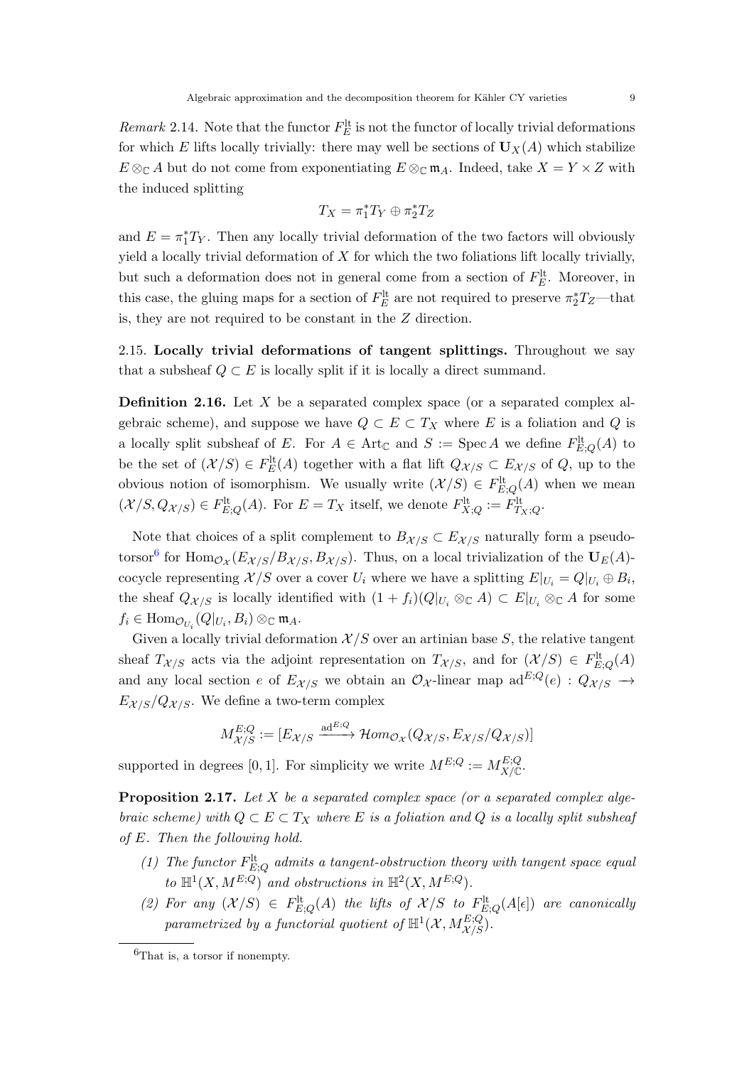*Remark* 2.14. Note that the functor $F_E^{\mathrm{lt}}$ is not the functor of locally trivial deformations for which $E$ lifts locally trivially: there may well be sections of $\mathbf{U}_X(A)$ which stabilize $E \otimes_{\mathbb{C}} A$ but do not come from exponentiating $E \otimes_{\mathbb{C}} \mathfrak{m}_A$. Indeed, take $X = Y \times Z$ with the induced splitting

$$T_X = \pi_1^* T_Y \oplus \pi_2^* T_Z$$

and $E = \pi_1^* T_Y$. Then any locally trivial deformation of the two factors will obviously yield a locally trivial deformation of $X$ for which the two foliations lift locally trivially, but such a deformation does not in general come from a section of $F_E^{\mathrm{lt}}$. Moreover, in this case, the gluing maps for a section of $F_E^{\mathrm{lt}}$ are not required to preserve $\pi_2^* T_Z$—that is, they are not required to be constant in the $Z$ direction.

2.15. **Locally trivial deformations of tangent splittings.** Throughout we say that a subsheaf $Q \subset E$ is locally split if it is locally a direct summand.

**Definition 2.16.** Let $X$ be a separated complex space (or a separated complex algebraic scheme), and suppose we have $Q \subset E \subset T_X$ where $E$ is a foliation and $Q$ is a locally split subsheaf of $E$. For $A \in \mathrm{Art}_{\mathbb{C}}$ and $S := \operatorname{Spec} A$ we define $F_{E;Q}^{\mathrm{lt}}(A)$ to be the set of $(\mathcal{X}/S) \in F_E^{\mathrm{lt}}(A)$ together with a flat lift $Q_{\mathcal{X}/S} \subset E_{\mathcal{X}/S}$ of $Q$, up to the obvious notion of isomorphism. We usually write $(\mathcal{X}/S) \in F_{E;Q}^{\mathrm{lt}}(A)$ when we mean $(\mathcal{X}/S, Q_{\mathcal{X}/S}) \in F_{E;Q}^{\mathrm{lt}}(A)$. For $E = T_X$ itself, we denote $F_{X;Q}^{\mathrm{lt}} := F_{T_X;Q}^{\mathrm{lt}}$.

Note that choices of a split complement to $B_{\mathcal{X}/S} \subset E_{\mathcal{X}/S}$ naturally form a pseudo-torsor[6] for $\operatorname{Hom}_{\mathcal{O}_{\mathcal{X}}}(E_{\mathcal{X}/S}/B_{\mathcal{X}/S}, B_{\mathcal{X}/S})$. Thus, on a local trivialization of the $\mathbf{U}_E(A)$-cocycle representing $\mathcal{X}/S$ over a cover $U_i$ where we have a splitting $E|_{U_i} = Q|_{U_i} \oplus B_i$, the sheaf $Q_{\mathcal{X}/S}$ is locally identified with $(1 + f_i)(Q|_{U_i} \otimes_{\mathbb{C}} A) \subset E|_{U_i} \otimes_{\mathbb{C}} A$ for some $f_i \in \operatorname{Hom}_{\mathcal{O}_{U_i}}(Q|_{U_i}, B_i) \otimes_{\mathbb{C}} \mathfrak{m}_A$.

Given a locally trivial deformation $\mathcal{X}/S$ over an artinian base $S$, the relative tangent sheaf $T_{\mathcal{X}/S}$ acts via the adjoint representation on $T_{\mathcal{X}/S}$, and for $(\mathcal{X}/S) \in F_{E;Q}^{\mathrm{lt}}(A)$ and any local section $e$ of $E_{\mathcal{X}/S}$ we obtain an $\mathcal{O}_{\mathcal{X}}$-linear map $\mathrm{ad}^{E;Q}(e) : Q_{\mathcal{X}/S} \to E_{\mathcal{X}/S}/Q_{\mathcal{X}/S}$. We define a two-term complex

$$M_{\mathcal{X}/S}^{E;Q} := [E_{\mathcal{X}/S} \xrightarrow{\mathrm{ad}^{E;Q}} \mathcal{H}om_{\mathcal{O}_{\mathcal{X}}}(Q_{\mathcal{X}/S}, E_{\mathcal{X}/S}/Q_{\mathcal{X}/S})]$$

supported in degrees $[0,1]$. For simplicity we write $M^{E;Q} := M_{X/\mathbb{C}}^{E;Q}$.

**Proposition 2.17.** *Let $X$ be a separated complex space (or a separated complex algebraic scheme) with $Q \subset E \subset T_X$ where $E$ is a foliation and $Q$ is a locally split subsheaf of $E$. Then the following hold.*

1. *The functor $F_{E;Q}^{\mathrm{lt}}$ admits a tangent-obstruction theory with tangent space equal to $\mathbb{H}^1(X, M^{E;Q})$ and obstructions in $\mathbb{H}^2(X, M^{E;Q})$.*
2. *For any $(\mathcal{X}/S) \in F_{E;Q}^{\mathrm{lt}}(A)$ the lifts of $\mathcal{X}/S$ to $F_{E;Q}^{\mathrm{lt}}(A[\epsilon])$ are canonically parametrized by a functorial quotient of $\mathbb{H}^1(\mathcal{X}, M_{\mathcal{X}/S}^{E;Q})$.*

[6] That is, a torsor if nonempty.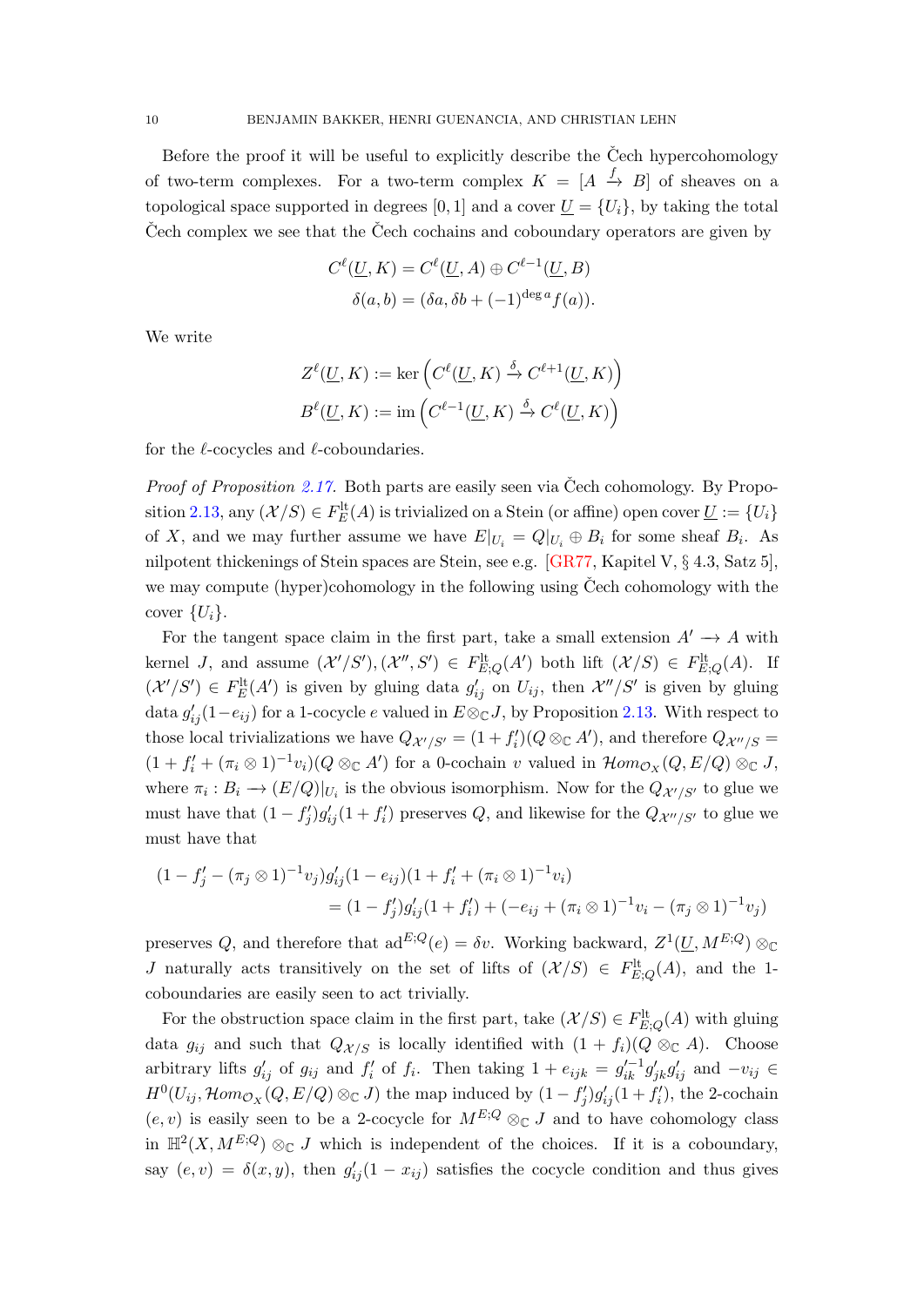Before the proof it will be useful to explicitly describe the Čech hypercohomology of two-term complexes. For a two-term complex $K = [A \xrightarrow{f} B]$ of sheaves on a topological space supported in degrees $[0,1]$ and a cover $\underline{U} = \{U_i\}$, by taking the total Čech complex we see that the Čech cochains and coboundary operators are given by

$$C^\ell(\underline{U}, K) = C^\ell(\underline{U}, A) \oplus C^{\ell-1}(\underline{U}, B)$$
$$\delta(a,b) = (\delta a, \delta b + (-1)^{\deg a} f(a)).$$

We write

$$Z^\ell(\underline{U}, K) := \ker\left(C^\ell(\underline{U}, K) \xrightarrow{\delta} C^{\ell+1}(\underline{U}, K)\right)$$
$$B^\ell(\underline{U}, K) := \operatorname{im}\left(C^{\ell-1}(\underline{U}, K) \xrightarrow{\delta} C^{\ell}(\underline{U}, K)\right)$$

for the $\ell$-cocycles and $\ell$-coboundaries.

*Proof of Proposition 2.17.* Both parts are easily seen via Čech cohomology. By Proposition 2.13, any $(\mathcal{X}/S) \in F^{\mathrm{lt}}_E(A)$ is trivialized on a Stein (or affine) open cover $\underline{U} := \{U_i\}$ of $X$, and we may further assume we have $E|_{U_i} = Q|_{U_i} \oplus B_i$ for some sheaf $B_i$. As nilpotent thickenings of Stein spaces are Stein, see e.g. [GR77, Kapitel V, § 4.3, Satz 5], we may compute (hyper)cohomology in the following using Čech cohomology with the cover $\{U_i\}$.

For the tangent space claim in the first part, take a small extension $A' \longrightarrow A$ with kernel $J$, and assume $(\mathcal{X}'/S'), (\mathcal{X}'', S') \in F^{\mathrm{lt}}_{E;Q}(A')$ both lift $(\mathcal{X}/S) \in F^{\mathrm{lt}}_{E;Q}(A)$. If $(\mathcal{X}'/S') \in F^{\mathrm{lt}}_E(A')$ is given by gluing data $g'_{ij}$ on $U_{ij}$, then $\mathcal{X}''/S'$ is given by gluing data $g'_{ij}(1-e_{ij})$ for a 1-cocycle $e$ valued in $E \otimes_{\mathbb{C}} J$, by Proposition 2.13. With respect to those local trivializations we have $Q_{\mathcal{X}'/S'} = (1+f'_i)(Q \otimes_{\mathbb{C}} A')$, and therefore $Q_{\mathcal{X}''/S} = (1 + f'_i + (\pi_i \otimes 1)^{-1} v_i)(Q \otimes_{\mathbb{C}} A')$ for a 0-cochain $v$ valued in $\mathcal{H}om_{\mathcal{O}_X}(Q, E/Q) \otimes_{\mathbb{C}} J$, where $\pi_i : B_i \longrightarrow (E/Q)|_{U_i}$ is the obvious isomorphism. Now for the $Q_{\mathcal{X}'/S'}$ to glue we must have that $(1-f'_j)g'_{ij}(1+f'_i)$ preserves $Q$, and likewise for the $Q_{\mathcal{X}''/S'}$ to glue we must have that

$$\begin{aligned}(1 - f'_j - (\pi_j \otimes 1)^{-1} v_j) g'_{ij} (1-e_{ij})(1 + f'_i + (\pi_i \otimes 1)^{-1} v_i) \\ = (1-f'_j)g'_{ij}(1+f'_i) + (-e_{ij} + (\pi_i \otimes 1)^{-1} v_i - (\pi_j \otimes 1)^{-1} v_j)\end{aligned}$$

preserves $Q$, and therefore that $\mathrm{ad}^{E;Q}(e) = \delta v$. Working backward, $Z^1(\underline{U}, M^{E;Q}) \otimes_{\mathbb{C}} J$ naturally acts transitively on the set of lifts of $(\mathcal{X}/S) \in F^{\mathrm{lt}}_{E;Q}(A)$, and the 1-coboundaries are easily seen to act trivially.

For the obstruction space claim in the first part, take $(\mathcal{X}/S) \in F^{\mathrm{lt}}_{E;Q}(A)$ with gluing data $g_{ij}$ and such that $Q_{\mathcal{X}/S}$ is locally identified with $(1+f_i)(Q \otimes_{\mathbb{C}} A)$. Choose arbitrary lifts $g'_{ij}$ of $g_{ij}$ and $f'_i$ of $f_i$. Then taking $1 + e_{ijk} = g'^{-1}_{ik} g'_{jk} g'_{ij}$ and $-v_{ij} \in H^0(U_{ij}, \mathcal{H}om_{\mathcal{O}_X}(Q, E/Q) \otimes_{\mathbb{C}} J)$ the map induced by $(1-f'_j)g'_{ij}(1+f'_i)$, the 2-cochain $(e,v)$ is easily seen to be a 2-cocycle for $M^{E;Q} \otimes_{\mathbb{C}} J$ and to have cohomology class in $\mathbb{H}^2(X, M^{E;Q}) \otimes_{\mathbb{C}} J$ which is independent of the choices. If it is a coboundary, say $(e,v) = \delta(x,y)$, then $g'_{ij}(1-x_{ij})$ satisfies the cocycle condition and thus gives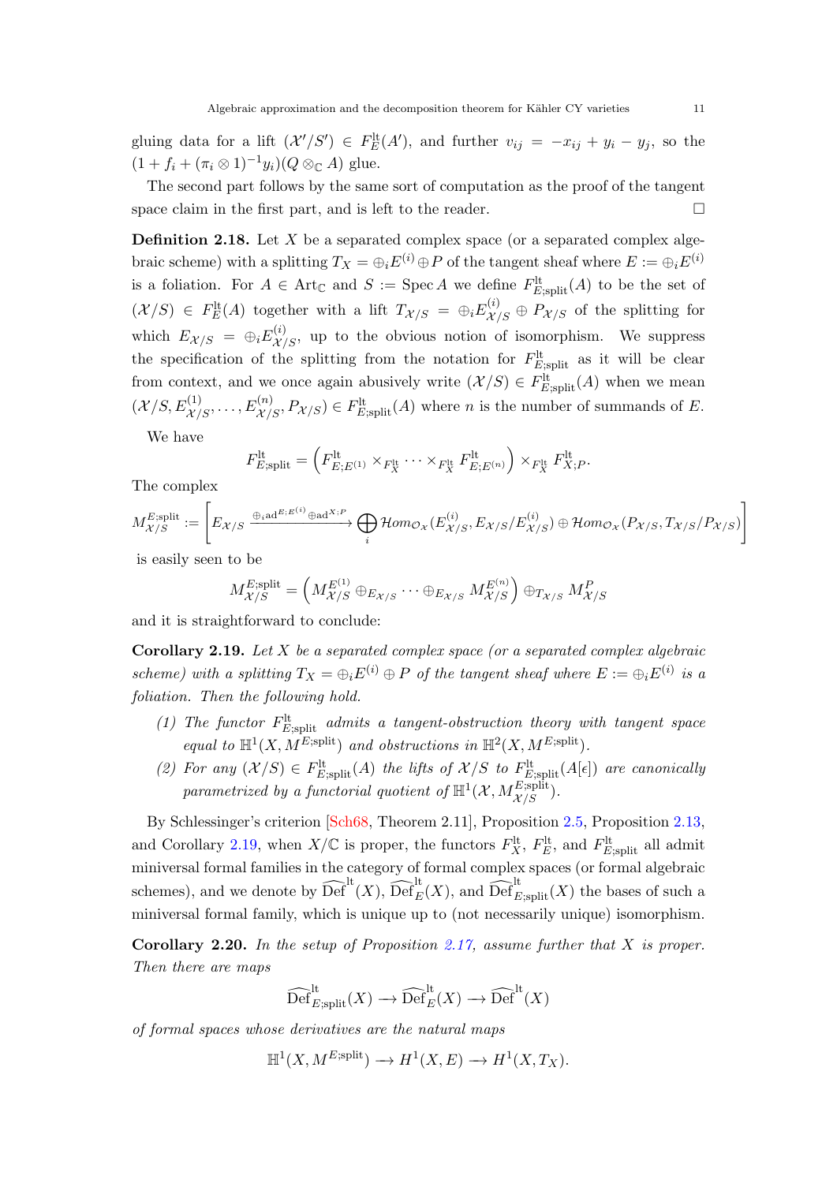gluing data for a lift $(\mathcal{X}'/S') \in F^{\mathrm{lt}}_E(A')$, and further $v_{ij} = -x_{ij} + y_i - y_j$, so the $(1 + f_i + (\pi_i \otimes 1)^{-1} y_i)(Q \otimes_{\mathbb{C}} A)$ glue.

The second part follows by the same sort of computation as the proof of the tangent space claim in the first part, and is left to the reader. $\square$

**Definition 2.18.** Let $X$ be a separated complex space (or a separated complex algebraic scheme) with a splitting $T_X = \oplus_i E^{(i)} \oplus P$ of the tangent sheaf where $E := \oplus_i E^{(i)}$ is a foliation. For $A \in \mathrm{Art}_{\mathbb{C}}$ and $S := \operatorname{Spec} A$ we define $F^{\mathrm{lt}}_{E;\mathrm{split}}(A)$ to be the set of $(\mathcal{X}/S) \in F^{\mathrm{lt}}_E(A)$ together with a lift $T_{\mathcal{X}/S} = \oplus_i E^{(i)}_{\mathcal{X}/S} \oplus P_{\mathcal{X}/S}$ of the splitting for which $E_{\mathcal{X}/S} = \oplus_i E^{(i)}_{\mathcal{X}/S}$, up to the obvious notion of isomorphism. We suppress the specification of the splitting from the notation for $F^{\mathrm{lt}}_{E;\mathrm{split}}$ as it will be clear from context, and we once again abusively write $(\mathcal{X}/S) \in F^{\mathrm{lt}}_{E;\mathrm{split}}(A)$ when we mean $(\mathcal{X}/S, E^{(1)}_{\mathcal{X}/S}, \ldots, E^{(n)}_{\mathcal{X}/S}, P_{\mathcal{X}/S}) \in F^{\mathrm{lt}}_{E;\mathrm{split}}(A)$ where $n$ is the number of summands of $E$.

We have

$$F^{\mathrm{lt}}_{E;\mathrm{split}} = \left(F^{\mathrm{lt}}_{E;E^{(1)}} \times_{F^{\mathrm{lt}}_X} \cdots \times_{F^{\mathrm{lt}}_X} F^{\mathrm{lt}}_{E;E^{(n)}}\right) \times_{F^{\mathrm{lt}}_X} F^{\mathrm{lt}}_{X;P}.$$

The complex

$$M^{E;\mathrm{split}}_{\mathcal{X}/S} := \left[E_{\mathcal{X}/S} \xrightarrow{\oplus_i \mathrm{ad}^{E;E^{(i)}} \oplus \mathrm{ad}^{X;P}} \bigoplus_i \mathcal{H}om_{\mathcal{O}_{\mathcal{X}}}(E^{(i)}_{\mathcal{X}/S}, E_{\mathcal{X}/S}/E^{(i)}_{\mathcal{X}/S}) \oplus \mathcal{H}om_{\mathcal{O}_{\mathcal{X}}}(P_{\mathcal{X}/S}, T_{\mathcal{X}/S}/P_{\mathcal{X}/S})\right]$$

is easily seen to be

$$M^{E;\mathrm{split}}_{\mathcal{X}/S} = \left(M^{E^{(1)}}_{\mathcal{X}/S} \oplus_{E_{\mathcal{X}/S}} \cdots \oplus_{E_{\mathcal{X}/S}} M^{E^{(n)}}_{\mathcal{X}/S}\right) \oplus_{T_{\mathcal{X}/S}} M^{P}_{\mathcal{X}/S}$$

and it is straightforward to conclude:

**Corollary 2.19.** *Let $X$ be a separated complex space (or a separated complex algebraic scheme) with a splitting $T_X = \oplus_i E^{(i)} \oplus P$ of the tangent sheaf where $E := \oplus_i E^{(i)}$ is a foliation. Then the following hold.*

1. *The functor $F^{\mathrm{lt}}_{E;\mathrm{split}}$ admits a tangent-obstruction theory with tangent space equal to $\mathbb{H}^1(X, M^{E;\mathrm{split}})$ and obstructions in $\mathbb{H}^2(X, M^{E;\mathrm{split}})$.*
2. *For any $(\mathcal{X}/S) \in F^{\mathrm{lt}}_{E;\mathrm{split}}(A)$ the lifts of $\mathcal{X}/S$ to $F^{\mathrm{lt}}_{E;\mathrm{split}}(A[\epsilon])$ are canonically parametrized by a functorial quotient of $\mathbb{H}^1(\mathcal{X}, M^{E;\mathrm{split}}_{\mathcal{X}/S})$.*

By Schlessinger's criterion [Sch68, Theorem 2.11], Proposition 2.5, Proposition 2.13, and Corollary 2.19, when $X/\mathbb{C}$ is proper, the functors $F^{\mathrm{lt}}_X$, $F^{\mathrm{lt}}_E$, and $F^{\mathrm{lt}}_{E;\mathrm{split}}$ all admit miniversal formal families in the category of formal complex spaces (or formal algebraic schemes), and we denote by $\widehat{\mathrm{Def}}^{\mathrm{lt}}(X)$, $\widehat{\mathrm{Def}}^{\mathrm{lt}}_E(X)$, and $\widehat{\mathrm{Def}}^{\mathrm{lt}}_{E;\mathrm{split}}(X)$ the bases of such a miniversal formal family, which is unique up to (not necessarily unique) isomorphism.

**Corollary 2.20.** *In the setup of Proposition 2.17, assume further that $X$ is proper. Then there are maps*

$$\widehat{\mathrm{Def}}^{\mathrm{lt}}_{E;\mathrm{split}}(X) \longrightarrow \widehat{\mathrm{Def}}^{\mathrm{lt}}_E(X) \longrightarrow \widehat{\mathrm{Def}}^{\mathrm{lt}}(X)$$

*of formal spaces whose derivatives are the natural maps*

$$\mathbb{H}^1(X, M^{E;\mathrm{split}}) \longrightarrow H^1(X, E) \longrightarrow H^1(X, T_X).$$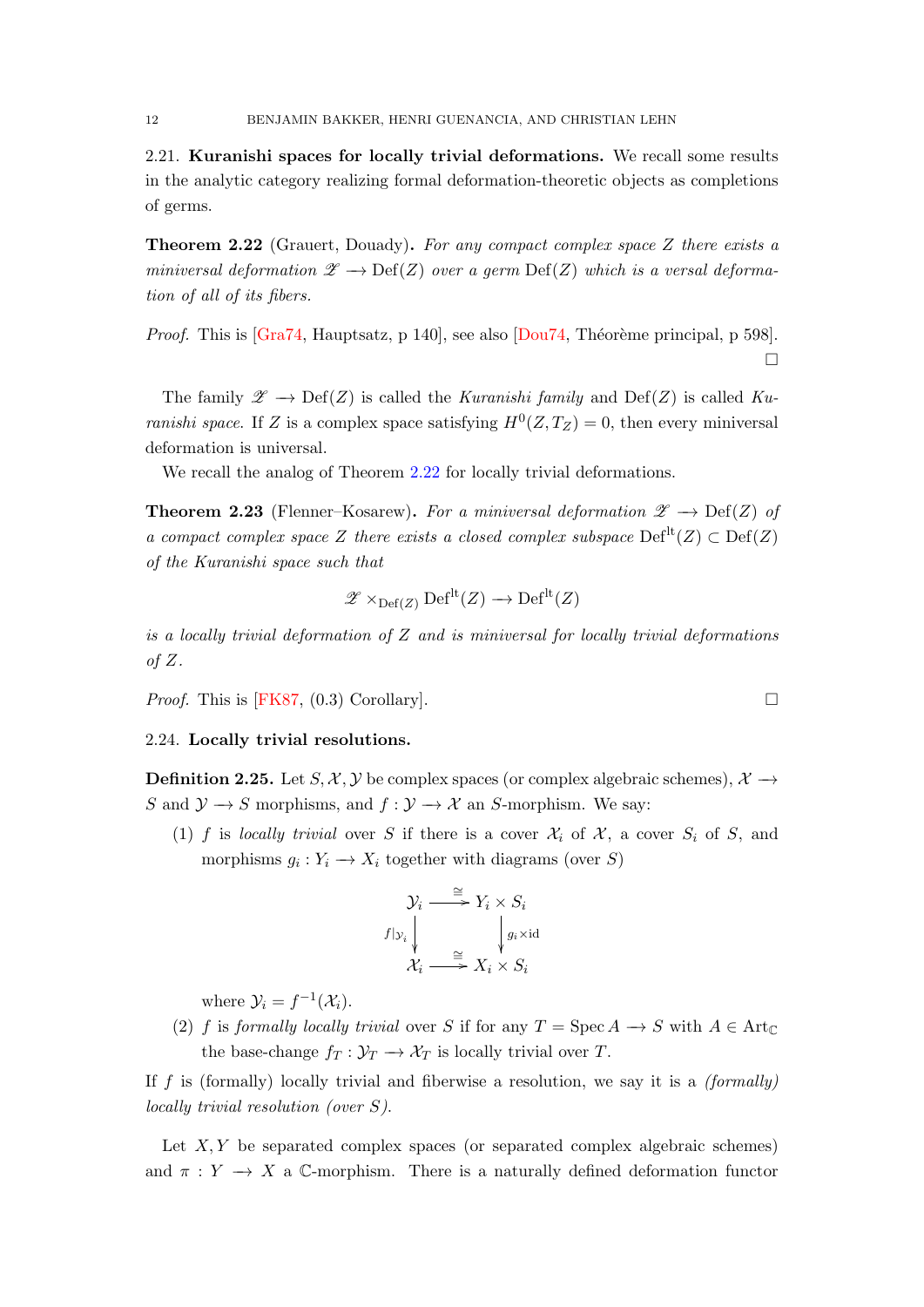2.21. **Kuranishi spaces for locally trivial deformations.** We recall some results in the analytic category realizing formal deformation-theoretic objects as completions of germs.

**Theorem 2.22** (Grauert, Douady)**.** *For any compact complex space $Z$ there exists a miniversal deformation $\mathscr{Z} \longrightarrow \mathrm{Def}(Z)$ over a germ $\mathrm{Def}(Z)$ which is a versal deformation of all of its fibers.*

*Proof.* This is [Gra74, Hauptsatz, p 140], see also [Dou74, Théorème principal, p 598]. □

The family $\mathscr{Z} \longrightarrow \mathrm{Def}(Z)$ is called the *Kuranishi family* and $\mathrm{Def}(Z)$ is called *Kuranishi space*. If $Z$ is a complex space satisfying $H^0(Z, T_Z) = 0$, then every miniversal deformation is universal.

We recall the analog of Theorem 2.22 for locally trivial deformations.

**Theorem 2.23** (Flenner–Kosarew)**.** *For a miniversal deformation $\mathscr{Z} \longrightarrow \mathrm{Def}(Z)$ of a compact complex space $Z$ there exists a closed complex subspace $\mathrm{Def}^{\mathrm{lt}}(Z) \subset \mathrm{Def}(Z)$ of the Kuranishi space such that*

$$\mathscr{Z} \times_{\mathrm{Def}(Z)} \mathrm{Def}^{\mathrm{lt}}(Z) \longrightarrow \mathrm{Def}^{\mathrm{lt}}(Z)$$

*is a locally trivial deformation of $Z$ and is miniversal for locally trivial deformations of $Z$.*

*Proof.* This is [FK87, (0.3) Corollary]. □

2.24. **Locally trivial resolutions.**

**Definition 2.25.** Let $S, \mathcal{X}, \mathcal{Y}$ be complex spaces (or complex algebraic schemes), $\mathcal{X} \longrightarrow S$ and $\mathcal{Y} \longrightarrow S$ morphisms, and $f : \mathcal{Y} \longrightarrow \mathcal{X}$ an $S$-morphism. We say:

(1) $f$ is *locally trivial* over $S$ if there is a cover $\mathcal{X}_i$ of $\mathcal{X}$, a cover $S_i$ of $S$, and morphisms $g_i : Y_i \longrightarrow X_i$ together with diagrams (over $S$)

$$\begin{array}{ccc} \mathcal{Y}_i & \xrightarrow{\cong} & Y_i \times S_i \\ {\scriptstyle f|_{\mathcal{Y}_i}} \downarrow & & \downarrow {\scriptstyle g_i \times \mathrm{id}} \\ \mathcal{X}_i & \xrightarrow{\cong} & X_i \times S_i \end{array}$$

where $\mathcal{Y}_i = f^{-1}(\mathcal{X}_i)$.

(2) $f$ is *formally locally trivial* over $S$ if for any $T = \operatorname{Spec} A \longrightarrow S$ with $A \in \mathrm{Art}_{\mathbb{C}}$ the base-change $f_T : \mathcal{Y}_T \longrightarrow \mathcal{X}_T$ is locally trivial over $T$.

If $f$ is (formally) locally trivial and fiberwise a resolution, we say it is a *(formally) locally trivial resolution (over $S$)*.

Let $X, Y$ be separated complex spaces (or separated complex algebraic schemes) and $\pi : Y \longrightarrow X$ a $\mathbb{C}$-morphism. There is a naturally defined deformation functor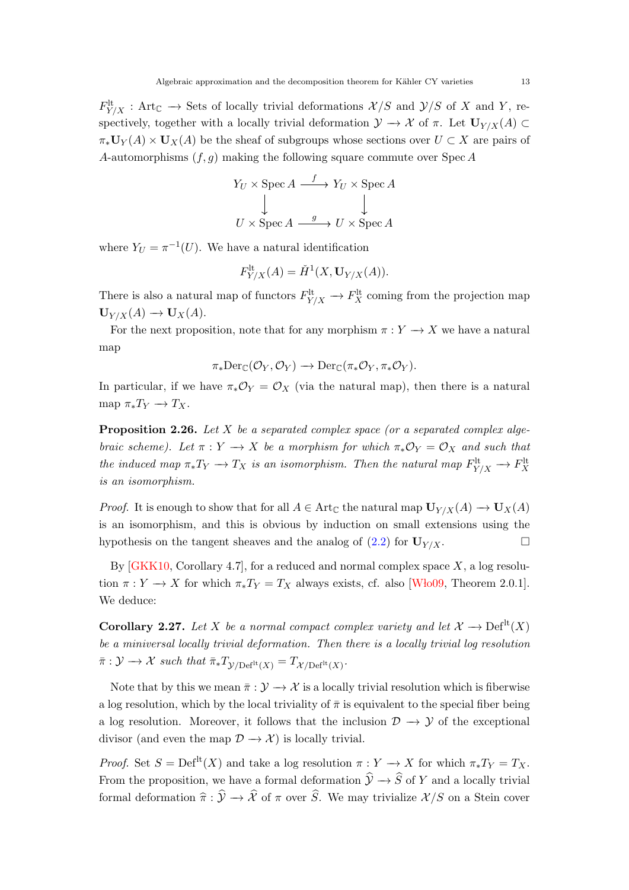$F^{\mathrm{lt}}_{Y/X}$ : $\mathrm{Art}_{\mathbb{C}} \longrightarrow$ Sets of locally trivial deformations $\mathcal{X}/S$ and $\mathcal{Y}/S$ of $X$ and $Y$, respectively, together with a locally trivial deformation $\mathcal{Y} \longrightarrow \mathcal{X}$ of $\pi$. Let $\mathbf{U}_{Y/X}(A) \subset \pi_*\mathbf{U}_Y(A) \times \mathbf{U}_X(A)$ be the sheaf of subgroups whose sections over $U \subset X$ are pairs of $A$-automorphisms $(f, g)$ making the following square commute over $\operatorname{Spec} A$

$$\begin{array}{ccc} Y_U \times \operatorname{Spec} A & \xrightarrow{f} & Y_U \times \operatorname{Spec} A \\ \downarrow & & \downarrow \\ U \times \operatorname{Spec} A & \xrightarrow{g} & U \times \operatorname{Spec} A \end{array}$$

where $Y_U = \pi^{-1}(U)$. We have a natural identification

$$F^{\mathrm{lt}}_{Y/X}(A) = \check{H}^1(X, \mathbf{U}_{Y/X}(A)).$$

There is also a natural map of functors $F^{\mathrm{lt}}_{Y/X} \longrightarrow F^{\mathrm{lt}}_X$ coming from the projection map $\mathbf{U}_{Y/X}(A) \longrightarrow \mathbf{U}_X(A)$.

For the next proposition, note that for any morphism $\pi : Y \longrightarrow X$ we have a natural map

$$\pi_*\mathrm{Der}_{\mathbb{C}}(\mathcal{O}_Y, \mathcal{O}_Y) \longrightarrow \mathrm{Der}_{\mathbb{C}}(\pi_*\mathcal{O}_Y, \pi_*\mathcal{O}_Y).$$

In particular, if we have $\pi_*\mathcal{O}_Y = \mathcal{O}_X$ (via the natural map), then there is a natural map $\pi_*T_Y \longrightarrow T_X$.

**Proposition 2.26.** *Let $X$ be a separated complex space (or a separated complex algebraic scheme). Let $\pi : Y \longrightarrow X$ be a morphism for which $\pi_*\mathcal{O}_Y = \mathcal{O}_X$ and such that the induced map $\pi_*T_Y \longrightarrow T_X$ is an isomorphism. Then the natural map $F^{\mathrm{lt}}_{Y/X} \longrightarrow F^{\mathrm{lt}}_X$ is an isomorphism.*

*Proof.* It is enough to show that for all $A \in \mathrm{Art}_{\mathbb{C}}$ the natural map $\mathbf{U}_{Y/X}(A) \longrightarrow \mathbf{U}_X(A)$ is an isomorphism, and this is obvious by induction on small extensions using the hypothesis on the tangent sheaves and the analog of (2.2) for $\mathbf{U}_{Y/X}$. □

By [GKK10, Corollary 4.7], for a reduced and normal complex space $X$, a log resolution $\pi : Y \longrightarrow X$ for which $\pi_*T_Y = T_X$ always exists, cf. also [Wło09, Theorem 2.0.1]. We deduce:

**Corollary 2.27.** *Let $X$ be a normal compact complex variety and let $\mathcal{X} \longrightarrow \mathrm{Def}^{\mathrm{lt}}(X)$ be a miniversal locally trivial deformation. Then there is a locally trivial log resolution $\bar{\pi} : \mathcal{Y} \longrightarrow \mathcal{X}$ such that $\bar{\pi}_*T_{\mathcal{Y}/\mathrm{Def}^{\mathrm{lt}}(X)} = T_{\mathcal{X}/\mathrm{Def}^{\mathrm{lt}}(X)}$.*

Note that by this we mean $\bar{\pi} : \mathcal{Y} \longrightarrow \mathcal{X}$ is a locally trivial resolution which is fiberwise a log resolution, which by the local triviality of $\bar{\pi}$ is equivalent to the special fiber being a log resolution. Moreover, it follows that the inclusion $\mathcal{D} \longrightarrow \mathcal{Y}$ of the exceptional divisor (and even the map $\mathcal{D} \longrightarrow \mathcal{X}$) is locally trivial.

*Proof.* Set $S = \mathrm{Def}^{\mathrm{lt}}(X)$ and take a log resolution $\pi : Y \longrightarrow X$ for which $\pi_*T_Y = T_X$. From the proposition, we have a formal deformation $\widehat{\mathcal{Y}} \longrightarrow \widehat{S}$ of $Y$ and a locally trivial formal deformation $\widehat{\pi} : \widehat{\mathcal{Y}} \longrightarrow \widehat{\mathcal{X}}$ of $\pi$ over $\widehat{S}$. We may trivialize $\mathcal{X}/S$ on a Stein cover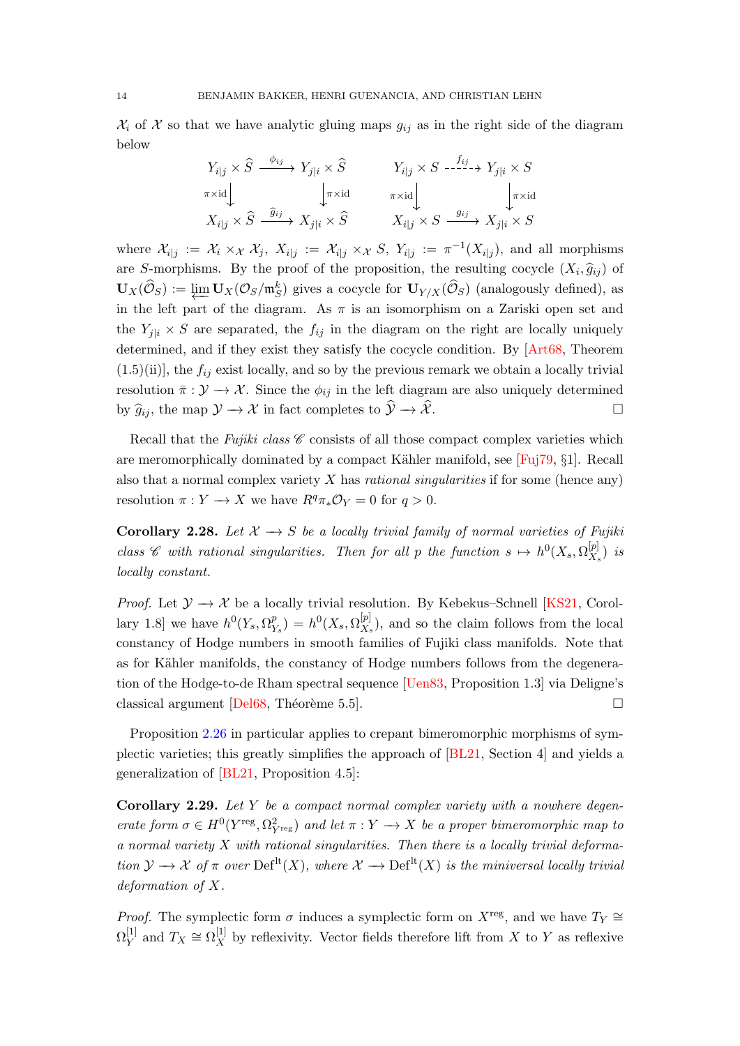$\mathcal{X}_i$ of $\mathcal{X}$ so that we have analytic gluing maps $g_{ij}$ as in the right side of the diagram below

$$
\begin{array}{ccc}
Y_{i|j} \times \widehat{S} & \xrightarrow{\phi_{ij}} & Y_{j|i} \times \widehat{S} \\
{\scriptstyle \pi\times\mathrm{id}}\downarrow & & \downarrow{\scriptstyle \pi\times\mathrm{id}} \\
X_{i|j} \times \widehat{S} & \xrightarrow{\widehat{g}_{ij}} & X_{j|i} \times \widehat{S}
\end{array}
\qquad\qquad
\begin{array}{ccc}
Y_{i|j} \times S & \overset{f_{ij}}{\dashrightarrow} & Y_{j|i} \times S \\
{\scriptstyle \pi\times\mathrm{id}}\downarrow & & \downarrow{\scriptstyle \pi\times\mathrm{id}} \\
X_{i|j} \times S & \xrightarrow{g_{ij}} & X_{j|i} \times S
\end{array}
$$

where $\mathcal{X}_{i|j} := \mathcal{X}_i \times_{\mathcal{X}} \mathcal{X}_j$, $X_{i|j} := \mathcal{X}_{i|j} \times_{\mathcal{X}} S$, $Y_{i|j} := \pi^{-1}(X_{i|j})$, and all morphisms are $S$-morphisms. By the proof of the proposition, the resulting cocycle $(X_i, \widehat{g}_{ij})$ of $\mathbf{U}_X(\widehat{\mathcal{O}}_S) := \varprojlim \mathbf{U}_X(\mathcal{O}_S/\mathfrak{m}_S^k)$ gives a cocycle for $\mathbf{U}_{Y/X}(\widehat{\mathcal{O}}_S)$ (analogously defined), as in the left part of the diagram. As $\pi$ is an isomorphism on a Zariski open set and the $Y_{j|i} \times S$ are separated, the $f_{ij}$ in the diagram on the right are locally uniquely determined, and if they exist they satisfy the cocycle condition. By [Art68, Theorem (1.5)(ii)], the $f_{ij}$ exist locally, and so by the previous remark we obtain a locally trivial resolution $\bar{\pi} : \mathcal{Y} \longrightarrow \mathcal{X}$. Since the $\phi_{ij}$ in the left diagram are also uniquely determined by $\widehat{g}_{ij}$, the map $\mathcal{Y} \longrightarrow \mathcal{X}$ in fact completes to $\widehat{\mathcal{Y}} \longrightarrow \widehat{\mathcal{X}}$. □

Recall that the *Fujiki class* $\mathscr{C}$ consists of all those compact complex varieties which are meromorphically dominated by a compact Kähler manifold, see [Fuj79, §1]. Recall also that a normal complex variety $X$ has *rational singularities* if for some (hence any) resolution $\pi : Y \longrightarrow X$ we have $R^q\pi_*\mathcal{O}_Y = 0$ for $q > 0$.

**Corollary 2.28.** *Let $\mathcal{X} \longrightarrow S$ be a locally trivial family of normal varieties of Fujiki class $\mathscr{C}$ with rational singularities. Then for all $p$ the function $s \mapsto h^0(X_s, \Omega^{[p]}_{X_s})$ is locally constant.*

*Proof.* Let $\mathcal{Y} \longrightarrow \mathcal{X}$ be a locally trivial resolution. By Kebekus–Schnell [KS21, Corollary 1.8] we have $h^0(Y_s, \Omega^p_{Y_s}) = h^0(X_s, \Omega^{[p]}_{X_s})$, and so the claim follows from the local constancy of Hodge numbers in smooth families of Fujiki class manifolds. Note that as for Kähler manifolds, the constancy of Hodge numbers follows from the degeneration of the Hodge-to-de Rham spectral sequence [Uen83, Proposition 1.3] via Deligne's classical argument [Del68, Théorème 5.5]. □

Proposition 2.26 in particular applies to crepant bimeromorphic morphisms of symplectic varieties; this greatly simplifies the approach of [BL21, Section 4] and yields a generalization of [BL21, Proposition 4.5]:

**Corollary 2.29.** *Let $Y$ be a compact normal complex variety with a nowhere degenerate form $\sigma \in H^0(Y^{\mathrm{reg}}, \Omega^2_{Y^{\mathrm{reg}}})$ and let $\pi : Y \longrightarrow X$ be a proper bimeromorphic map to a normal variety $X$ with rational singularities. Then there is a locally trivial deformation $\mathcal{Y} \longrightarrow \mathcal{X}$ of $\pi$ over $\mathrm{Def}^{\mathrm{lt}}(X)$, where $\mathcal{X} \longrightarrow \mathrm{Def}^{\mathrm{lt}}(X)$ is the miniversal locally trivial deformation of $X$.*

*Proof.* The symplectic form $\sigma$ induces a symplectic form on $X^{\mathrm{reg}}$, and we have $T_Y \cong \Omega^{[1]}_Y$ and $T_X \cong \Omega^{[1]}_X$ by reflexivity. Vector fields therefore lift from $X$ to $Y$ as reflexive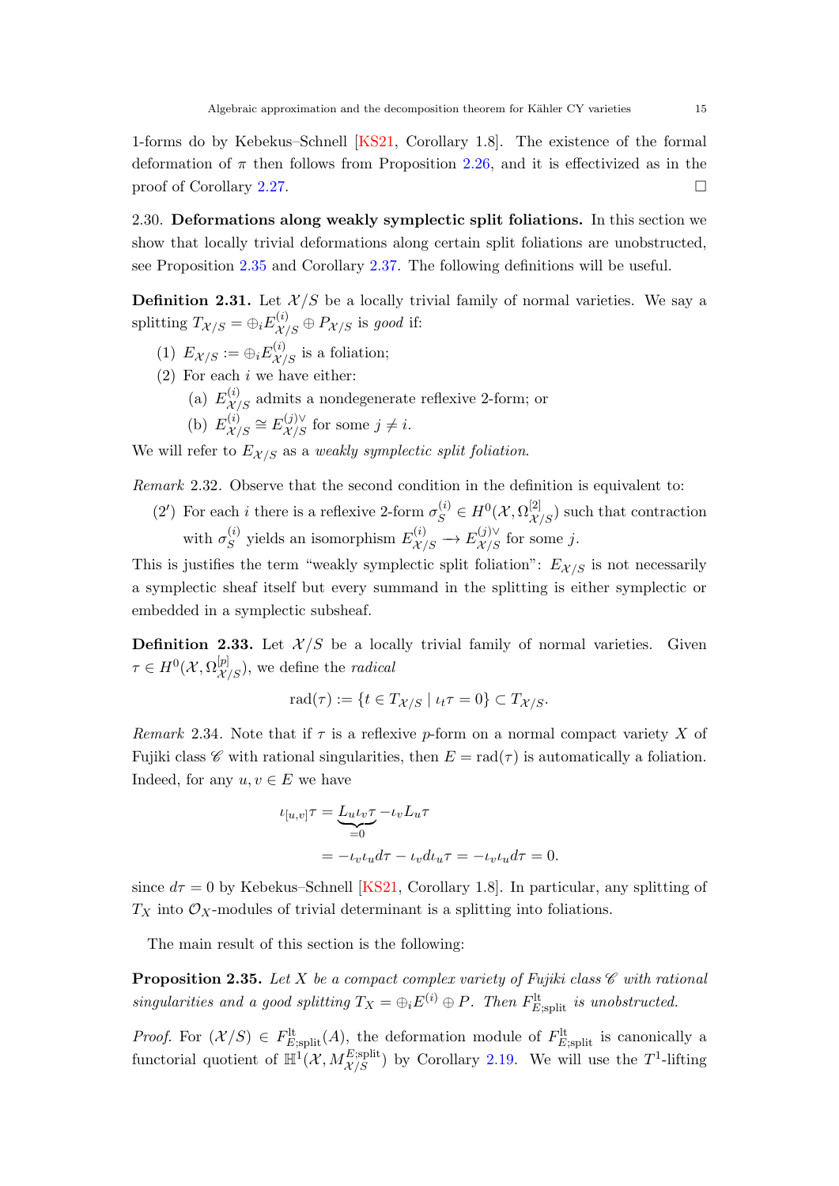1-forms do by Kebekus–Schnell [KS21, Corollary 1.8]. The existence of the formal deformation of $\pi$ then follows from Proposition 2.26, and it is effectivized as in the proof of Corollary 2.27. $\square$

2.30. **Deformations along weakly symplectic split foliations.** In this section we show that locally trivial deformations along certain split foliations are unobstructed, see Proposition 2.35 and Corollary 2.37. The following definitions will be useful.

**Definition 2.31.** Let $\mathcal{X}/S$ be a locally trivial family of normal varieties. We say a splitting $T_{\mathcal{X}/S} = \oplus_i E^{(i)}_{\mathcal{X}/S} \oplus P_{\mathcal{X}/S}$ is *good* if:

(1) $E_{\mathcal{X}/S} := \oplus_i E^{(i)}_{\mathcal{X}/S}$ is a foliation;
(2) For each $i$ we have either:
   (a) $E^{(i)}_{\mathcal{X}/S}$ admits a nondegenerate reflexive 2-form; or
   (b) $E^{(i)}_{\mathcal{X}/S} \cong E^{(j)\vee}_{\mathcal{X}/S}$ for some $j \neq i$.

We will refer to $E_{\mathcal{X}/S}$ as a *weakly symplectic split foliation*.

*Remark* 2.32. Observe that the second condition in the definition is equivalent to:

(2′) For each $i$ there is a reflexive 2-form $\sigma^{(i)}_S \in H^0(\mathcal{X}, \Omega^{[2]}_{\mathcal{X}/S})$ such that contraction with $\sigma^{(i)}_S$ yields an isomorphism $E^{(i)}_{\mathcal{X}/S} \to E^{(j)\vee}_{\mathcal{X}/S}$ for some $j$.

This is justifies the term "weakly symplectic split foliation": $E_{\mathcal{X}/S}$ is not necessarily a symplectic sheaf itself but every summand in the splitting is either symplectic or embedded in a symplectic subsheaf.

**Definition 2.33.** Let $\mathcal{X}/S$ be a locally trivial family of normal varieties. Given $\tau \in H^0(\mathcal{X}, \Omega^{[p]}_{\mathcal{X}/S})$, we define the *radical*

$$\mathrm{rad}(\tau) := \{t \in T_{\mathcal{X}/S} \mid \iota_t \tau = 0\} \subset T_{\mathcal{X}/S}.$$

*Remark* 2.34. Note that if $\tau$ is a reflexive $p$-form on a normal compact variety $X$ of Fujiki class $\mathscr{C}$ with rational singularities, then $E = \mathrm{rad}(\tau)$ is automatically a foliation. Indeed, for any $u, v \in E$ we have

$$\begin{aligned}
\iota_{[u,v]}\tau &= \underbrace{L_u \iota_v \tau}_{=0} - \iota_v L_u \tau \\
&= -\iota_v \iota_u d\tau - \iota_v d\iota_u \tau = -\iota_v \iota_u d\tau = 0.
\end{aligned}$$

since $d\tau = 0$ by Kebekus–Schnell [KS21, Corollary 1.8]. In particular, any splitting of $T_X$ into $\mathcal{O}_X$-modules of trivial determinant is a splitting into foliations.

The main result of this section is the following:

**Proposition 2.35.** *Let $X$ be a compact complex variety of Fujiki class $\mathscr{C}$ with rational singularities and a good splitting $T_X = \oplus_i E^{(i)} \oplus P$. Then $F^{\mathrm{lt}}_{E;\mathrm{split}}$ is unobstructed.*

*Proof.* For $(\mathcal{X}/S) \in F^{\mathrm{lt}}_{E;\mathrm{split}}(A)$, the deformation module of $F^{\mathrm{lt}}_{E;\mathrm{split}}$ is canonically a functorial quotient of $\mathbb{H}^1(\mathcal{X}, M^{E;\mathrm{split}}_{\mathcal{X}/S})$ by Corollary 2.19. We will use the $T^1$-lifting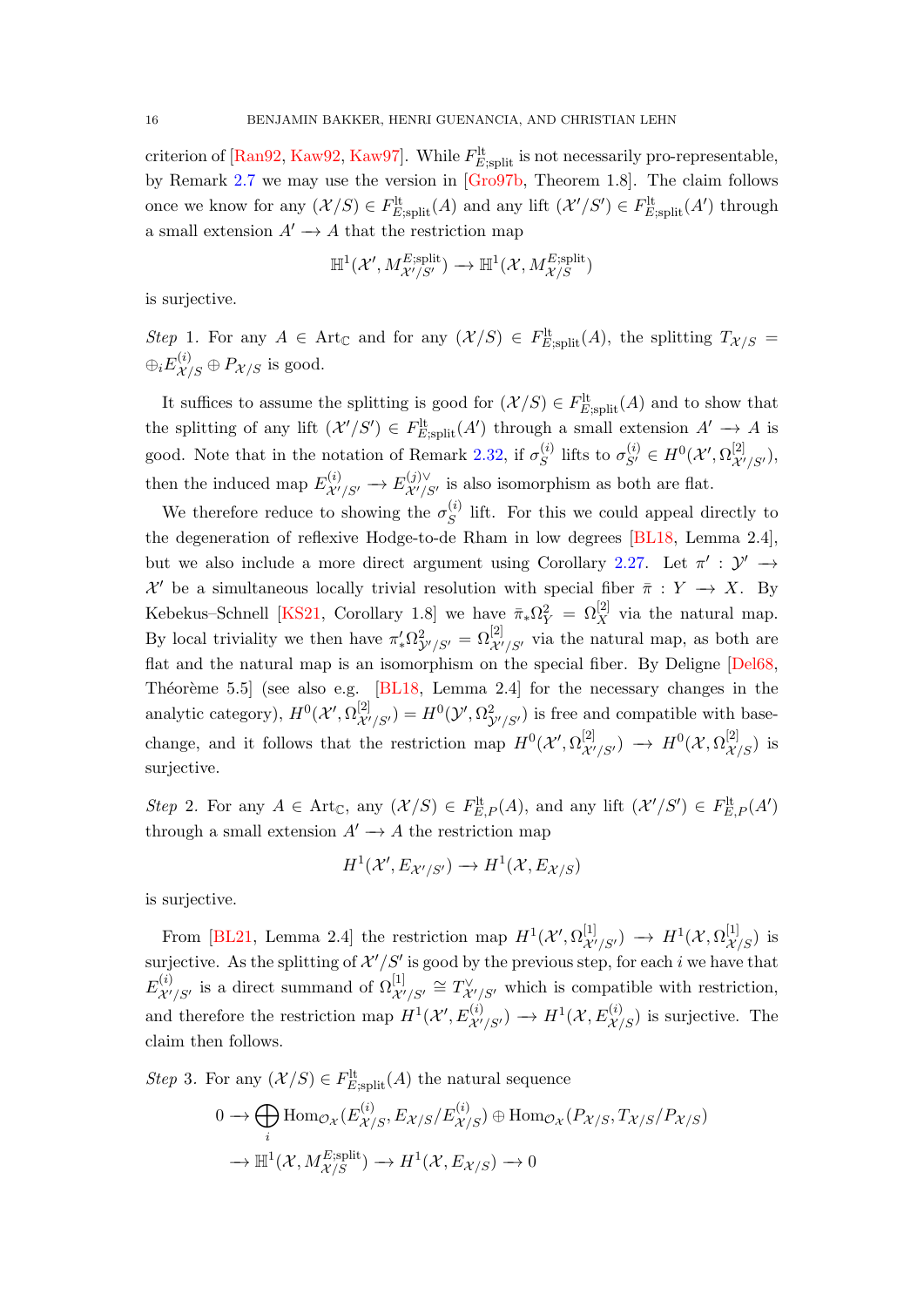criterion of [Ran92, Kaw92, Kaw97]. While $F^{\mathrm{lt}}_{E;\mathrm{split}}$ is not necessarily pro-representable, by Remark 2.7 we may use the version in [Gro97b, Theorem 1.8]. The claim follows once we know for any $(\mathcal{X}/S) \in F^{\mathrm{lt}}_{E;\mathrm{split}}(A)$ and any lift $(\mathcal{X}'/S') \in F^{\mathrm{lt}}_{E;\mathrm{split}}(A')$ through a small extension $A' \to A$ that the restriction map

$$\mathbb{H}^1(\mathcal{X}', M^{E;\mathrm{split}}_{\mathcal{X}'/S'}) \to \mathbb{H}^1(\mathcal{X}, M^{E;\mathrm{split}}_{\mathcal{X}/S})$$

is surjective.

*Step* 1. For any $A \in \mathrm{Art}_{\mathbb{C}}$ and for any $(\mathcal{X}/S) \in F^{\mathrm{lt}}_{E;\mathrm{split}}(A)$, the splitting $T_{\mathcal{X}/S} = \oplus_i E^{(i)}_{\mathcal{X}/S} \oplus P_{\mathcal{X}/S}$ is good.

It suffices to assume the splitting is good for $(\mathcal{X}/S) \in F^{\mathrm{lt}}_{E;\mathrm{split}}(A)$ and to show that the splitting of any lift $(\mathcal{X}'/S') \in F^{\mathrm{lt}}_{E;\mathrm{split}}(A')$ through a small extension $A' \to A$ is good. Note that in the notation of Remark 2.32, if $\sigma^{(i)}_S$ lifts to $\sigma^{(i)}_{S'} \in H^0(\mathcal{X}', \Omega^{[2]}_{\mathcal{X}'/S'})$, then the induced map $E^{(i)}_{\mathcal{X}'/S'} \to E^{(j)\vee}_{\mathcal{X}'/S'}$ is also isomorphism as both are flat.

We therefore reduce to showing the $\sigma^{(i)}_S$ lift. For this we could appeal directly to the degeneration of reflexive Hodge-to-de Rham in low degrees [BL18, Lemma 2.4], but we also include a more direct argument using Corollary 2.27. Let $\pi' : \mathcal{Y}' \to \mathcal{X}'$ be a simultaneous locally trivial resolution with special fiber $\bar{\pi} : Y \to X$. By Kebekus–Schnell [KS21, Corollary 1.8] we have $\bar{\pi}_* \Omega^2_Y = \Omega^{[2]}_X$ via the natural map. By local triviality we then have $\pi'_* \Omega^2_{\mathcal{Y}'/S'} = \Omega^{[2]}_{\mathcal{X}'/S'}$ via the natural map, as both are flat and the natural map is an isomorphism on the special fiber. By Deligne [Del68, Théorème 5.5] (see also e.g. [BL18, Lemma 2.4] for the necessary changes in the analytic category), $H^0(\mathcal{X}', \Omega^{[2]}_{\mathcal{X}'/S'}) = H^0(\mathcal{Y}', \Omega^2_{\mathcal{Y}'/S'})$ is free and compatible with base-change, and it follows that the restriction map $H^0(\mathcal{X}', \Omega^{[2]}_{\mathcal{X}'/S'}) \to H^0(\mathcal{X}, \Omega^{[2]}_{\mathcal{X}/S})$ is surjective.

*Step* 2. For any $A \in \mathrm{Art}_{\mathbb{C}}$, any $(\mathcal{X}/S) \in F^{\mathrm{lt}}_{E,P}(A)$, and any lift $(\mathcal{X}'/S') \in F^{\mathrm{lt}}_{E,P}(A')$ through a small extension $A' \to A$ the restriction map

$$H^1(\mathcal{X}', E_{\mathcal{X}'/S'}) \to H^1(\mathcal{X}, E_{\mathcal{X}/S})$$

is surjective.

From [BL21, Lemma 2.4] the restriction map $H^1(\mathcal{X}', \Omega^{[1]}_{\mathcal{X}'/S'}) \to H^1(\mathcal{X}, \Omega^{[1]}_{\mathcal{X}/S})$ is surjective. As the splitting of $\mathcal{X}'/S'$ is good by the previous step, for each $i$ we have that $E^{(i)}_{\mathcal{X}'/S'}$ is a direct summand of $\Omega^{[1]}_{\mathcal{X}'/S'} \cong T^\vee_{\mathcal{X}'/S'}$ which is compatible with restriction, and therefore the restriction map $H^1(\mathcal{X}', E^{(i)}_{\mathcal{X}'/S'}) \to H^1(\mathcal{X}, E^{(i)}_{\mathcal{X}/S})$ is surjective. The claim then follows.

*Step* 3. For any $(\mathcal{X}/S) \in F^{\mathrm{lt}}_{E;\mathrm{split}}(A)$ the natural sequence

$$\begin{aligned} 0 \to \bigoplus_i \mathrm{Hom}_{\mathcal{O}_{\mathcal{X}}}(E^{(i)}_{\mathcal{X}/S}, E_{\mathcal{X}/S}/E^{(i)}_{\mathcal{X}/S}) \oplus \mathrm{Hom}_{\mathcal{O}_{\mathcal{X}}}(P_{\mathcal{X}/S}, T_{\mathcal{X}/S}/P_{\mathcal{X}/S}) \\ \to \mathbb{H}^1(\mathcal{X}, M^{E;\mathrm{split}}_{\mathcal{X}/S}) \to H^1(\mathcal{X}, E_{\mathcal{X}/S}) \to 0 \end{aligned}$$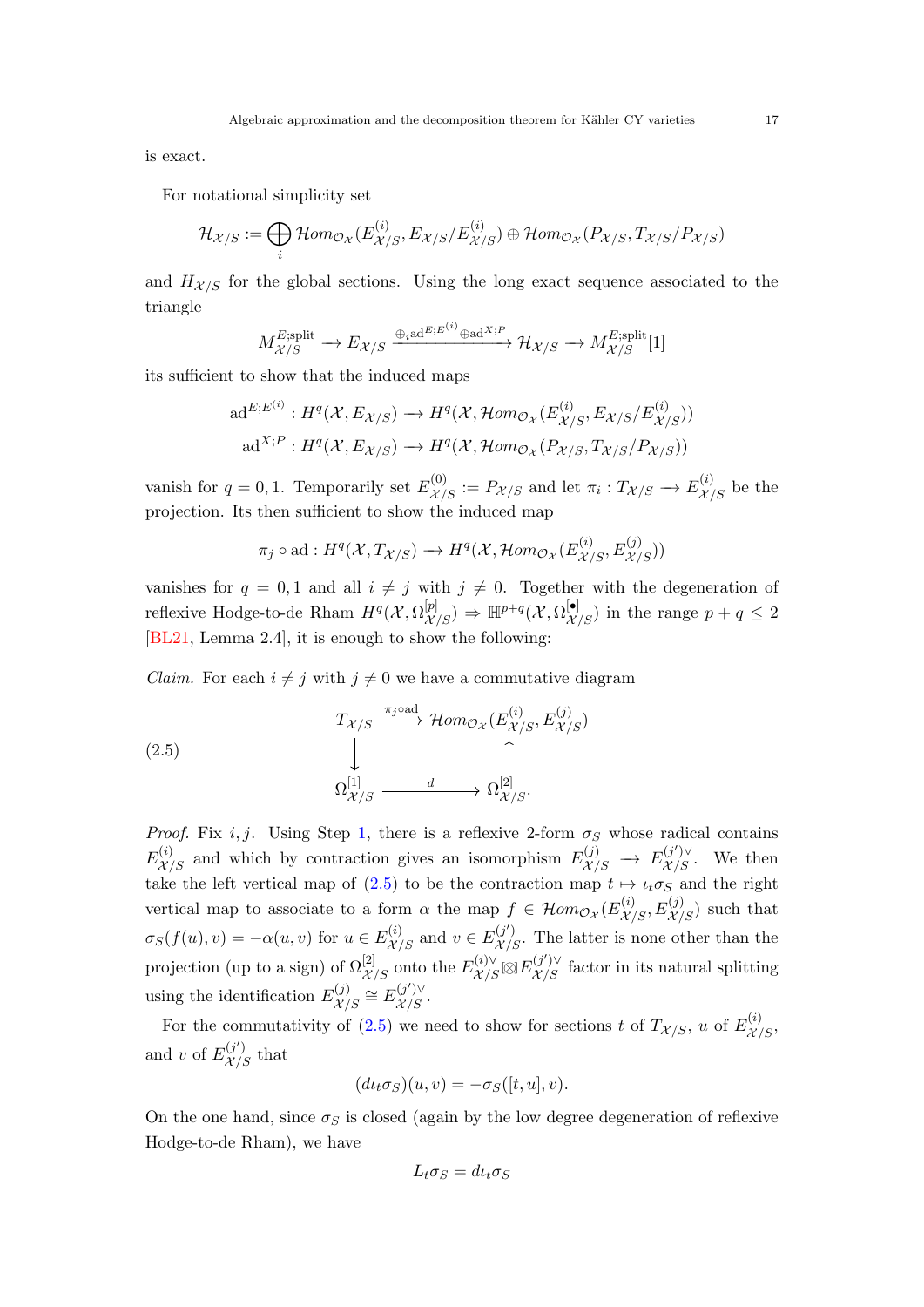is exact.

For notational simplicity set

$$\mathcal{H}_{\mathcal{X}/S} := \bigoplus_i \mathcal{H}om_{\mathcal{O}_\mathcal{X}}(E^{(i)}_{\mathcal{X}/S}, E_{\mathcal{X}/S}/E^{(i)}_{\mathcal{X}/S}) \oplus \mathcal{H}om_{\mathcal{O}_\mathcal{X}}(P_{\mathcal{X}/S}, T_{\mathcal{X}/S}/P_{\mathcal{X}/S})$$

and $H_{\mathcal{X}/S}$ for the global sections. Using the long exact sequence associated to the triangle

$$M^{E;\mathrm{split}}_{\mathcal{X}/S} \to E_{\mathcal{X}/S} \xrightarrow{\oplus_i \mathrm{ad}^{E;E^{(i)}} \oplus \mathrm{ad}^{X;P}} \mathcal{H}_{\mathcal{X}/S} \to M^{E;\mathrm{split}}_{\mathcal{X}/S}[1]$$

its sufficient to show that the induced maps

$$\begin{aligned}
\mathrm{ad}^{E;E^{(i)}} &: H^q(\mathcal{X}, E_{\mathcal{X}/S}) \to H^q(\mathcal{X}, \mathcal{H}om_{\mathcal{O}_\mathcal{X}}(E^{(i)}_{\mathcal{X}/S}, E_{\mathcal{X}/S}/E^{(i)}_{\mathcal{X}/S}))\\
\mathrm{ad}^{X;P} &: H^q(\mathcal{X}, E_{\mathcal{X}/S}) \to H^q(\mathcal{X}, \mathcal{H}om_{\mathcal{O}_\mathcal{X}}(P_{\mathcal{X}/S}, T_{\mathcal{X}/S}/P_{\mathcal{X}/S}))
\end{aligned}$$

vanish for $q = 0, 1$. Temporarily set $E^{(0)}_{\mathcal{X}/S} := P_{\mathcal{X}/S}$ and let $\pi_i : T_{\mathcal{X}/S} \to E^{(i)}_{\mathcal{X}/S}$ be the projection. Its then sufficient to show the induced map

$$\pi_j \circ \mathrm{ad} : H^q(\mathcal{X}, T_{\mathcal{X}/S}) \to H^q(\mathcal{X}, \mathcal{H}om_{\mathcal{O}_\mathcal{X}}(E^{(i)}_{\mathcal{X}/S}, E^{(j)}_{\mathcal{X}/S}))$$

vanishes for $q = 0, 1$ and all $i \neq j$ with $j \neq 0$. Together with the degeneration of reflexive Hodge-to-de Rham $H^q(\mathcal{X}, \Omega^{[p]}_{\mathcal{X}/S}) \Rightarrow \mathbb{H}^{p+q}(\mathcal{X}, \Omega^{[\bullet]}_{\mathcal{X}/S})$ in the range $p + q \leq 2$ [BL21, Lemma 2.4], it is enough to show the following:

*Claim.* For each $i \neq j$ with $j \neq 0$ we have a commutative diagram

$$\begin{array}{ccc}
T_{\mathcal{X}/S} & \xrightarrow{\pi_j \circ \mathrm{ad}} & \mathcal{H}om_{\mathcal{O}_\mathcal{X}}(E^{(i)}_{\mathcal{X}/S}, E^{(j)}_{\mathcal{X}/S}) \\
\downarrow & & \uparrow \\
\Omega^{[1]}_{\mathcal{X}/S} & \xrightarrow{\quad d \quad} & \Omega^{[2]}_{\mathcal{X}/S}.
\end{array} \tag{2.5}$$

*Proof.* Fix $i, j$. Using Step 1, there is a reflexive 2-form $\sigma_S$ whose radical contains $E^{(i)}_{\mathcal{X}/S}$ and which by contraction gives an isomorphism $E^{(j)}_{\mathcal{X}/S} \to E^{(j')\vee}_{\mathcal{X}/S}$. We then take the left vertical map of (2.5) to be the contraction map $t \mapsto \iota_t \sigma_S$ and the right vertical map to associate to a form $\alpha$ the map $f \in \mathcal{H}om_{\mathcal{O}_\mathcal{X}}(E^{(i)}_{\mathcal{X}/S}, E^{(j)}_{\mathcal{X}/S})$ such that $\sigma_S(f(u), v) = -\alpha(u, v)$ for $u \in E^{(i)}_{\mathcal{X}/S}$ and $v \in E^{(j')}_{\mathcal{X}/S}$. The latter is none other than the projection (up to a sign) of $\Omega^{[2]}_{\mathcal{X}/S}$ onto the $E^{(i)\vee}_{\mathcal{X}/S} \boxtimes E^{(j')\vee}_{\mathcal{X}/S}$ factor in its natural splitting using the identification $E^{(j)}_{\mathcal{X}/S} \cong E^{(j')\vee}_{\mathcal{X}/S}$.

For the commutativity of (2.5) we need to show for sections $t$ of $T_{\mathcal{X}/S}$, $u$ of $E^{(i)}_{\mathcal{X}/S}$, and $v$ of $E^{(j')}_{\mathcal{X}/S}$ that

$$(d\iota_t \sigma_S)(u, v) = -\sigma_S([t, u], v).$$

On the one hand, since $\sigma_S$ is closed (again by the low degree degeneration of reflexive Hodge-to-de Rham), we have

$$L_t \sigma_S = d\iota_t \sigma_S$$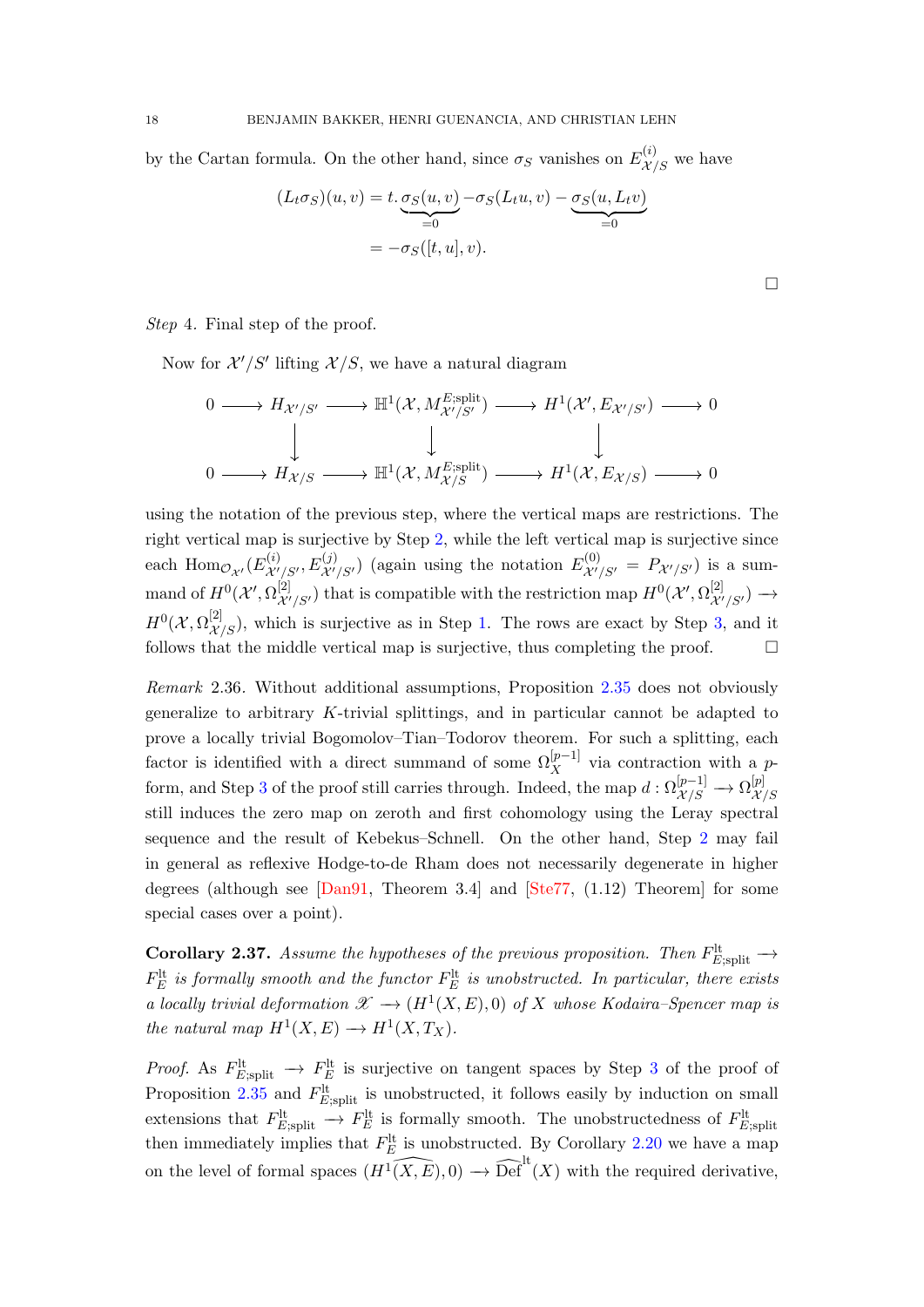by the Cartan formula. On the other hand, since $\sigma_S$ vanishes on $E^{(i)}_{\mathcal{X}/S}$ we have

$$
\begin{aligned}
(L_t\sigma_S)(u,v) &= t.\underbrace{\sigma_S(u,v)}_{=0} - \sigma_S(L_t u, v) - \underbrace{\sigma_S(u, L_t v)}_{=0} \\
&= -\sigma_S([t,u],v).
\end{aligned}
$$

□

*Step* 4. Final step of the proof.

Now for $\mathcal{X}'/S'$ lifting $\mathcal{X}/S$, we have a natural diagram

$$
\begin{array}{ccccccccc}
0 & \longrightarrow & H_{\mathcal{X}'/S'} & \longrightarrow & \mathbb{H}^1(\mathcal{X}, M^{E;\mathrm{split}}_{\mathcal{X}'/S'}) & \longrightarrow & H^1(\mathcal{X}', E_{\mathcal{X}'/S'}) & \longrightarrow & 0 \\
 & & \downarrow & & \downarrow & & \downarrow & & \\
0 & \longrightarrow & H_{\mathcal{X}/S} & \longrightarrow & \mathbb{H}^1(\mathcal{X}, M^{E;\mathrm{split}}_{\mathcal{X}/S}) & \longrightarrow & H^1(\mathcal{X}, E_{\mathcal{X}/S}) & \longrightarrow & 0
\end{array}
$$

using the notation of the previous step, where the vertical maps are restrictions. The right vertical map is surjective by Step 2, while the left vertical map is surjective since each $\mathrm{Hom}_{\mathcal{O}_{\mathcal{X}'}}(E^{(i)}_{\mathcal{X}'/S'}, E^{(j)}_{\mathcal{X}'/S'})$ (again using the notation $E^{(0)}_{\mathcal{X}'/S'} = P_{\mathcal{X}'/S'}$) is a summand of $H^0(\mathcal{X}', \Omega^{[2]}_{\mathcal{X}'/S'})$ that is compatible with the restriction map $H^0(\mathcal{X}', \Omega^{[2]}_{\mathcal{X}'/S'}) \to H^0(\mathcal{X}, \Omega^{[2]}_{\mathcal{X}/S})$, which is surjective as in Step 1. The rows are exact by Step 3, and it follows that the middle vertical map is surjective, thus completing the proof. □

*Remark* 2.36. Without additional assumptions, Proposition 2.35 does not obviously generalize to arbitrary $K$-trivial splittings, and in particular cannot be adapted to prove a locally trivial Bogomolov–Tian–Todorov theorem. For such a splitting, each factor is identified with a direct summand of some $\Omega^{[p-1]}_X$ via contraction with a $p$-form, and Step 3 of the proof still carries through. Indeed, the map $d : \Omega^{[p-1]}_{\mathcal{X}/S} \to \Omega^{[p]}_{\mathcal{X}/S}$ still induces the zero map on zeroth and first cohomology using the Leray spectral sequence and the result of Kebekus–Schnell. On the other hand, Step 2 may fail in general as reflexive Hodge-to-de Rham does not necessarily degenerate in higher degrees (although see [Dan91, Theorem 3.4] and [Ste77, (1.12) Theorem] for some special cases over a point).

**Corollary 2.37.** *Assume the hypotheses of the previous proposition. Then $F^{\mathrm{lt}}_{E;\mathrm{split}} \to F^{\mathrm{lt}}_E$ is formally smooth and the functor $F^{\mathrm{lt}}_E$ is unobstructed. In particular, there exists a locally trivial deformation $\mathscr{X} \to (H^1(X,E),0)$ of $X$ whose Kodaira–Spencer map is the natural map $H^1(X,E) \to H^1(X,T_X)$.*

*Proof.* As $F^{\mathrm{lt}}_{E;\mathrm{split}} \to F^{\mathrm{lt}}_E$ is surjective on tangent spaces by Step 3 of the proof of Proposition 2.35 and $F^{\mathrm{lt}}_{E;\mathrm{split}}$ is unobstructed, it follows easily by induction on small extensions that $F^{\mathrm{lt}}_{E;\mathrm{split}} \to F^{\mathrm{lt}}_E$ is formally smooth. The unobstructedness of $F^{\mathrm{lt}}_{E;\mathrm{split}}$ then immediately implies that $F^{\mathrm{lt}}_E$ is unobstructed. By Corollary 2.20 we have a map on the level of formal spaces $(\widehat{H^1(X,E)},0) \to \widehat{\mathrm{Def}}^{\mathrm{lt}}(X)$ with the required derivative,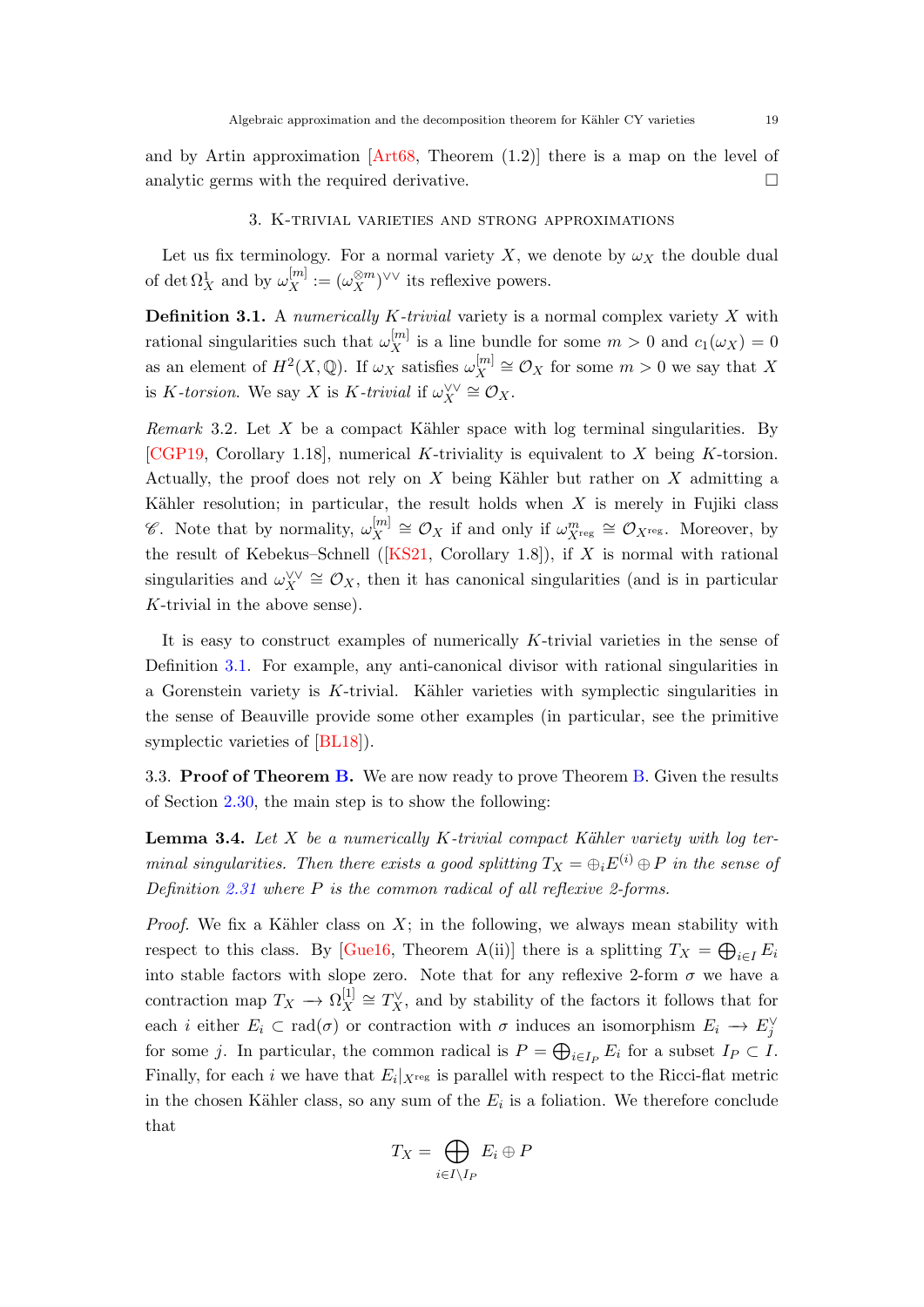and by Artin approximation [Art68, Theorem (1.2)] there is a map on the level of analytic germs with the required derivative. □

## 3. K-trivial varieties and strong approximations

Let us fix terminology. For a normal variety $X$, we denote by $\omega_X$ the double dual of $\det \Omega^1_X$ and by $\omega_X^{[m]} := (\omega_X^{\otimes m})^{\vee\vee}$ its reflexive powers.

**Definition 3.1.** A *numerically $K$-trivial* variety is a normal complex variety $X$ with rational singularities such that $\omega_X^{[m]}$ is a line bundle for some $m > 0$ and $c_1(\omega_X) = 0$ as an element of $H^2(X, \mathbb{Q})$. If $\omega_X$ satisfies $\omega_X^{[m]} \cong \mathcal{O}_X$ for some $m > 0$ we say that $X$ is *$K$-torsion*. We say $X$ is *$K$-trivial* if $\omega_X^{\vee\vee} \cong \mathcal{O}_X$.

*Remark* 3.2. Let $X$ be a compact Kähler space with log terminal singularities. By [CGP19, Corollary 1.18], numerical $K$-triviality is equivalent to $X$ being $K$-torsion. Actually, the proof does not rely on $X$ being Kähler but rather on $X$ admitting a Kähler resolution; in particular, the result holds when $X$ is merely in Fujiki class $\mathscr{C}$. Note that by normality, $\omega_X^{[m]} \cong \mathcal{O}_X$ if and only if $\omega^m_{X^{\mathrm{reg}}} \cong \mathcal{O}_{X^{\mathrm{reg}}}$. Moreover, by the result of Kebekus–Schnell ([KS21, Corollary 1.8]), if $X$ is normal with rational singularities and $\omega_X^{\vee\vee} \cong \mathcal{O}_X$, then it has canonical singularities (and is in particular $K$-trivial in the above sense).

It is easy to construct examples of numerically $K$-trivial varieties in the sense of Definition 3.1. For example, any anti-canonical divisor with rational singularities in a Gorenstein variety is $K$-trivial. Kähler varieties with symplectic singularities in the sense of Beauville provide some other examples (in particular, see the primitive symplectic varieties of [BL18]).

3.3. **Proof of Theorem B.** We are now ready to prove Theorem B. Given the results of Section 2.30, the main step is to show the following:

**Lemma 3.4.** *Let $X$ be a numerically $K$-trivial compact Kähler variety with log terminal singularities. Then there exists a good splitting $T_X = \oplus_i E^{(i)} \oplus P$ in the sense of Definition 2.31 where $P$ is the common radical of all reflexive 2-forms.*

*Proof.* We fix a Kähler class on $X$; in the following, we always mean stability with respect to this class. By [Gue16, Theorem A(ii)] there is a splitting $T_X = \bigoplus_{i\in I} E_i$ into stable factors with slope zero. Note that for any reflexive 2-form $\sigma$ we have a contraction map $T_X \longrightarrow \Omega_X^{[1]} \cong T_X^\vee$, and by stability of the factors it follows that for each $i$ either $E_i \subset \mathrm{rad}(\sigma)$ or contraction with $\sigma$ induces an isomorphism $E_i \longrightarrow E_j^\vee$ for some $j$. In particular, the common radical is $P = \bigoplus_{i\in I_P} E_i$ for a subset $I_P \subset I$. Finally, for each $i$ we have that $E_i|_{X^{\mathrm{reg}}}$ is parallel with respect to the Ricci-flat metric in the chosen Kähler class, so any sum of the $E_i$ is a foliation. We therefore conclude that

$$T_X = \bigoplus_{i\in I\setminus I_P} E_i \oplus P$$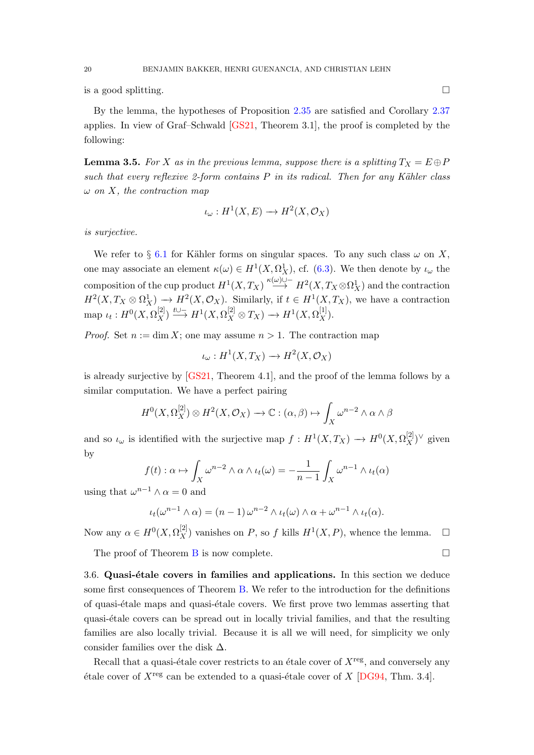is a good splitting. □

By the lemma, the hypotheses of Proposition 2.35 are satisfied and Corollary 2.37 applies. In view of Graf–Schwald [GS21, Theorem 3.1], the proof is completed by the following:

**Lemma 3.5.** *For $X$ as in the previous lemma, suppose there is a splitting $T_X = E \oplus P$ such that every reflexive 2-form contains $P$ in its radical. Then for any Kähler class $\omega$ on $X$, the contraction map*

$$\iota_\omega : H^1(X, E) \longrightarrow H^2(X, \mathcal{O}_X)$$

*is surjective.*

We refer to § 6.1 for Kähler forms on singular spaces. To any such class $\omega$ on $X$, one may associate an element $\kappa(\omega) \in H^1(X, \Omega_X^1)$, cf. (6.3). We then denote by $\iota_\omega$ the composition of the cup product $H^1(X, T_X) \overset{\kappa(\omega)\cup -}{\longrightarrow} H^2(X, T_X \otimes \Omega_X^1)$ and the contraction $H^2(X, T_X \otimes \Omega_X^1) \to H^2(X, \mathcal{O}_X)$. Similarly, if $t \in H^1(X, T_X)$, we have a contraction map $\iota_t : H^0(X, \Omega_X^{[2]}) \overset{t\cup -}{\longrightarrow} H^1(X, \Omega_X^{[2]} \otimes T_X) \to H^1(X, \Omega_X^{[1]})$.

*Proof.* Set $n := \dim X$; one may assume $n > 1$. The contraction map

$$\iota_\omega : H^1(X, T_X) \to H^2(X, \mathcal{O}_X)$$

is already surjective by [GS21, Theorem 4.1], and the proof of the lemma follows by a similar computation. We have a perfect pairing

$$H^0(X, \Omega_X^{[2]}) \otimes H^2(X, \mathcal{O}_X) \to \mathbb{C} : (\alpha, \beta) \mapsto \int_X \omega^{n-2} \wedge \alpha \wedge \beta$$

and so $\iota_\omega$ is identified with the surjective map $f : H^1(X, T_X) \to H^0(X, \Omega_X^{[2]})^\vee$ given by

$$f(t) : \alpha \mapsto \int_X \omega^{n-2} \wedge \alpha \wedge \iota_t(\omega) = -\frac{1}{n-1} \int_X \omega^{n-1} \wedge \iota_t(\alpha)$$

using that $\omega^{n-1} \wedge \alpha = 0$ and

$$\iota_t(\omega^{n-1} \wedge \alpha) = (n-1)\, \omega^{n-2} \wedge \iota_t(\omega) \wedge \alpha + \omega^{n-1} \wedge \iota_t(\alpha).$$

Now any $\alpha \in H^0(X, \Omega_X^{[2]})$ vanishes on $P$, so $f$ kills $H^1(X, P)$, whence the lemma. □

The proof of Theorem B is now complete. □

3.6. **Quasi-étale covers in families and applications.** In this section we deduce some first consequences of Theorem B. We refer to the introduction for the definitions of quasi-étale maps and quasi-étale covers. We first prove two lemmas asserting that quasi-étale covers can be spread out in locally trivial families, and that the resulting families are also locally trivial. Because it is all we will need, for simplicity we only consider families over the disk $\Delta$.

Recall that a quasi-étale cover restricts to an étale cover of $X^{\mathrm{reg}}$, and conversely any étale cover of $X^{\mathrm{reg}}$ can be extended to a quasi-étale cover of $X$ [DG94, Thm. 3.4].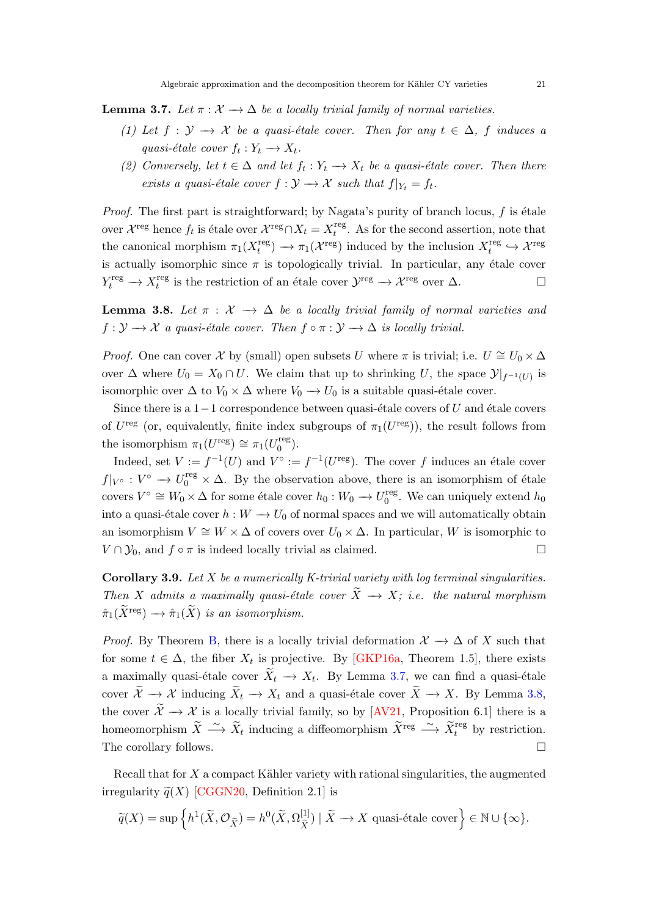**Lemma 3.7.** *Let $\pi : \mathcal{X} \longrightarrow \Delta$ be a locally trivial family of normal varieties.*

*(1) Let $f : \mathcal{Y} \longrightarrow \mathcal{X}$ be a quasi-étale cover. Then for any $t \in \Delta$, $f$ induces a quasi-étale cover $f_t : Y_t \longrightarrow X_t$.*

*(2) Conversely, let $t \in \Delta$ and let $f_t : Y_t \longrightarrow X_t$ be a quasi-étale cover. Then there exists a quasi-étale cover $f : \mathcal{Y} \longrightarrow \mathcal{X}$ such that $f|_{Y_t} = f_t$.*

*Proof.* The first part is straightforward; by Nagata's purity of branch locus, $f$ is étale over $\mathcal{X}^{\mathrm{reg}}$ hence $f_t$ is étale over $\mathcal{X}^{\mathrm{reg}} \cap X_t = X_t^{\mathrm{reg}}$. As for the second assertion, note that the canonical morphism $\pi_1(X_t^{\mathrm{reg}}) \longrightarrow \pi_1(\mathcal{X}^{\mathrm{reg}})$ induced by the inclusion $X_t^{\mathrm{reg}} \hookrightarrow \mathcal{X}^{\mathrm{reg}}$ is actually isomorphic since $\pi$ is topologically trivial. In particular, any étale cover $Y_t^{\mathrm{reg}} \longrightarrow X_t^{\mathrm{reg}}$ is the restriction of an étale cover $\mathcal{Y}^{\mathrm{reg}} \longrightarrow \mathcal{X}^{\mathrm{reg}}$ over $\Delta$. □

**Lemma 3.8.** *Let $\pi : \mathcal{X} \longrightarrow \Delta$ be a locally trivial family of normal varieties and $f : \mathcal{Y} \longrightarrow \mathcal{X}$ a quasi-étale cover. Then $f \circ \pi : \mathcal{Y} \longrightarrow \Delta$ is locally trivial.*

*Proof.* One can cover $\mathcal{X}$ by (small) open subsets $U$ where $\pi$ is trivial; i.e. $U \cong U_0 \times \Delta$ over $\Delta$ where $U_0 = X_0 \cap U$. We claim that up to shrinking $U$, the space $\mathcal{Y}|_{f^{-1}(U)}$ is isomorphic over $\Delta$ to $V_0 \times \Delta$ where $V_0 \longrightarrow U_0$ is a suitable quasi-étale cover.

Since there is a $1-1$ correspondence between quasi-étale covers of $U$ and étale covers of $U^{\mathrm{reg}}$ (or, equivalently, finite index subgroups of $\pi_1(U^{\mathrm{reg}})$), the result follows from the isomorphism $\pi_1(U^{\mathrm{reg}}) \cong \pi_1(U_0^{\mathrm{reg}})$.

Indeed, set $V := f^{-1}(U)$ and $V^\circ := f^{-1}(U^{\mathrm{reg}})$. The cover $f$ induces an étale cover $f|_{V^\circ} : V^\circ \longrightarrow U_0^{\mathrm{reg}} \times \Delta$. By the observation above, there is an isomorphism of étale covers $V^\circ \cong W_0 \times \Delta$ for some étale cover $h_0 : W_0 \longrightarrow U_0^{\mathrm{reg}}$. We can uniquely extend $h_0$ into a quasi-étale cover $h : W \longrightarrow U_0$ of normal spaces and we will automatically obtain an isomorphism $V \cong W \times \Delta$ of covers over $U_0 \times \Delta$. In particular, $W$ is isomorphic to $V \cap \mathcal{Y}_0$, and $f \circ \pi$ is indeed locally trivial as claimed. □

**Corollary 3.9.** *Let $X$ be a numerically K-trivial variety with log terminal singularities. Then $X$ admits a maximally quasi-étale cover $\widetilde{X} \longrightarrow X$; i.e. the natural morphism $\hat{\pi}_1(\widetilde{X}^{\mathrm{reg}}) \longrightarrow \hat{\pi}_1(\widetilde{X})$ is an isomorphism.*

*Proof.* By Theorem B, there is a locally trivial deformation $\mathcal{X} \longrightarrow \Delta$ of $X$ such that for some $t \in \Delta$, the fiber $X_t$ is projective. By [GKP16a, Theorem 1.5], there exists a maximally quasi-étale cover $\widetilde{X}_t \longrightarrow X_t$. By Lemma 3.7, we can find a quasi-étale cover $\widetilde{\mathcal{X}} \longrightarrow \mathcal{X}$ inducing $\widetilde{X}_t \longrightarrow X_t$ and a quasi-étale cover $\widetilde{X} \longrightarrow X$. By Lemma 3.8, the cover $\widetilde{\mathcal{X}} \longrightarrow \mathcal{X}$ is a locally trivial family, so by [AV21, Proposition 6.1] there is a homeomorphism $\widetilde{X} \xrightarrow{\sim} \widetilde{X}_t$ inducing a diffeomorphism $\widetilde{X}^{\mathrm{reg}} \xrightarrow{\sim} \widetilde{X}_t^{\mathrm{reg}}$ by restriction. The corollary follows. □

Recall that for $X$ a compact Kähler variety with rational singularities, the augmented irregularity $\widetilde{q}(X)$ [CGGN20, Definition 2.1] is

$$\widetilde{q}(X) = \sup\left\{ h^1(\widetilde{X}, \mathcal{O}_{\widetilde{X}}) = h^0(\widetilde{X}, \Omega_{\widetilde{X}}^{[1]}) \mid \widetilde{X} \longrightarrow X \text{ quasi-étale cover} \right\} \in \mathbb{N} \cup \{\infty\}.$$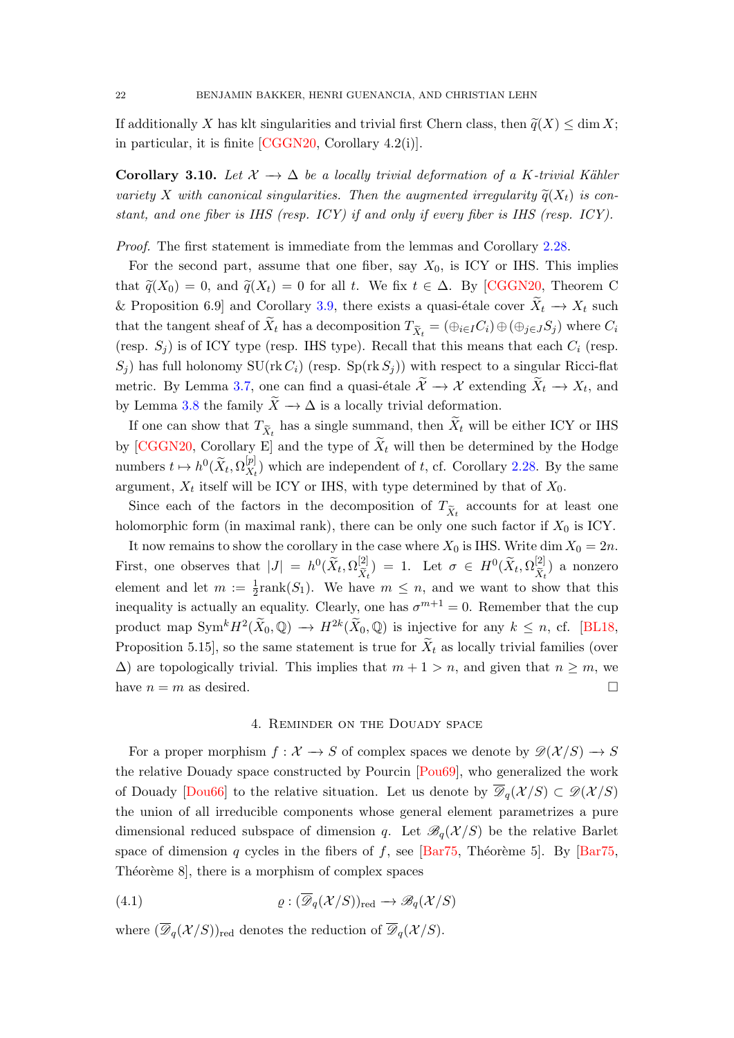If additionally $X$ has klt singularities and trivial first Chern class, then $\widetilde{q}(X) \leq \dim X$; in particular, it is finite [CGGN20, Corollary 4.2(i)].

**Corollary 3.10.** *Let $\mathcal{X} \longrightarrow \Delta$ be a locally trivial deformation of a $K$-trivial Kähler variety $X$ with canonical singularities. Then the augmented irregularity $\widetilde{q}(X_t)$ is constant, and one fiber is IHS (resp. ICY) if and only if every fiber is IHS (resp. ICY).*

*Proof.* The first statement is immediate from the lemmas and Corollary 2.28.

For the second part, assume that one fiber, say $X_0$, is ICY or IHS. This implies that $\widetilde{q}(X_0) = 0$, and $\widetilde{q}(X_t) = 0$ for all $t$. We fix $t \in \Delta$. By [CGGN20, Theorem C & Proposition 6.9] and Corollary 3.9, there exists a quasi-étale cover $\widetilde{X}_t \longrightarrow X_t$ such that the tangent sheaf of $\widetilde{X}_t$ has a decomposition $T_{\widetilde{X}_t} = (\oplus_{i \in I} C_i) \oplus (\oplus_{j \in J} S_j)$ where $C_i$ (resp. $S_j$) is of ICY type (resp. IHS type). Recall that this means that each $C_i$ (resp. $S_j$) has full holonomy $\mathrm{SU}(\mathrm{rk}\, C_i)$ (resp. $\mathrm{Sp}(\mathrm{rk}\, S_j)$) with respect to a singular Ricci-flat metric. By Lemma 3.7, one can find a quasi-étale $\widetilde{\mathcal{X}} \longrightarrow \mathcal{X}$ extending $\widetilde{X}_t \longrightarrow X_t$, and by Lemma 3.8 the family $\widetilde{X} \longrightarrow \Delta$ is a locally trivial deformation.

If one can show that $T_{\widetilde{X}_t}$ has a single summand, then $\widetilde{X}_t$ will be either ICY or IHS by [CGGN20, Corollary E] and the type of $\widetilde{X}_t$ will then be determined by the Hodge numbers $t \mapsto h^0(\widetilde{X}_t, \Omega^{[p]}_{\widetilde{X}_t})$ which are independent of $t$, cf. Corollary 2.28. By the same argument, $X_t$ itself will be ICY or IHS, with type determined by that of $X_0$.

Since each of the factors in the decomposition of $T_{\widetilde{X}_t}$ accounts for at least one holomorphic form (in maximal rank), there can be only one such factor if $X_0$ is ICY.

It now remains to show the corollary in the case where $X_0$ is IHS. Write $\dim X_0 = 2n$. First, one observes that $|J| = h^0(\widetilde{X}_t, \Omega^{[2]}_{\widetilde{X}_t}) = 1$. Let $\sigma \in H^0(\widetilde{X}_t, \Omega^{[2]}_{\widetilde{X}_t})$ a nonzero element and let $m := \frac{1}{2}\mathrm{rank}(S_1)$. We have $m \leq n$, and we want to show that this inequality is actually an equality. Clearly, one has $\sigma^{m+1} = 0$. Remember that the cup product map $\mathrm{Sym}^k H^2(\widetilde{X}_0, \mathbb{Q}) \longrightarrow H^{2k}(\widetilde{X}_0, \mathbb{Q})$ is injective for any $k \leq n$, cf. [BL18, Proposition 5.15], so the same statement is true for $\widetilde{X}_t$ as locally trivial families (over $\Delta$) are topologically trivial. This implies that $m + 1 > n$, and given that $n \geq m$, we have $n = m$ as desired. $\square$

## 4. Reminder on the Douady space

For a proper morphism $f : \mathcal{X} \longrightarrow S$ of complex spaces we denote by $\mathscr{D}(\mathcal{X}/S) \longrightarrow S$ the relative Douady space constructed by Pourcin [Pou69], who generalized the work of Douady [Dou66] to the relative situation. Let us denote by $\overline{\mathscr{D}}_q(\mathcal{X}/S) \subset \mathscr{D}(\mathcal{X}/S)$ the union of all irreducible components whose general element parametrizes a pure dimensional reduced subspace of dimension $q$. Let $\mathscr{B}_q(\mathcal{X}/S)$ be the relative Barlet space of dimension $q$ cycles in the fibers of $f$, see [Bar75, Théorème 5]. By [Bar75, Théorème 8], there is a morphism of complex spaces

$$\varrho : (\overline{\mathscr{D}}_q(\mathcal{X}/S))_{\mathrm{red}} \longrightarrow \mathscr{B}_q(\mathcal{X}/S) \tag{4.1}$$

where $(\overline{\mathscr{D}}_q(\mathcal{X}/S))_{\mathrm{red}}$ denotes the reduction of $\overline{\mathscr{D}}_q(\mathcal{X}/S)$.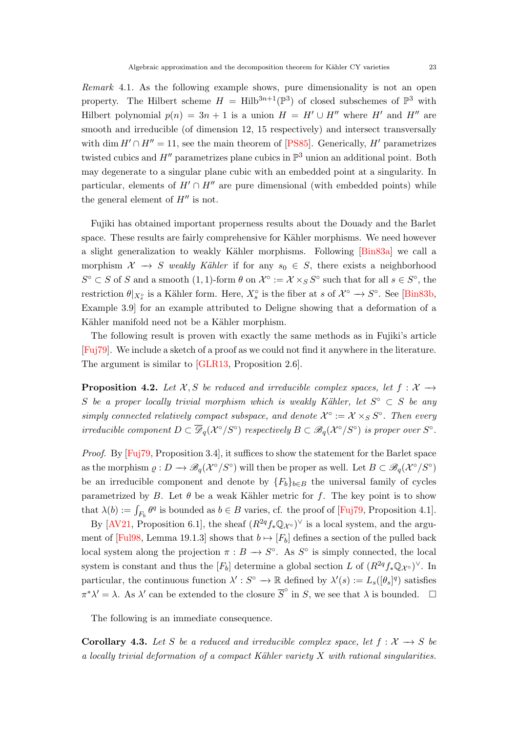*Remark* 4.1. As the following example shows, pure dimensionality is not an open property. The Hilbert scheme $H = \mathrm{Hilb}^{3n+1}(\mathbb{P}^3)$ of closed subschemes of $\mathbb{P}^3$ with Hilbert polynomial $p(n) = 3n + 1$ is a union $H = H' \cup H''$ where $H'$ and $H''$ are smooth and irreducible (of dimension 12, 15 respectively) and intersect transversally with $\dim H' \cap H'' = 11$, see the main theorem of [PS85]. Generically, $H'$ parametrizes twisted cubics and $H''$ parametrizes plane cubics in $\mathbb{P}^3$ union an additional point. Both may degenerate to a singular plane cubic with an embedded point at a singularity. In particular, elements of $H' \cap H''$ are pure dimensional (with embedded points) while the general element of $H''$ is not.

Fujiki has obtained important properness results about the Douady and the Barlet space. These results are fairly comprehensive for Kähler morphisms. We need however a slight generalization to weakly Kähler morphisms. Following [Bin83a] we call a morphism $\mathcal{X} \longrightarrow S$ *weakly Kähler* if for any $s_0 \in S$, there exists a neighborhood $S^\circ \subset S$ of $S$ and a smooth $(1,1)$-form $\theta$ on $\mathcal{X}^\circ := \mathcal{X} \times_S S^\circ$ such that for all $s \in S^\circ$, the restriction $\theta|_{X_s^\circ}$ is a Kähler form. Here, $X_s^\circ$ is the fiber at $s$ of $\mathcal{X}^\circ \longrightarrow S^\circ$. See [Bin83b, Example 3.9] for an example attributed to Deligne showing that a deformation of a Kähler manifold need not be a Kähler morphism.

The following result is proven with exactly the same methods as in Fujiki's article [Fuj79]. We include a sketch of a proof as we could not find it anywhere in the literature. The argument is similar to [GLR13, Proposition 2.6].

**Proposition 4.2.** *Let $\mathcal{X}, S$ be reduced and irreducible complex spaces, let $f : \mathcal{X} \longrightarrow S$ be a proper locally trivial morphism which is weakly Kähler, let $S^\circ \subset S$ be any simply connected relatively compact subspace, and denote $\mathcal{X}^\circ := \mathcal{X} \times_S S^\circ$. Then every irreducible component $D \subset \overline{\mathscr{D}}_q(\mathcal{X}^\circ/S^\circ)$ respectively $B \subset \mathscr{B}_q(\mathcal{X}^\circ/S^\circ)$ is proper over $S^\circ$.*

*Proof.* By [Fuj79, Proposition 3.4], it suffices to show the statement for the Barlet space as the morphism $\varrho : D \longrightarrow \mathscr{B}_q(\mathcal{X}^\circ/S^\circ)$ will then be proper as well. Let $B \subset \mathscr{B}_q(\mathcal{X}^\circ/S^\circ)$ be an irreducible component and denote by $\{F_b\}_{b \in B}$ the universal family of cycles parametrized by $B$. Let $\theta$ be a weak Kähler metric for $f$. The key point is to show that $\lambda(b) := \int_{F_b} \theta^q$ is bounded as $b \in B$ varies, cf. the proof of [Fuj79, Proposition 4.1].

By [AV21, Proposition 6.1], the sheaf $(R^{2q} f_* \mathbb{Q}_{\mathcal{X}^\circ})^\vee$ is a local system, and the argument of [Ful98, Lemma 19.1.3] shows that $b \mapsto [F_b]$ defines a section of the pulled back local system along the projection $\pi : B \longrightarrow S^\circ$. As $S^\circ$ is simply connected, the local system is constant and thus the $[F_b]$ determine a global section $L$ of $(R^{2q} f_* \mathbb{Q}_{\mathcal{X}^\circ})^\vee$. In particular, the continuous function $\lambda' : S^\circ \longrightarrow \mathbb{R}$ defined by $\lambda'(s) := L_s([\theta_s]^q)$ satisfies $\pi^* \lambda' = \lambda$. As $\lambda'$ can be extended to the closure $\overline{S}^\circ$ in $S$, we see that $\lambda$ is bounded. $\square$

The following is an immediate consequence.

**Corollary 4.3.** *Let $S$ be a reduced and irreducible complex space, let $f : \mathcal{X} \longrightarrow S$ be a locally trivial deformation of a compact Kähler variety $X$ with rational singularities.*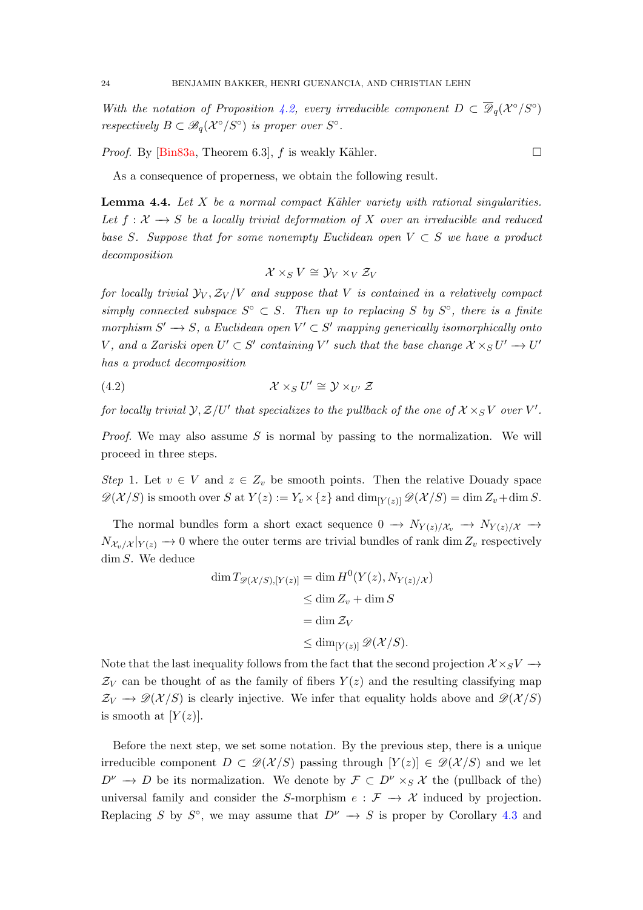*With the notation of Proposition 4.2, every irreducible component $D \subset \overline{\mathscr{D}}_q(\mathcal{X}^\circ/S^\circ)$ respectively $B \subset \mathscr{B}_q(\mathcal{X}^\circ/S^\circ)$ is proper over $S^\circ$.*

*Proof.* By [Bin83a, Theorem 6.3], $f$ is weakly Kähler. □

As a consequence of properness, we obtain the following result.

**Lemma 4.4.** *Let $X$ be a normal compact Kähler variety with rational singularities. Let $f : \mathcal{X} \longrightarrow S$ be a locally trivial deformation of $X$ over an irreducible and reduced base $S$. Suppose that for some nonempty Euclidean open $V \subset S$ we have a product decomposition*

$$\mathcal{X} \times_S V \cong \mathcal{Y}_V \times_V \mathcal{Z}_V$$

*for locally trivial $\mathcal{Y}_V, \mathcal{Z}_V/V$ and suppose that $V$ is contained in a relatively compact simply connected subspace $S^\circ \subset S$. Then up to replacing $S$ by $S^\circ$, there is a finite morphism $S' \longrightarrow S$, a Euclidean open $V' \subset S'$ mapping generically isomorphically onto $V$, and a Zariski open $U' \subset S'$ containing $V'$ such that the base change $\mathcal{X} \times_S U' \longrightarrow U'$ has a product decomposition*

$$\mathcal{X} \times_S U' \cong \mathcal{Y} \times_{U'} \mathcal{Z} \tag{4.2}$$

*for locally trivial $\mathcal{Y}, \mathcal{Z}/U'$ that specializes to the pullback of the one of $\mathcal{X} \times_S V$ over $V'$.*

*Proof.* We may also assume $S$ is normal by passing to the normalization. We will proceed in three steps.

*Step* 1. Let $v \in V$ and $z \in Z_v$ be smooth points. Then the relative Douady space $\mathscr{D}(\mathcal{X}/S)$ is smooth over $S$ at $Y(z) := Y_v \times \{z\}$ and $\dim_{[Y(z)]} \mathscr{D}(\mathcal{X}/S) = \dim Z_v + \dim S$.

The normal bundles form a short exact sequence $0 \longrightarrow N_{Y(z)/\mathcal{X}_v} \longrightarrow N_{Y(z)/\mathcal{X}} \longrightarrow N_{\mathcal{X}_v/\mathcal{X}}|_{Y(z)} \longrightarrow 0$ where the outer terms are trivial bundles of rank $\dim Z_v$ respectively $\dim S$. We deduce

$$\begin{aligned}
\dim T_{\mathscr{D}(\mathcal{X}/S),[Y(z)]} &= \dim H^0(Y(z), N_{Y(z)/\mathcal{X}}) \\
&\leq \dim Z_v + \dim S \\
&= \dim \mathcal{Z}_V \\
&\leq \dim_{[Y(z)]} \mathscr{D}(\mathcal{X}/S).
\end{aligned}$$

Note that the last inequality follows from the fact that the second projection $\mathcal{X} \times_S V \longrightarrow \mathcal{Z}_V$ can be thought of as the family of fibers $Y(z)$ and the resulting classifying map $\mathcal{Z}_V \longrightarrow \mathscr{D}(\mathcal{X}/S)$ is clearly injective. We infer that equality holds above and $\mathscr{D}(\mathcal{X}/S)$ is smooth at $[Y(z)]$.

Before the next step, we set some notation. By the previous step, there is a unique irreducible component $D \subset \mathscr{D}(\mathcal{X}/S)$ passing through $[Y(z)] \in \mathscr{D}(\mathcal{X}/S)$ and we let $D^\nu \longrightarrow D$ be its normalization. We denote by $\mathcal{F} \subset D^\nu \times_S \mathcal{X}$ the (pullback of the) universal family and consider the $S$-morphism $e : \mathcal{F} \longrightarrow \mathcal{X}$ induced by projection. Replacing $S$ by $S^\circ$, we may assume that $D^\nu \longrightarrow S$ is proper by Corollary 4.3 and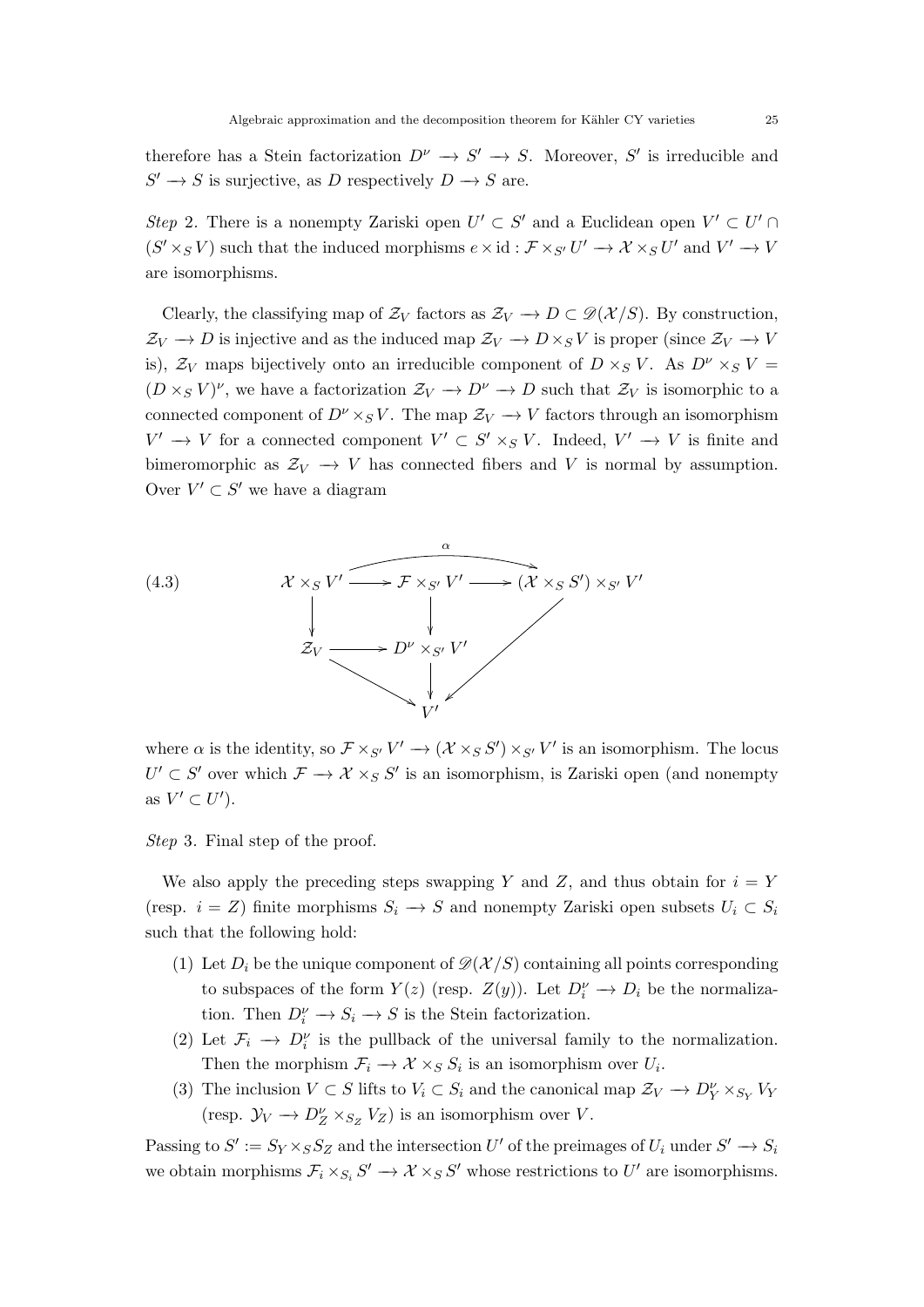therefore has a Stein factorization $D^\nu \longrightarrow S' \longrightarrow S$. Moreover, $S'$ is irreducible and $S' \longrightarrow S$ is surjective, as $D$ respectively $D \longrightarrow S$ are.

*Step* 2. There is a nonempty Zariski open $U' \subset S'$ and a Euclidean open $V' \subset U' \cap (S' \times_S V)$ such that the induced morphisms $e \times \mathrm{id} : \mathcal{F} \times_{S'} U' \longrightarrow \mathcal{X} \times_S U'$ and $V' \longrightarrow V$ are isomorphisms.

Clearly, the classifying map of $\mathcal{Z}_V$ factors as $\mathcal{Z}_V \longrightarrow D \subset \mathscr{D}(\mathcal{X}/S)$. By construction, $\mathcal{Z}_V \longrightarrow D$ is injective and as the induced map $\mathcal{Z}_V \longrightarrow D \times_S V$ is proper (since $\mathcal{Z}_V \longrightarrow V$ is), $\mathcal{Z}_V$ maps bijectively onto an irreducible component of $D \times_S V$. As $D^\nu \times_S V = (D \times_S V)^\nu$, we have a factorization $\mathcal{Z}_V \longrightarrow D^\nu \longrightarrow D$ such that $\mathcal{Z}_V$ is isomorphic to a connected component of $D^\nu \times_S V$. The map $\mathcal{Z}_V \longrightarrow V$ factors through an isomorphism $V' \longrightarrow V$ for a connected component $V' \subset S' \times_S V$. Indeed, $V' \longrightarrow V$ is finite and bimeromorphic as $\mathcal{Z}_V \longrightarrow V$ has connected fibers and $V$ is normal by assumption. Over $V' \subset S'$ we have a diagram

$$
\begin{array}{ccccc}
\mathcal{X} \times_S V' & \longrightarrow & \mathcal{F} \times_{S'} V' & \longrightarrow & (\mathcal{X} \times_S S') \times_{S'} V' \\
\downarrow & & \downarrow & & \\
\mathcal{Z}_V & \longrightarrow & D^\nu \times_{S'} V' & & \\
& \searrow & \downarrow & \swarrow & \\
& & V' & &
\end{array}
\tag{4.3}
$$

(with the composite of the top row $\mathcal{X} \times_S V' \longrightarrow (\mathcal{X} \times_S S') \times_{S'} V'$ denoted $\alpha$)

where $\alpha$ is the identity, so $\mathcal{F} \times_{S'} V' \longrightarrow (\mathcal{X} \times_S S') \times_{S'} V'$ is an isomorphism. The locus $U' \subset S'$ over which $\mathcal{F} \longrightarrow \mathcal{X} \times_S S'$ is an isomorphism, is Zariski open (and nonempty as $V' \subset U'$).

*Step* 3. Final step of the proof.

We also apply the preceding steps swapping $Y$ and $Z$, and thus obtain for $i = Y$ (resp. $i = Z$) finite morphisms $S_i \longrightarrow S$ and nonempty Zariski open subsets $U_i \subset S_i$ such that the following hold:

1. Let $D_i$ be the unique component of $\mathscr{D}(\mathcal{X}/S)$ containing all points corresponding to subspaces of the form $Y(z)$ (resp. $Z(y)$). Let $D_i^\nu \longrightarrow D_i$ be the normalization. Then $D_i^\nu \longrightarrow S_i \longrightarrow S$ is the Stein factorization.
2. Let $\mathcal{F}_i \longrightarrow D_i^\nu$ is the pullback of the universal family to the normalization. Then the morphism $\mathcal{F}_i \longrightarrow \mathcal{X} \times_S S_i$ is an isomorphism over $U_i$.
3. The inclusion $V \subset S$ lifts to $V_i \subset S_i$ and the canonical map $\mathcal{Z}_V \longrightarrow D_Y^\nu \times_{S_Y} V_Y$ (resp. $\mathcal{Y}_V \longrightarrow D_Z^\nu \times_{S_Z} V_Z$) is an isomorphism over $V$.

Passing to $S' := S_Y \times_S S_Z$ and the intersection $U'$ of the preimages of $U_i$ under $S' \longrightarrow S_i$ we obtain morphisms $\mathcal{F}_i \times_{S_i} S' \longrightarrow \mathcal{X} \times_S S'$ whose restrictions to $U'$ are isomorphisms.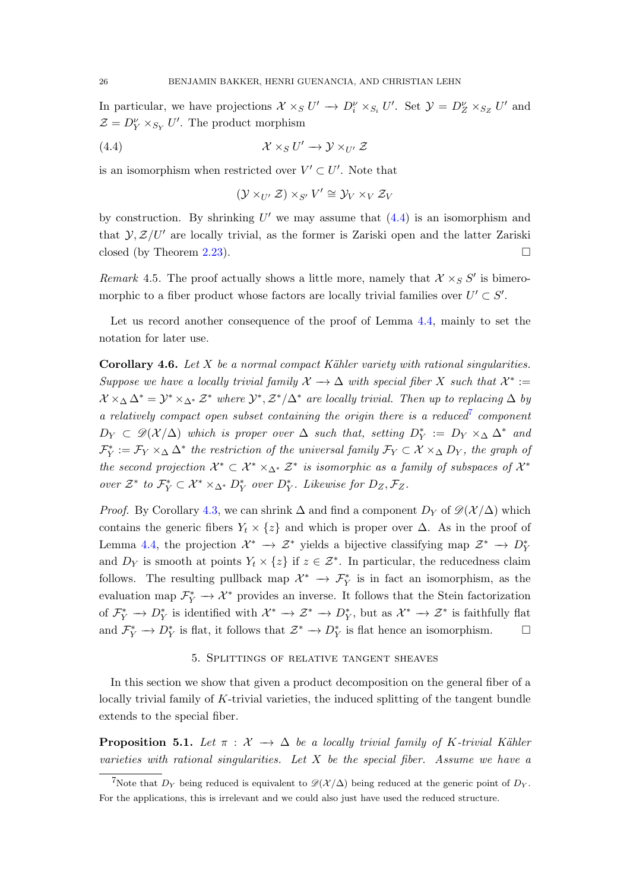In particular, we have projections $\mathcal{X} \times_S U' \to D_i^\nu \times_{S_i} U'$. Set $\mathcal{Y} = D_Z^\nu \times_{S_Z} U'$ and $\mathcal{Z} = D_Y^\nu \times_{S_Y} U'$. The product morphism

$$\mathcal{X} \times_S U' \longrightarrow \mathcal{Y} \times_{U'} \mathcal{Z} \tag{4.4}$$

is an isomorphism when restricted over $V' \subset U'$. Note that

$$(\mathcal{Y} \times_{U'} \mathcal{Z}) \times_{S'} V' \cong \mathcal{Y}_V \times_V \mathcal{Z}_V$$

by construction. By shrinking $U'$ we may assume that (4.4) is an isomorphism and that $\mathcal{Y}, \mathcal{Z}/U'$ are locally trivial, as the former is Zariski open and the latter Zariski closed (by Theorem 2.23). $\square$

*Remark* 4.5. The proof actually shows a little more, namely that $\mathcal{X} \times_S S'$ is bimeromorphic to a fiber product whose factors are locally trivial families over $U' \subset S'$.

Let us record another consequence of the proof of Lemma 4.4, mainly to set the notation for later use.

**Corollary 4.6.** *Let $X$ be a normal compact Kähler variety with rational singularities. Suppose we have a locally trivial family $\mathcal{X} \to \Delta$ with special fiber $X$ such that $\mathcal{X}^* := \mathcal{X} \times_\Delta \Delta^* = \mathcal{Y}^* \times_{\Delta^*} \mathcal{Z}^*$ where $\mathcal{Y}^*, \mathcal{Z}^*/\Delta^*$ are locally trivial. Then up to replacing $\Delta$ by a relatively compact open subset containing the origin there is a reduced*[7] *component $D_Y \subset \mathscr{D}(\mathcal{X}/\Delta)$ which is proper over $\Delta$ such that, setting $D_Y^* := D_Y \times_\Delta \Delta^*$ and $\mathcal{F}_Y^* := \mathcal{F}_Y \times_\Delta \Delta^*$ the restriction of the universal family $\mathcal{F}_Y \subset \mathcal{X} \times_\Delta D_Y$, the graph of the second projection $\mathcal{X}^* \subset \mathcal{X}^* \times_{\Delta^*} \mathcal{Z}^*$ is isomorphic as a family of subspaces of $\mathcal{X}^*$ over $\mathcal{Z}^*$ to $\mathcal{F}_Y^* \subset \mathcal{X}^* \times_{\Delta^*} D_Y^*$ over $D_Y^*$. Likewise for $D_Z, \mathcal{F}_Z$.*

*Proof.* By Corollary 4.3, we can shrink $\Delta$ and find a component $D_Y$ of $\mathscr{D}(\mathcal{X}/\Delta)$ which contains the generic fibers $Y_t \times \{z\}$ and which is proper over $\Delta$. As in the proof of Lemma 4.4, the projection $\mathcal{X}^* \to \mathcal{Z}^*$ yields a bijective classifying map $\mathcal{Z}^* \to D_Y^*$ and $D_Y$ is smooth at points $Y_t \times \{z\}$ if $z \in \mathcal{Z}^*$. In particular, the reducedness claim follows. The resulting pullback map $\mathcal{X}^* \to \mathcal{F}_Y^*$ is in fact an isomorphism, as the evaluation map $\mathcal{F}_Y^* \to \mathcal{X}^*$ provides an inverse. It follows that the Stein factorization of $\mathcal{F}_Y^* \to D_Y^*$ is identified with $\mathcal{X}^* \to \mathcal{Z}^* \to D_Y^*$, but as $\mathcal{X}^* \to \mathcal{Z}^*$ is faithfully flat and $\mathcal{F}_Y^* \to D_Y^*$ is flat, it follows that $\mathcal{Z}^* \to D_Y^*$ is flat hence an isomorphism. $\square$

## 5. Splittings of relative tangent sheaves

In this section we show that given a product decomposition on the general fiber of a locally trivial family of $K$-trivial varieties, the induced splitting of the tangent bundle extends to the special fiber.

**Proposition 5.1.** *Let $\pi : \mathcal{X} \to \Delta$ be a locally trivial family of $K$-trivial Kähler varieties with rational singularities. Let $X$ be the special fiber. Assume we have a*

[7] Note that $D_Y$ being reduced is equivalent to $\mathscr{D}(\mathcal{X}/\Delta)$ being reduced at the generic point of $D_Y$. For the applications, this is irrelevant and we could also just have used the reduced structure.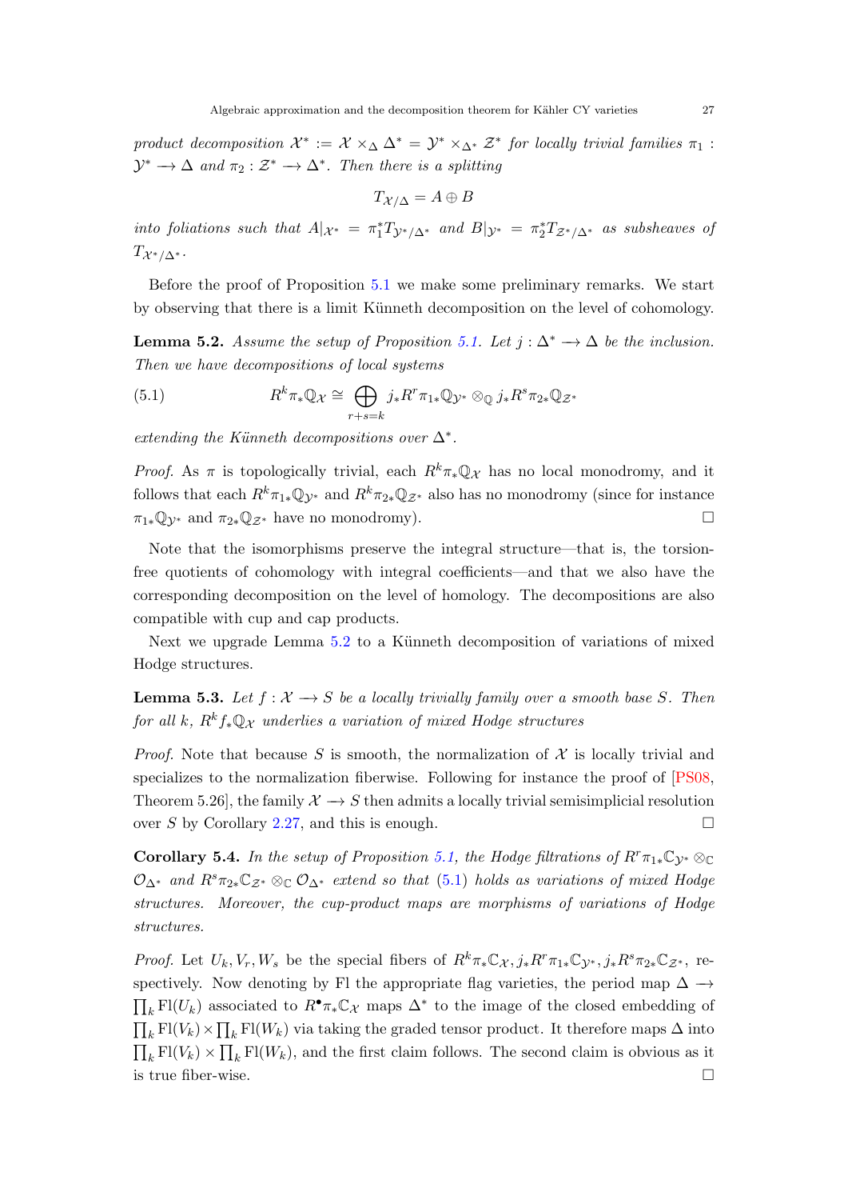*product decomposition* $\mathcal{X}^* := \mathcal{X} \times_\Delta \Delta^* = \mathcal{Y}^* \times_{\Delta^*} \mathcal{Z}^*$ *for locally trivial families* $\pi_1 : \mathcal{Y}^* \longrightarrow \Delta$ *and* $\pi_2 : \mathcal{Z}^* \longrightarrow \Delta^*$. *Then there is a splitting*

$$T_{\mathcal{X}/\Delta} = A \oplus B$$

*into foliations such that* $A|_{\mathcal{X}^*} = \pi_1^* T_{\mathcal{Y}^*/\Delta^*}$ *and* $B|_{\mathcal{Y}^*} = \pi_2^* T_{\mathcal{Z}^*/\Delta^*}$ *as subsheaves of* $T_{\mathcal{X}^*/\Delta^*}$.

Before the proof of Proposition 5.1 we make some preliminary remarks. We start by observing that there is a limit Künneth decomposition on the level of cohomology.

**Lemma 5.2.** *Assume the setup of Proposition 5.1. Let* $j : \Delta^* \longrightarrow \Delta$ *be the inclusion. Then we have decompositions of local systems*

$$R^k\pi_*\mathbb{Q}_\mathcal{X} \cong \bigoplus_{r+s=k} j_*R^r\pi_{1*}\mathbb{Q}_{\mathcal{Y}^*} \otimes_\mathbb{Q} j_*R^s\pi_{2*}\mathbb{Q}_{\mathcal{Z}^*} \tag{5.1}$$

*extending the Künneth decompositions over* $\Delta^*$.

*Proof.* As $\pi$ is topologically trivial, each $R^k\pi_*\mathbb{Q}_\mathcal{X}$ has no local monodromy, and it follows that each $R^k\pi_{1*}\mathbb{Q}_{\mathcal{Y}^*}$ and $R^k\pi_{2*}\mathbb{Q}_{\mathcal{Z}^*}$ also has no monodromy (since for instance $\pi_{1*}\mathbb{Q}_{\mathcal{Y}^*}$ and $\pi_{2*}\mathbb{Q}_{\mathcal{Z}^*}$ have no monodromy). □

Note that the isomorphisms preserve the integral structure—that is, the torsion-free quotients of cohomology with integral coefficients—and that we also have the corresponding decomposition on the level of homology. The decompositions are also compatible with cup and cap products.

Next we upgrade Lemma 5.2 to a Künneth decomposition of variations of mixed Hodge structures.

**Lemma 5.3.** *Let* $f : \mathcal{X} \longrightarrow S$ *be a locally trivially family over a smooth base* $S$. *Then for all* $k$, $R^kf_*\mathbb{Q}_\mathcal{X}$ *underlies a variation of mixed Hodge structures*

*Proof.* Note that because $S$ is smooth, the normalization of $\mathcal{X}$ is locally trivial and specializes to the normalization fiberwise. Following for instance the proof of [PS08, Theorem 5.26], the family $\mathcal{X} \longrightarrow S$ then admits a locally trivial semisimplicial resolution over $S$ by Corollary 2.27, and this is enough. □

**Corollary 5.4.** *In the setup of Proposition 5.1, the Hodge filtrations of* $R^r\pi_{1*}\mathbb{C}_{\mathcal{Y}^*} \otimes_\mathbb{C} \mathcal{O}_{\Delta^*}$ *and* $R^s\pi_{2*}\mathbb{C}_{\mathcal{Z}^*} \otimes_\mathbb{C} \mathcal{O}_{\Delta^*}$ *extend so that* (5.1) *holds as variations of mixed Hodge structures. Moreover, the cup-product maps are morphisms of variations of Hodge structures.*

*Proof.* Let $U_k, V_r, W_s$ be the special fibers of $R^k\pi_*\mathbb{C}_\mathcal{X}, j_*R^r\pi_{1*}\mathbb{C}_{\mathcal{Y}^*}, j_*R^s\pi_{2*}\mathbb{C}_{\mathcal{Z}^*}$, respectively. Now denoting by Fl the appropriate flag varieties, the period map $\Delta \longrightarrow \prod_k \mathrm{Fl}(U_k)$ associated to $R^\bullet\pi_*\mathbb{C}_\mathcal{X}$ maps $\Delta^*$ to the image of the closed embedding of $\prod_k \mathrm{Fl}(V_k) \times \prod_k \mathrm{Fl}(W_k)$ via taking the graded tensor product. It therefore maps $\Delta$ into $\prod_k \mathrm{Fl}(V_k) \times \prod_k \mathrm{Fl}(W_k)$, and the first claim follows. The second claim is obvious as it is true fiber-wise. □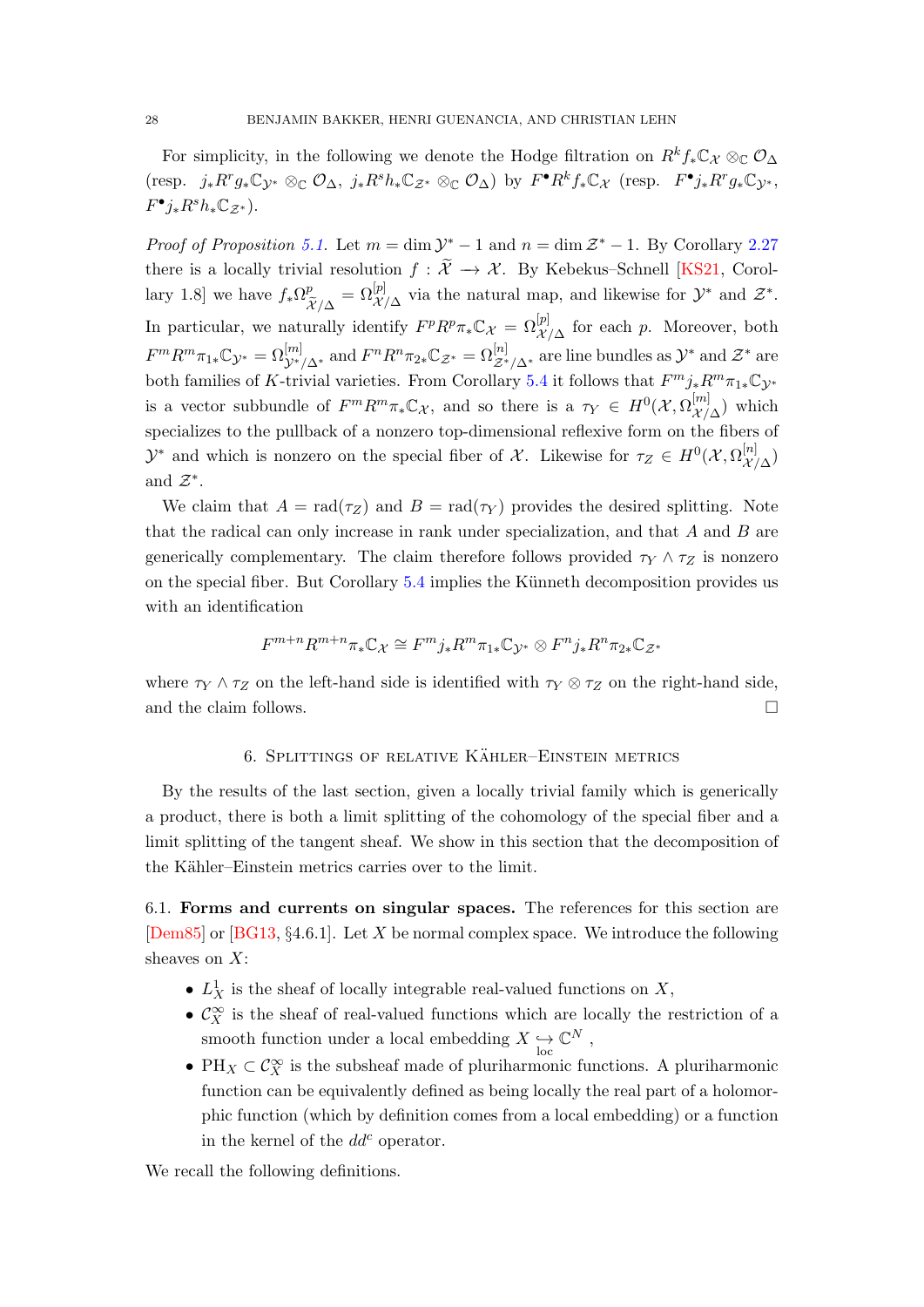For simplicity, in the following we denote the Hodge filtration on $R^k f_*\mathbb{C}_{\mathcal{X}} \otimes_{\mathbb{C}} \mathcal{O}_\Delta$ (resp. $j_*R^r g_*\mathbb{C}_{\mathcal{Y}^*} \otimes_{\mathbb{C}} \mathcal{O}_\Delta$, $j_*R^s h_*\mathbb{C}_{\mathcal{Z}^*} \otimes_{\mathbb{C}} \mathcal{O}_\Delta$) by $F^\bullet R^k f_*\mathbb{C}_{\mathcal{X}}$ (resp. $F^\bullet j_*R^r g_*\mathbb{C}_{\mathcal{Y}^*}$, $F^\bullet j_*R^s h_*\mathbb{C}_{\mathcal{Z}^*}$).

*Proof of Proposition 5.1.* Let $m = \dim \mathcal{Y}^* - 1$ and $n = \dim \mathcal{Z}^* - 1$. By Corollary 2.27 there is a locally trivial resolution $f : \widetilde{\mathcal{X}} \to \mathcal{X}$. By Kebekus–Schnell [KS21, Corollary 1.8] we have $f_*\Omega^p_{\widetilde{\mathcal{X}}/\Delta} = \Omega^{[p]}_{\mathcal{X}/\Delta}$ via the natural map, and likewise for $\mathcal{Y}^*$ and $\mathcal{Z}^*$. In particular, we naturally identify $F^pR^p\pi_*\mathbb{C}_{\mathcal{X}} = \Omega^{[p]}_{\mathcal{X}/\Delta}$ for each $p$. Moreover, both $F^mR^m\pi_{1*}\mathbb{C}_{\mathcal{Y}^*} = \Omega^{[m]}_{\mathcal{Y}^*/\Delta^*}$ and $F^nR^n\pi_{2*}\mathbb{C}_{\mathcal{Z}^*} = \Omega^{[n]}_{\mathcal{Z}^*/\Delta^*}$ are line bundles as $\mathcal{Y}^*$ and $\mathcal{Z}^*$ are both families of $K$-trivial varieties. From Corollary 5.4 it follows that $F^m j_*R^m\pi_{1*}\mathbb{C}_{\mathcal{Y}^*}$ is a vector subbundle of $F^mR^m\pi_*\mathbb{C}_{\mathcal{X}}$, and so there is a $\tau_Y \in H^0(\mathcal{X}, \Omega^{[m]}_{\mathcal{X}/\Delta})$ which specializes to the pullback of a nonzero top-dimensional reflexive form on the fibers of $\mathcal{Y}^*$ and which is nonzero on the special fiber of $\mathcal{X}$. Likewise for $\tau_Z \in H^0(\mathcal{X}, \Omega^{[n]}_{\mathcal{X}/\Delta})$ and $\mathcal{Z}^*$.

We claim that $A = \mathrm{rad}(\tau_Z)$ and $B = \mathrm{rad}(\tau_Y)$ provides the desired splitting. Note that the radical can only increase in rank under specialization, and that $A$ and $B$ are generically complementary. The claim therefore follows provided $\tau_Y \wedge \tau_Z$ is nonzero on the special fiber. But Corollary 5.4 implies the Künneth decomposition provides us with an identification

$$F^{m+n}R^{m+n}\pi_*\mathbb{C}_{\mathcal{X}} \cong F^m j_*R^m\pi_{1*}\mathbb{C}_{\mathcal{Y}^*} \otimes F^n j_*R^n\pi_{2*}\mathbb{C}_{\mathcal{Z}^*}$$

where $\tau_Y \wedge \tau_Z$ on the left-hand side is identified with $\tau_Y \otimes \tau_Z$ on the right-hand side, and the claim follows. □

## 6. Splittings of relative Kähler–Einstein metrics

By the results of the last section, given a locally trivial family which is generically a product, there is both a limit splitting of the cohomology of the special fiber and a limit splitting of the tangent sheaf. We show in this section that the decomposition of the Kähler–Einstein metrics carries over to the limit.

### 6.1. Forms and currents on singular spaces.

The references for this section are [Dem85] or [BG13, §4.6.1]. Let $X$ be normal complex space. We introduce the following sheaves on $X$:

- $L^1_X$ is the sheaf of locally integrable real-valued functions on $X$,
- $\mathcal{C}^\infty_X$ is the sheaf of real-valued functions which are locally the restriction of a smooth function under a local embedding $X \underset{\mathrm{loc}}{\hookrightarrow} \mathbb{C}^N$ ,
- $\mathrm{PH}_X \subset \mathcal{C}^\infty_X$ is the subsheaf made of pluriharmonic functions. A pluriharmonic function can be equivalently defined as being locally the real part of a holomorphic function (which by definition comes from a local embedding) or a function in the kernel of the $dd^c$ operator.

We recall the following definitions.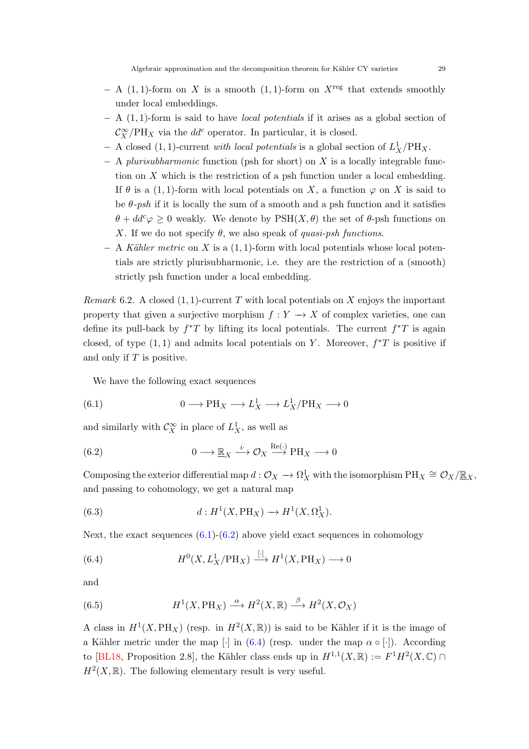- A $(1,1)$-form on $X$ is a smooth $(1,1)$-form on $X^{\mathrm{reg}}$ that extends smoothly under local embeddings.
- A $(1,1)$-form is said to have *local potentials* if it arises as a global section of $\mathcal{C}^\infty_X/\mathrm{PH}_X$ via the $dd^c$ operator. In particular, it is closed.
- A closed $(1,1)$-current *with local potentials* is a global section of $L^1_X/\mathrm{PH}_X$.
- A *plurisubharmonic* function (psh for short) on $X$ is a locally integrable function on $X$ which is the restriction of a psh function under a local embedding. If $\theta$ is a $(1,1)$-form with local potentials on $X$, a function $\varphi$ on $X$ is said to be *$\theta$-psh* if it is locally the sum of a smooth and a psh function and it satisfies $\theta + dd^c\varphi \geq 0$ weakly. We denote by $\mathrm{PSH}(X,\theta)$ the set of $\theta$-psh functions on $X$. If we do not specify $\theta$, we also speak of *quasi-psh functions*.
- A *Kähler metric* on $X$ is a $(1,1)$-form with local potentials whose local potentials are strictly plurisubharmonic, i.e. they are the restriction of a (smooth) strictly psh function under a local embedding.

*Remark* 6.2. A closed $(1,1)$-current $T$ with local potentials on $X$ enjoys the important property that given a surjective morphism $f : Y \longrightarrow X$ of complex varieties, one can define its pull-back by $f^*T$ by lifting its local potentials. The current $f^*T$ is again closed, of type $(1,1)$ and admits local potentials on $Y$. Moreover, $f^*T$ is positive if and only if $T$ is positive.

We have the following exact sequences

$$0 \longrightarrow \mathrm{PH}_X \longrightarrow L^1_X \longrightarrow L^1_X/\mathrm{PH}_X \longrightarrow 0 \tag{6.1}$$

and similarly with $\mathcal{C}^\infty_X$ in place of $L^1_X$, as well as

$$0 \longrightarrow \underline{\mathbb{R}}_X \xrightarrow{\ i\cdot\ } \mathcal{O}_X \xrightarrow{\ \mathrm{Re}(\cdot)\ } \mathrm{PH}_X \longrightarrow 0 \tag{6.2}$$

Composing the exterior differential map $d : \mathcal{O}_X \longrightarrow \Omega^1_X$ with the isomorphism $\mathrm{PH}_X \cong \mathcal{O}_X/\underline{\mathbb{R}}_X$, and passing to cohomology, we get a natural map

$$d : H^1(X, \mathrm{PH}_X) \to H^1(X, \Omega^1_X). \tag{6.3}$$

Next, the exact sequences (6.1)-(6.2) above yield exact sequences in cohomology

$$H^0(X, L^1_X/\mathrm{PH}_X) \xrightarrow{\ [\cdot]\ } H^1(X, \mathrm{PH}_X) \longrightarrow 0 \tag{6.4}$$

and

$$H^1(X, \mathrm{PH}_X) \xrightarrow{\ \alpha\ } H^2(X, \mathbb{R}) \xrightarrow{\ \beta\ } H^2(X, \mathcal{O}_X) \tag{6.5}$$

A class in $H^1(X, \mathrm{PH}_X)$ (resp. in $H^2(X,\mathbb{R})$) is said to be Kähler if it is the image of a Kähler metric under the map $[\cdot]$ in (6.4) (resp. under the map $\alpha \circ [\cdot]$). According to [BL18, Proposition 2.8], the Kähler class ends up in $H^{1,1}(X,\mathbb{R}) := F^1H^2(X,\mathbb{C}) \cap H^2(X,\mathbb{R})$. The following elementary result is very useful.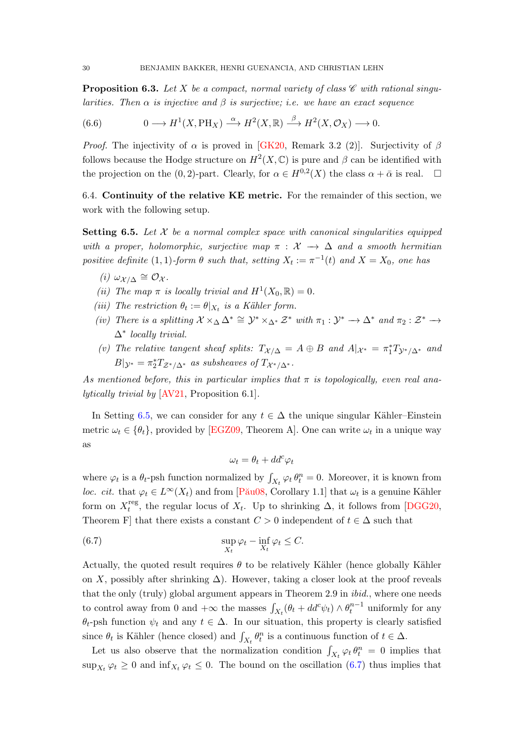**Proposition 6.3.** *Let $X$ be a compact, normal variety of class $\mathscr{C}$ with rational singularities. Then $\alpha$ is injective and $\beta$ is surjective; i.e. we have an exact sequence*

$$0 \longrightarrow H^1(X, \mathrm{PH}_X) \xrightarrow{\alpha} H^2(X, \mathbb{R}) \xrightarrow{\beta} H^2(X, \mathcal{O}_X) \longrightarrow 0. \tag{6.6}$$

*Proof.* The injectivity of $\alpha$ is proved in [GK20, Remark 3.2 (2)]. Surjectivity of $\beta$ follows because the Hodge structure on $H^2(X, \mathbb{C})$ is pure and $\beta$ can be identified with the projection on the $(0,2)$-part. Clearly, for $\alpha \in H^{0,2}(X)$ the class $\alpha + \bar{\alpha}$ is real. $\square$

6.4. **Continuity of the relative KE metric.** For the remainder of this section, we work with the following setup.

**Setting 6.5.** *Let $\mathcal{X}$ be a normal complex space with canonical singularities equipped with a proper, holomorphic, surjective map $\pi : \mathcal{X} \longrightarrow \Delta$ and a smooth hermitian positive definite $(1,1)$-form $\theta$ such that, setting $X_t := \pi^{-1}(t)$ and $X = X_0$, one has*

- *(i)* $\omega_{\mathcal{X}/\Delta} \cong \mathcal{O}_{\mathcal{X}}$.
- *(ii) The map $\pi$ is locally trivial and $H^1(X_0, \mathbb{R}) = 0$.*
- *(iii) The restriction $\theta_t := \theta|_{X_t}$ is a Kähler form.*
- *(iv) There is a splitting $\mathcal{X} \times_\Delta \Delta^* \cong \mathcal{Y}^* \times_{\Delta^*} \mathcal{Z}^*$ with $\pi_1 : \mathcal{Y}^* \longrightarrow \Delta^*$ and $\pi_2 : \mathcal{Z}^* \longrightarrow \Delta^*$ locally trivial.*
- *(v) The relative tangent sheaf splits: $T_{\mathcal{X}/\Delta} = A \oplus B$ and $A|_{\mathcal{X}^*} = \pi_1^* T_{\mathcal{Y}^*/\Delta^*}$ and $B|_{\mathcal{Y}^*} = \pi_2^* T_{\mathcal{Z}^*/\Delta^*}$ as subsheaves of $T_{\mathcal{X}^*/\Delta^*}$.*

*As mentioned before, this in particular implies that $\pi$ is topologically, even real analytically trivial by* [AV21, Proposition 6.1].

In Setting 6.5, we can consider for any $t \in \Delta$ the unique singular Kähler–Einstein metric $\omega_t \in \{\theta_t\}$, provided by [EGZ09, Theorem A]. One can write $\omega_t$ in a unique way as

$$\omega_t = \theta_t + dd^c \varphi_t$$

where $\varphi_t$ is a $\theta_t$-psh function normalized by $\int_{X_t} \varphi_t \, \theta_t^n = 0$. Moreover, it is known from *loc. cit.* that $\varphi_t \in L^\infty(X_t)$ and from [Pău08, Corollary 1.1] that $\omega_t$ is a genuine Kähler form on $X_t^{\mathrm{reg}}$, the regular locus of $X_t$. Up to shrinking $\Delta$, it follows from [DGG20, Theorem F] that there exists a constant $C > 0$ independent of $t \in \Delta$ such that

$$\sup_{X_t} \varphi_t - \inf_{X_t} \varphi_t \le C. \tag{6.7}$$

Actually, the quoted result requires $\theta$ to be relatively Kähler (hence globally Kähler on $X$, possibly after shrinking $\Delta$). However, taking a closer look at the proof reveals that the only (truly) global argument appears in Theorem 2.9 in *ibid.*, where one needs to control away from 0 and $+\infty$ the masses $\int_{X_t} (\theta_t + dd^c \psi_t) \wedge \theta_t^{n-1}$ uniformly for any $\theta_t$-psh function $\psi_t$ and any $t \in \Delta$. In our situation, this property is clearly satisfied since $\theta_t$ is Kähler (hence closed) and $\int_{X_t} \theta_t^n$ is a continuous function of $t \in \Delta$.

Let us also observe that the normalization condition $\int_{X_t} \varphi_t \, \theta_t^n = 0$ implies that $\sup_{X_t} \varphi_t \ge 0$ and $\inf_{X_t} \varphi_t \le 0$. The bound on the oscillation (6.7) thus implies that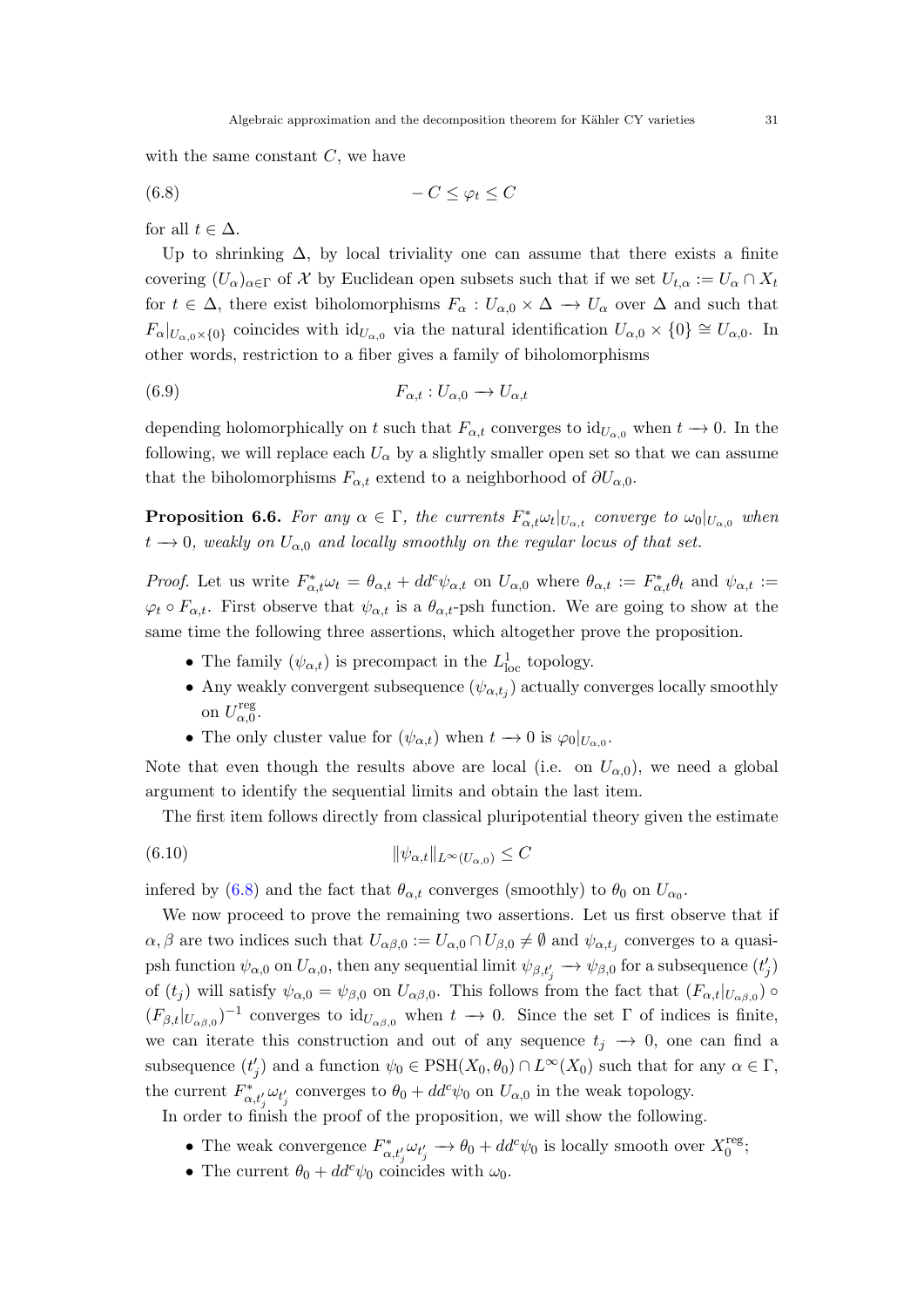with the same constant $C$, we have

$$-C \leq \varphi_t \leq C \tag{6.8}$$

for all $t \in \Delta$.

Up to shrinking $\Delta$, by local triviality one can assume that there exists a finite covering $(U_\alpha)_{\alpha\in\Gamma}$ of $\mathcal{X}$ by Euclidean open subsets such that if we set $U_{t,\alpha} := U_\alpha \cap X_t$ for $t \in \Delta$, there exist biholomorphisms $F_\alpha : U_{\alpha,0} \times \Delta \longrightarrow U_\alpha$ over $\Delta$ and such that $F_\alpha|_{U_{\alpha,0}\times\{0\}}$ coincides with $\mathrm{id}_{U_{\alpha,0}}$ via the natural identification $U_{\alpha,0} \times \{0\} \cong U_{\alpha,0}$. In other words, restriction to a fiber gives a family of biholomorphisms

$$F_{\alpha,t} : U_{\alpha,0} \longrightarrow U_{\alpha,t} \tag{6.9}$$

depending holomorphically on $t$ such that $F_{\alpha,t}$ converges to $\mathrm{id}_{U_{\alpha,0}}$ when $t \longrightarrow 0$. In the following, we will replace each $U_\alpha$ by a slightly smaller open set so that we can assume that the biholomorphisms $F_{\alpha,t}$ extend to a neighborhood of $\partial U_{\alpha,0}$.

**Proposition 6.6.** *For any $\alpha \in \Gamma$, the currents $F_{\alpha,t}^*\omega_t|_{U_{\alpha,t}}$ converge to $\omega_0|_{U_{\alpha,0}}$ when $t \longrightarrow 0$, weakly on $U_{\alpha,0}$ and locally smoothly on the regular locus of that set.*

*Proof.* Let us write $F_{\alpha,t}^*\omega_t = \theta_{\alpha,t} + dd^c\psi_{\alpha,t}$ on $U_{\alpha,0}$ where $\theta_{\alpha,t} := F_{\alpha,t}^*\theta_t$ and $\psi_{\alpha,t} := \varphi_t \circ F_{\alpha,t}$. First observe that $\psi_{\alpha,t}$ is a $\theta_{\alpha,t}$-psh function. We are going to show at the same time the following three assertions, which altogether prove the proposition.

- The family $(\psi_{\alpha,t})$ is precompact in the $L^1_{\mathrm{loc}}$ topology.
- Any weakly convergent subsequence $(\psi_{\alpha,t_j})$ actually converges locally smoothly on $U_{\alpha,0}^{\mathrm{reg}}$.
- The only cluster value for $(\psi_{\alpha,t})$ when $t \longrightarrow 0$ is $\varphi_0|_{U_{\alpha,0}}$.

Note that even though the results above are local (i.e. on $U_{\alpha,0}$), we need a global argument to identify the sequential limits and obtain the last item.

The first item follows directly from classical pluripotential theory given the estimate

$$\|\psi_{\alpha,t}\|_{L^\infty(U_{\alpha,0})} \leq C \tag{6.10}$$

infered by (6.8) and the fact that $\theta_{\alpha,t}$ converges (smoothly) to $\theta_0$ on $U_{\alpha_0}$.

We now proceed to prove the remaining two assertions. Let us first observe that if $\alpha, \beta$ are two indices such that $U_{\alpha\beta,0} := U_{\alpha,0} \cap U_{\beta,0} \neq \emptyset$ and $\psi_{\alpha,t_j}$ converges to a quasi-psh function $\psi_{\alpha,0}$ on $U_{\alpha,0}$, then any sequential limit $\psi_{\beta,t'_j} \longrightarrow \psi_{\beta,0}$ for a subsequence $(t'_j)$ of $(t_j)$ will satisfy $\psi_{\alpha,0} = \psi_{\beta,0}$ on $U_{\alpha\beta,0}$. This follows from the fact that $(F_{\alpha,t}|_{U_{\alpha\beta,0}}) \circ (F_{\beta,t}|_{U_{\alpha\beta,0}})^{-1}$ converges to $\mathrm{id}_{U_{\alpha\beta,0}}$ when $t \longrightarrow 0$. Since the set $\Gamma$ of indices is finite, we can iterate this construction and out of any sequence $t_j \longrightarrow 0$, one can find a subsequence $(t'_j)$ and a function $\psi_0 \in \mathrm{PSH}(X_0, \theta_0) \cap L^\infty(X_0)$ such that for any $\alpha \in \Gamma$, the current $F_{\alpha,t'_j}^*\omega_{t'_j}$ converges to $\theta_0 + dd^c\psi_0$ on $U_{\alpha,0}$ in the weak topology.

In order to finish the proof of the proposition, we will show the following.

- The weak convergence $F_{\alpha,t'_j}^*\omega_{t'_j} \longrightarrow \theta_0 + dd^c\psi_0$ is locally smooth over $X_0^{\mathrm{reg}}$;
- The current $\theta_0 + dd^c\psi_0$ coincides with $\omega_0$.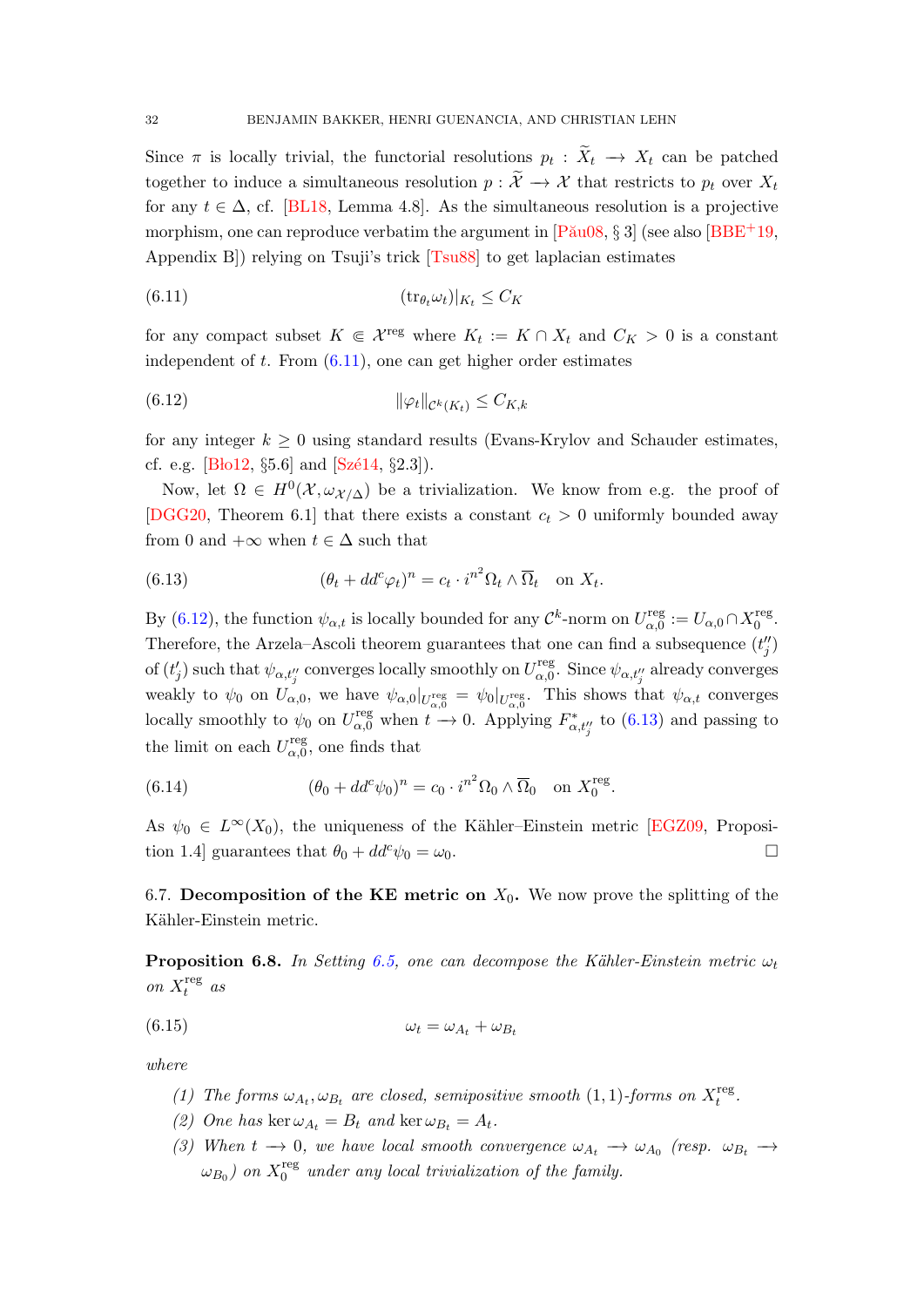Since $\pi$ is locally trivial, the functorial resolutions $p_t : \widetilde{X}_t \longrightarrow X_t$ can be patched together to induce a simultaneous resolution $p : \widetilde{\mathcal{X}} \longrightarrow \mathcal{X}$ that restricts to $p_t$ over $X_t$ for any $t \in \Delta$, cf. [BL18, Lemma 4.8]. As the simultaneous resolution is a projective morphism, one can reproduce verbatim the argument in [Pău08, § 3] (see also [BBE+19, Appendix B]) relying on Tsuji's trick [Tsu88] to get laplacian estimates

$$(\mathrm{tr}_{\theta_t}\omega_t)|_{K_t} \le C_K \tag{6.11}$$

for any compact subset $K \Subset \mathcal{X}^{\mathrm{reg}}$ where $K_t := K \cap X_t$ and $C_K > 0$ is a constant independent of $t$. From (6.11), one can get higher order estimates

$$\|\varphi_t\|_{\mathcal{C}^k(K_t)} \le C_{K,k} \tag{6.12}$$

for any integer $k \ge 0$ using standard results (Evans-Krylov and Schauder estimates, cf. e.g. [Bło12, §5.6] and [Szé14, §2.3]).

Now, let $\Omega \in H^0(\mathcal{X}, \omega_{\mathcal{X}/\Delta})$ be a trivialization. We know from e.g. the proof of [DGG20, Theorem 6.1] that there exists a constant $c_t > 0$ uniformly bounded away from $0$ and $+\infty$ when $t \in \Delta$ such that

$$(\theta_t + dd^c\varphi_t)^n = c_t \cdot i^{n^2}\Omega_t \wedge \overline{\Omega}_t \quad \text{on } X_t. \tag{6.13}$$

By (6.12), the function $\psi_{\alpha,t}$ is locally bounded for any $\mathcal{C}^k$-norm on $U_{\alpha,0}^{\mathrm{reg}} := U_{\alpha,0} \cap X_0^{\mathrm{reg}}$. Therefore, the Arzela–Ascoli theorem guarantees that one can find a subsequence $(t_j'')$ of $(t_j')$ such that $\psi_{\alpha,t_j''}$ converges locally smoothly on $U_{\alpha,0}^{\mathrm{reg}}$. Since $\psi_{\alpha,t_j''}$ already converges weakly to $\psi_0$ on $U_{\alpha,0}$, we have $\psi_{\alpha,0}|_{U_{\alpha,0}^{\mathrm{reg}}} = \psi_0|_{U_{\alpha,0}^{\mathrm{reg}}}$. This shows that $\psi_{\alpha,t}$ converges locally smoothly to $\psi_0$ on $U_{\alpha,0}^{\mathrm{reg}}$ when $t \longrightarrow 0$. Applying $F_{\alpha,t_j''}^*$ to (6.13) and passing to the limit on each $U_{\alpha,0}^{\mathrm{reg}}$, one finds that

$$(\theta_0 + dd^c\psi_0)^n = c_0 \cdot i^{n^2}\Omega_0 \wedge \overline{\Omega}_0 \quad \text{on } X_0^{\mathrm{reg}}. \tag{6.14}$$

As $\psi_0 \in L^\infty(X_0)$, the uniqueness of the Kähler–Einstein metric [EGZ09, Proposition 1.4] guarantees that $\theta_0 + dd^c\psi_0 = \omega_0$. □

## 6.7. Decomposition of the KE metric on $X_0$.

We now prove the splitting of the Kähler-Einstein metric.

**Proposition 6.8.** *In Setting 6.5, one can decompose the Kähler-Einstein metric $\omega_t$ on $X_t^{\mathrm{reg}}$ as*

$$\omega_t = \omega_{A_t} + \omega_{B_t} \tag{6.15}$$

*where*

1. *The forms $\omega_{A_t}, \omega_{B_t}$ are closed, semipositive smooth $(1,1)$-forms on $X_t^{\mathrm{reg}}$.*
2. *One has $\ker \omega_{A_t} = B_t$ and $\ker \omega_{B_t} = A_t$.*
3. *When $t \longrightarrow 0$, we have local smooth convergence $\omega_{A_t} \longrightarrow \omega_{A_0}$ (resp. $\omega_{B_t} \longrightarrow \omega_{B_0}$) on $X_0^{\mathrm{reg}}$ under any local trivialization of the family.*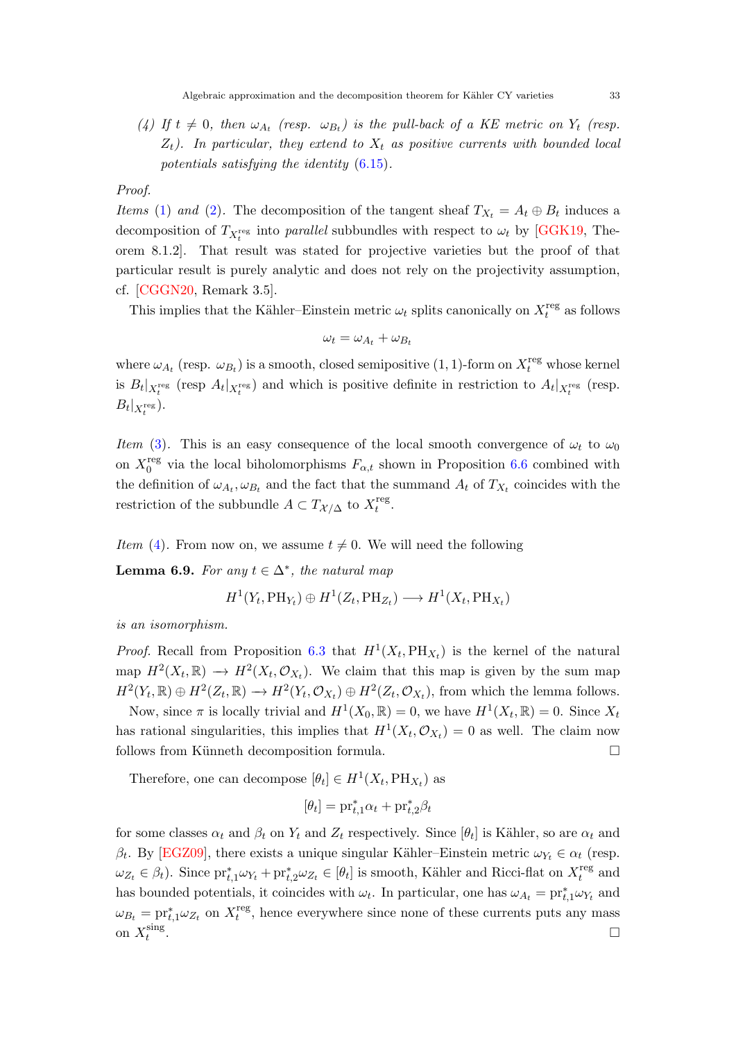(4) *If $t \neq 0$, then $\omega_{A_t}$ (resp. $\omega_{B_t}$) is the pull-back of a KE metric on $Y_t$ (resp. $Z_t$). In particular, they extend to $X_t$ as positive currents with bounded local potentials satisfying the identity* (6.15).

*Proof.*
*Items* (1) *and* (2). The decomposition of the tangent sheaf $T_{X_t} = A_t \oplus B_t$ induces a decomposition of $T_{X_t^{\mathrm{reg}}}$ into *parallel* subbundles with respect to $\omega_t$ by [GGK19, Theorem 8.1.2]. That result was stated for projective varieties but the proof of that particular result is purely analytic and does not rely on the projectivity assumption, cf. [CGGN20, Remark 3.5].

This implies that the Kähler–Einstein metric $\omega_t$ splits canonically on $X_t^{\mathrm{reg}}$ as follows

$$\omega_t = \omega_{A_t} + \omega_{B_t}$$

where $\omega_{A_t}$ (resp. $\omega_{B_t}$) is a smooth, closed semipositive $(1,1)$-form on $X_t^{\mathrm{reg}}$ whose kernel is $B_t|_{X_t^{\mathrm{reg}}}$ (resp $A_t|_{X_t^{\mathrm{reg}}}$) and which is positive definite in restriction to $A_t|_{X_t^{\mathrm{reg}}}$ (resp. $B_t|_{X_t^{\mathrm{reg}}}$).

*Item* (3). This is an easy consequence of the local smooth convergence of $\omega_t$ to $\omega_0$ on $X_0^{\mathrm{reg}}$ via the local biholomorphisms $F_{\alpha,t}$ shown in Proposition 6.6 combined with the definition of $\omega_{A_t}, \omega_{B_t}$ and the fact that the summand $A_t$ of $T_{X_t}$ coincides with the restriction of the subbundle $A \subset T_{\mathcal{X}/\Delta}$ to $X_t^{\mathrm{reg}}$.

*Item* (4). From now on, we assume $t \neq 0$. We will need the following

**Lemma 6.9.** *For any $t \in \Delta^*$, the natural map*

$$H^1(Y_t, \mathrm{PH}_{Y_t}) \oplus H^1(Z_t, \mathrm{PH}_{Z_t}) \longrightarrow H^1(X_t, \mathrm{PH}_{X_t})$$

*is an isomorphism.*

*Proof.* Recall from Proposition 6.3 that $H^1(X_t, \mathrm{PH}_{X_t})$ is the kernel of the natural map $H^2(X_t, \mathbb{R}) \to H^2(X_t, \mathcal{O}_{X_t})$. We claim that this map is given by the sum map $H^2(Y_t, \mathbb{R}) \oplus H^2(Z_t, \mathbb{R}) \to H^2(Y_t, \mathcal{O}_{X_t}) \oplus H^2(Z_t, \mathcal{O}_{X_t})$, from which the lemma follows.

Now, since $\pi$ is locally trivial and $H^1(X_0, \mathbb{R}) = 0$, we have $H^1(X_t, \mathbb{R}) = 0$. Since $X_t$ has rational singularities, this implies that $H^1(X_t, \mathcal{O}_{X_t}) = 0$ as well. The claim now follows from Künneth decomposition formula. $\square$

Therefore, one can decompose $[\theta_t] \in H^1(X_t, \mathrm{PH}_{X_t})$ as

$$[\theta_t] = \mathrm{pr}_{t,1}^* \alpha_t + \mathrm{pr}_{t,2}^* \beta_t$$

for some classes $\alpha_t$ and $\beta_t$ on $Y_t$ and $Z_t$ respectively. Since $[\theta_t]$ is Kähler, so are $\alpha_t$ and $\beta_t$. By [EGZ09], there exists a unique singular Kähler–Einstein metric $\omega_{Y_t} \in \alpha_t$ (resp. $\omega_{Z_t} \in \beta_t$). Since $\mathrm{pr}_{t,1}^* \omega_{Y_t} + \mathrm{pr}_{t,2}^* \omega_{Z_t} \in [\theta_t]$ is smooth, Kähler and Ricci-flat on $X_t^{\mathrm{reg}}$ and has bounded potentials, it coincides with $\omega_t$. In particular, one has $\omega_{A_t} = \mathrm{pr}_{t,1}^* \omega_{Y_t}$ and $\omega_{B_t} = \mathrm{pr}_{t,1}^* \omega_{Z_t}$ on $X_t^{\mathrm{reg}}$, hence everywhere since none of these currents puts any mass on $X_t^{\mathrm{sing}}$. $\square$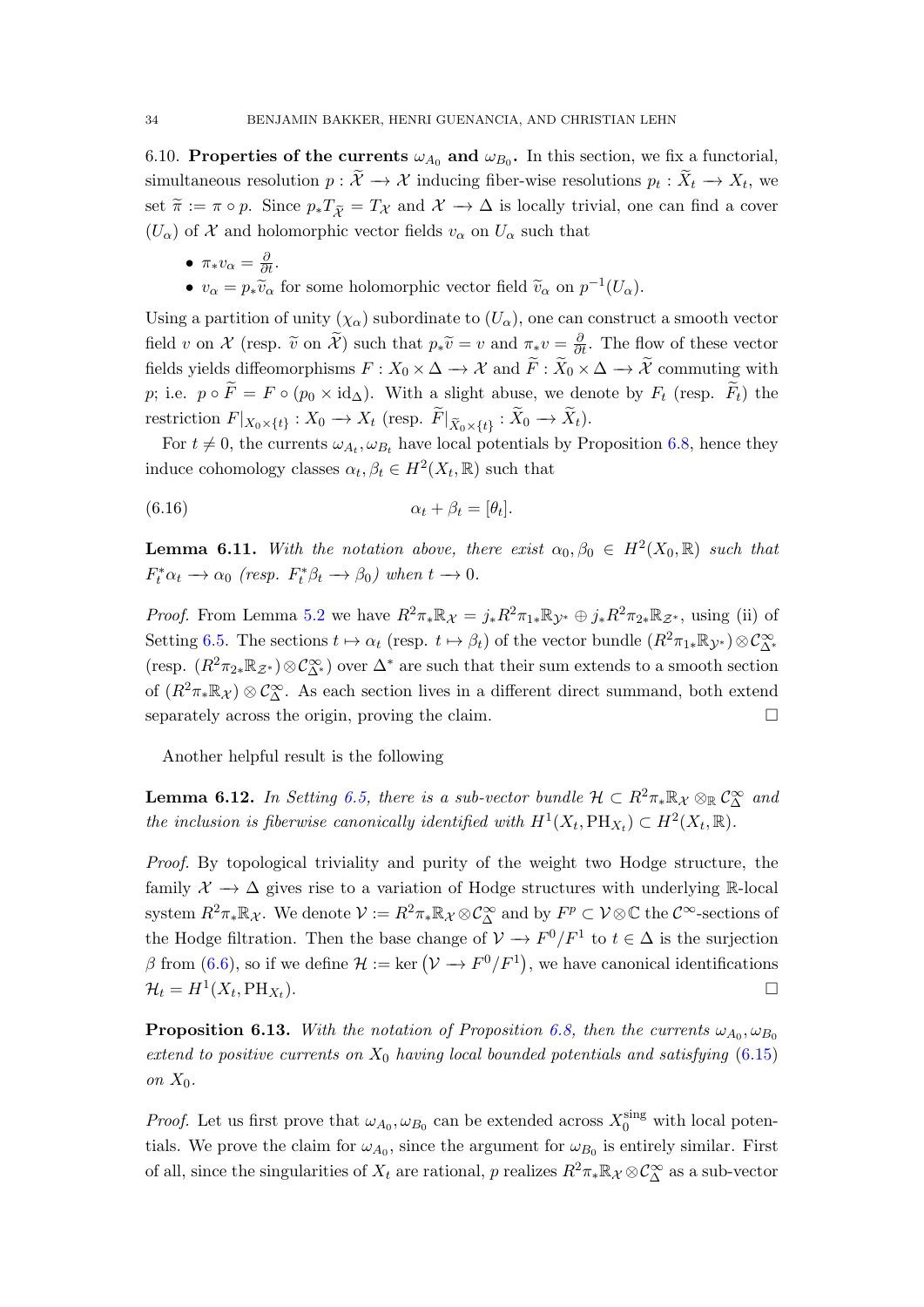6.10. **Properties of the currents $\omega_{A_0}$ and $\omega_{B_0}$.** In this section, we fix a functorial, simultaneous resolution $p : \widetilde{\mathcal{X}} \longrightarrow \mathcal{X}$ inducing fiber-wise resolutions $p_t : \widetilde{X}_t \longrightarrow X_t$, we set $\widetilde{\pi} := \pi \circ p$. Since $p_* T_{\widetilde{\mathcal{X}}} = T_{\mathcal{X}}$ and $\mathcal{X} \longrightarrow \Delta$ is locally trivial, one can find a cover $(U_\alpha)$ of $\mathcal{X}$ and holomorphic vector fields $v_\alpha$ on $U_\alpha$ such that

- $\pi_* v_\alpha = \frac{\partial}{\partial t}$.
- $v_\alpha = p_* \widetilde{v}_\alpha$ for some holomorphic vector field $\widetilde{v}_\alpha$ on $p^{-1}(U_\alpha)$.

Using a partition of unity $(\chi_\alpha)$ subordinate to $(U_\alpha)$, one can construct a smooth vector field $v$ on $\mathcal{X}$ (resp. $\widetilde{v}$ on $\widetilde{\mathcal{X}}$) such that $p_* \widetilde{v} = v$ and $\pi_* v = \frac{\partial}{\partial t}$. The flow of these vector fields yields diffeomorphisms $F : X_0 \times \Delta \longrightarrow \mathcal{X}$ and $\widetilde{F} : \widetilde{X}_0 \times \Delta \longrightarrow \widetilde{\mathcal{X}}$ commuting with $p$; i.e. $p \circ \widetilde{F} = F \circ (p_0 \times \mathrm{id}_\Delta)$. With a slight abuse, we denote by $F_t$ (resp. $\widetilde{F}_t$) the restriction $F|_{X_0 \times \{t\}} : X_0 \longrightarrow X_t$ (resp. $\widetilde{F}|_{\widetilde{X}_0 \times \{t\}} : \widetilde{X}_0 \longrightarrow \widetilde{X}_t$).

For $t \neq 0$, the currents $\omega_{A_t}, \omega_{B_t}$ have local potentials by Proposition 6.8, hence they induce cohomology classes $\alpha_t, \beta_t \in H^2(X_t, \mathbb{R})$ such that

$$\alpha_t + \beta_t = [\theta_t]. \tag{6.16}$$

**Lemma 6.11.** *With the notation above, there exist $\alpha_0, \beta_0 \in H^2(X_0, \mathbb{R})$ such that $F_t^* \alpha_t \longrightarrow \alpha_0$ (resp. $F_t^* \beta_t \longrightarrow \beta_0$) when $t \longrightarrow 0$.*

*Proof.* From Lemma 5.2 we have $R^2 \pi_* \mathbb{R}_{\mathcal{X}} = j_* R^2 \pi_{1*} \mathbb{R}_{\mathcal{Y}^*} \oplus j_* R^2 \pi_{2*} \mathbb{R}_{\mathcal{Z}^*}$, using (ii) of Setting 6.5. The sections $t \mapsto \alpha_t$ (resp. $t \mapsto \beta_t$) of the vector bundle $(R^2 \pi_{1*} \mathbb{R}_{\mathcal{Y}^*}) \otimes \mathcal{C}^\infty_{\Delta^*}$ (resp. $(R^2 \pi_{2*} \mathbb{R}_{\mathcal{Z}^*}) \otimes \mathcal{C}^\infty_{\Delta^*}$) over $\Delta^*$ are such that their sum extends to a smooth section of $(R^2 \pi_* \mathbb{R}_{\mathcal{X}}) \otimes \mathcal{C}^\infty_\Delta$. As each section lives in a different direct summand, both extend separately across the origin, proving the claim. $\square$

Another helpful result is the following

**Lemma 6.12.** *In Setting 6.5, there is a sub-vector bundle $\mathcal{H} \subset R^2 \pi_* \mathbb{R}_{\mathcal{X}} \otimes_{\mathbb{R}} \mathcal{C}^\infty_\Delta$ and the inclusion is fiberwise canonically identified with $H^1(X_t, \mathrm{PH}_{X_t}) \subset H^2(X_t, \mathbb{R})$.*

*Proof.* By topological triviality and purity of the weight two Hodge structure, the family $\mathcal{X} \longrightarrow \Delta$ gives rise to a variation of Hodge structures with underlying $\mathbb{R}$-local system $R^2 \pi_* \mathbb{R}_{\mathcal{X}}$. We denote $\mathcal{V} := R^2 \pi_* \mathbb{R}_{\mathcal{X}} \otimes \mathcal{C}^\infty_\Delta$ and by $F^p \subset \mathcal{V} \otimes \mathbb{C}$ the $\mathcal{C}^\infty$-sections of the Hodge filtration. Then the base change of $\mathcal{V} \longrightarrow F^0/F^1$ to $t \in \Delta$ is the surjection $\beta$ from (6.6), so if we define $\mathcal{H} := \ker\left(\mathcal{V} \longrightarrow F^0/F^1\right)$, we have canonical identifications $\mathcal{H}_t = H^1(X_t, \mathrm{PH}_{X_t})$. $\square$

**Proposition 6.13.** *With the notation of Proposition 6.8, then the currents $\omega_{A_0}, \omega_{B_0}$ extend to positive currents on $X_0$ having local bounded potentials and satisfying (6.15) on $X_0$.*

*Proof.* Let us first prove that $\omega_{A_0}, \omega_{B_0}$ can be extended across $X_0^{\mathrm{sing}}$ with local potentials. We prove the claim for $\omega_{A_0}$, since the argument for $\omega_{B_0}$ is entirely similar. First of all, since the singularities of $X_t$ are rational, $p$ realizes $R^2 \pi_* \mathbb{R}_{\mathcal{X}} \otimes \mathcal{C}^\infty_\Delta$ as a sub-vector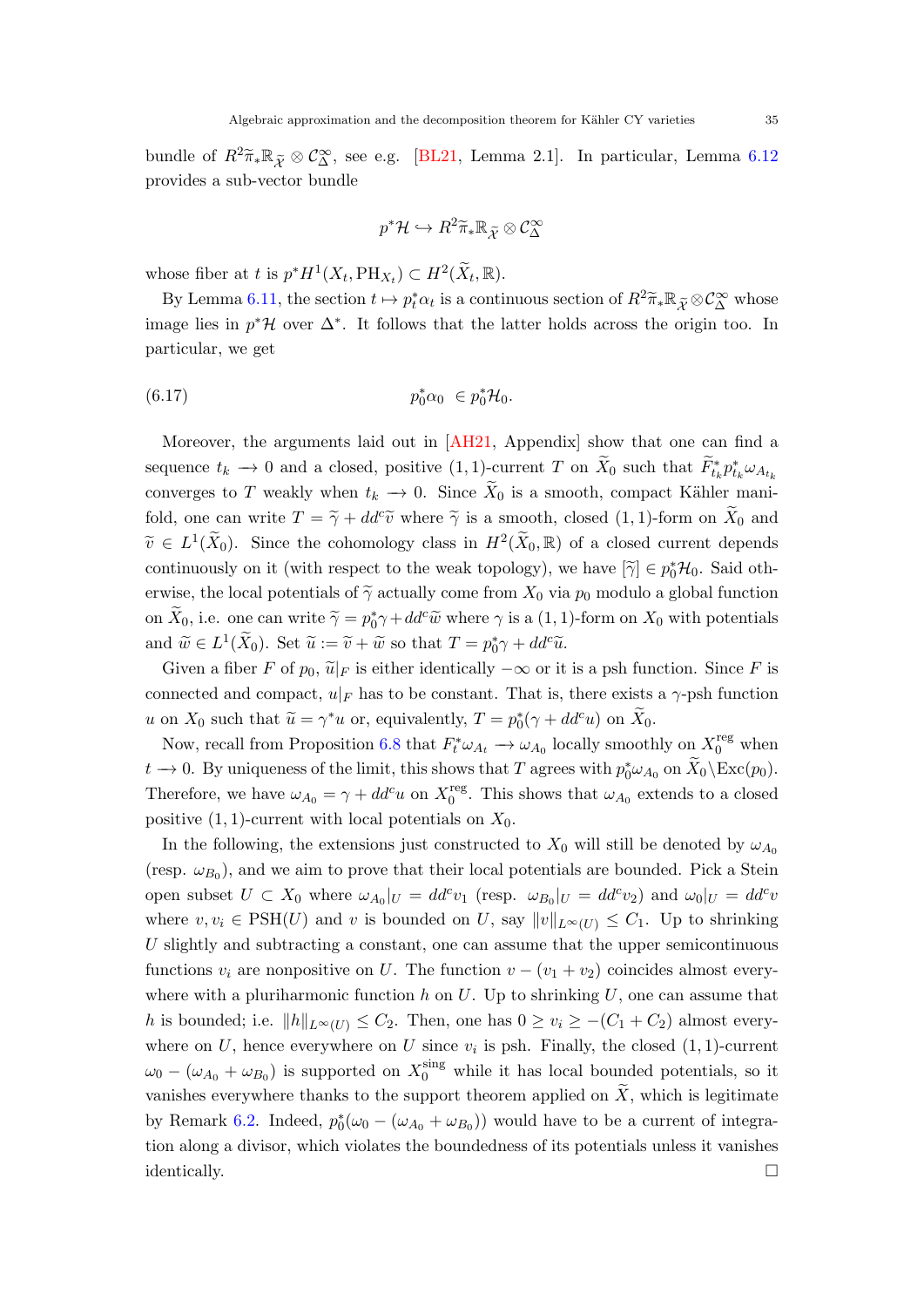bundle of $R^2\widetilde{\pi}_*\mathbb{R}_{\widetilde{\mathcal{X}}} \otimes \mathcal{C}^\infty_\Delta$, see e.g. [BL21, Lemma 2.1]. In particular, Lemma 6.12 provides a sub-vector bundle

$$p^*\mathcal{H} \hookrightarrow R^2\widetilde{\pi}_*\mathbb{R}_{\widetilde{\mathcal{X}}} \otimes \mathcal{C}^\infty_\Delta$$

whose fiber at $t$ is $p^*H^1(X_t, \mathrm{PH}_{X_t}) \subset H^2(\widetilde{X}_t, \mathbb{R})$.

By Lemma 6.11, the section $t \mapsto p_t^*\alpha_t$ is a continuous section of $R^2\widetilde{\pi}_*\mathbb{R}_{\widetilde{\mathcal{X}}} \otimes \mathcal{C}^\infty_\Delta$ whose image lies in $p^*\mathcal{H}$ over $\Delta^*$. It follows that the latter holds across the origin too. In particular, we get

$$p_0^*\alpha_0 \ \in p_0^*\mathcal{H}_0. \tag{6.17}$$

Moreover, the arguments laid out in [AH21, Appendix] show that one can find a sequence $t_k \longrightarrow 0$ and a closed, positive $(1,1)$-current $T$ on $\widetilde{X}_0$ such that $\widetilde{F}_{t_k}^* p_{t_k}^* \omega_{A_{t_k}}$ converges to $T$ weakly when $t_k \longrightarrow 0$. Since $\widetilde{X}_0$ is a smooth, compact Kähler manifold, one can write $T = \widetilde{\gamma} + dd^c\widetilde{v}$ where $\widetilde{\gamma}$ is a smooth, closed $(1,1)$-form on $\widetilde{X}_0$ and $\widetilde{v} \in L^1(\widetilde{X}_0)$. Since the cohomology class in $H^2(\widetilde{X}_0, \mathbb{R})$ of a closed current depends continuously on it (with respect to the weak topology), we have $[\widetilde{\gamma}] \in p_0^*\mathcal{H}_0$. Said otherwise, the local potentials of $\widetilde{\gamma}$ actually come from $X_0$ via $p_0$ modulo a global function on $\widetilde{X}_0$, i.e. one can write $\widetilde{\gamma} = p_0^*\gamma + dd^c\widetilde{w}$ where $\gamma$ is a $(1,1)$-form on $X_0$ with potentials and $\widetilde{w} \in L^1(\widetilde{X}_0)$. Set $\widetilde{u} := \widetilde{v} + \widetilde{w}$ so that $T = p_0^*\gamma + dd^c\widetilde{u}$.

Given a fiber $F$ of $p_0$, $\widetilde{u}|_F$ is either identically $-\infty$ or it is a psh function. Since $F$ is connected and compact, $u|_F$ has to be constant. That is, there exists a $\gamma$-psh function $u$ on $X_0$ such that $\widetilde{u} = \gamma^*u$ or, equivalently, $T = p_0^*(\gamma + dd^c u)$ on $\widetilde{X}_0$.

Now, recall from Proposition 6.8 that $F_t^*\omega_{A_t} \longrightarrow \omega_{A_0}$ locally smoothly on $X_0^{\mathrm{reg}}$ when $t \longrightarrow 0$. By uniqueness of the limit, this shows that $T$ agrees with $p_0^*\omega_{A_0}$ on $\widetilde{X}_0 \backslash \mathrm{Exc}(p_0)$. Therefore, we have $\omega_{A_0} = \gamma + dd^c u$ on $X_0^{\mathrm{reg}}$. This shows that $\omega_{A_0}$ extends to a closed positive $(1,1)$-current with local potentials on $X_0$.

In the following, the extensions just constructed to $X_0$ will still be denoted by $\omega_{A_0}$ (resp. $\omega_{B_0}$), and we aim to prove that their local potentials are bounded. Pick a Stein open subset $U \subset X_0$ where $\omega_{A_0}|_U = dd^c v_1$ (resp. $\omega_{B_0}|_U = dd^c v_2$) and $\omega_0|_U = dd^c v$ where $v, v_i \in \mathrm{PSH}(U)$ and $v$ is bounded on $U$, say $\|v\|_{L^\infty(U)} \le C_1$. Up to shrinking $U$ slightly and subtracting a constant, one can assume that the upper semicontinuous functions $v_i$ are nonpositive on $U$. The function $v - (v_1 + v_2)$ coincides almost everywhere with a pluriharmonic function $h$ on $U$. Up to shrinking $U$, one can assume that $h$ is bounded; i.e. $\|h\|_{L^\infty(U)} \le C_2$. Then, one has $0 \ge v_i \ge -(C_1 + C_2)$ almost everywhere on $U$, hence everywhere on $U$ since $v_i$ is psh. Finally, the closed $(1,1)$-current $\omega_0 - (\omega_{A_0} + \omega_{B_0})$ is supported on $X_0^{\mathrm{sing}}$ while it has local bounded potentials, so it vanishes everywhere thanks to the support theorem applied on $\widetilde{X}$, which is legitimate by Remark 6.2. Indeed, $p_0^*(\omega_0 - (\omega_{A_0} + \omega_{B_0}))$ would have to be a current of integration along a divisor, which violates the boundedness of its potentials unless it vanishes identically. □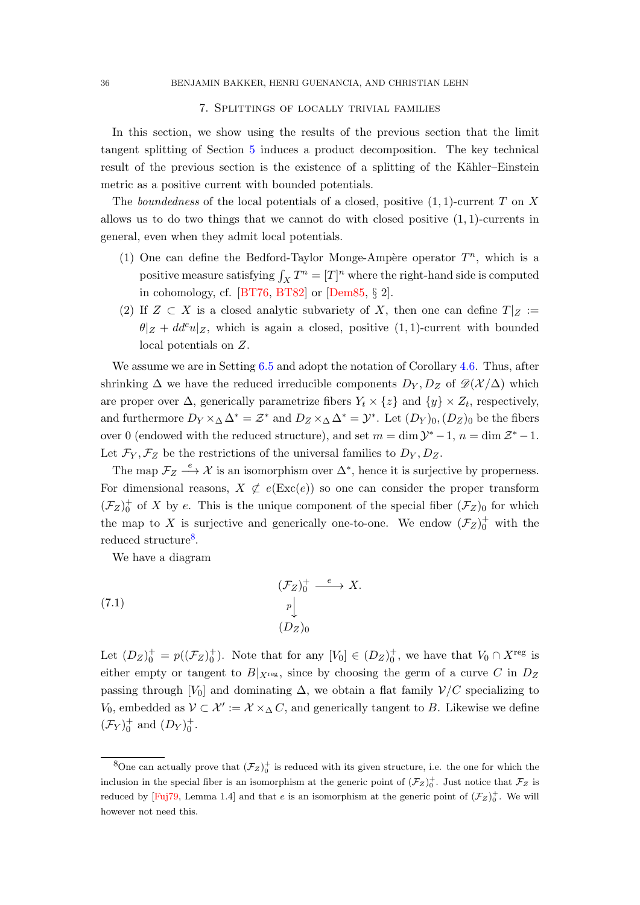## 7. Splittings of locally trivial families

In this section, we show using the results of the previous section that the limit tangent splitting of Section 5 induces a product decomposition. The key technical result of the previous section is the existence of a splitting of the Kähler–Einstein metric as a positive current with bounded potentials.

The *boundedness* of the local potentials of a closed, positive $(1,1)$-current $T$ on $X$ allows us to do two things that we cannot do with closed positive $(1,1)$-currents in general, even when they admit local potentials.

1. One can define the Bedford-Taylor Monge-Ampère operator $T^n$, which is a positive measure satisfying $\int_X T^n = [T]^n$ where the right-hand side is computed in cohomology, cf. [BT76, BT82] or [Dem85, § 2].
2. If $Z \subset X$ is a closed analytic subvariety of $X$, then one can define $T|_Z := \theta|_Z + dd^c u|_Z$, which is again a closed, positive $(1,1)$-current with bounded local potentials on $Z$.

We assume we are in Setting 6.5 and adopt the notation of Corollary 4.6. Thus, after shrinking $\Delta$ we have the reduced irreducible components $D_Y, D_Z$ of $\mathscr{D}(\mathcal{X}/\Delta)$ which are proper over $\Delta$, generically parametrize fibers $Y_t \times \{z\}$ and $\{y\} \times Z_t$, respectively, and furthermore $D_Y \times_\Delta \Delta^* = \mathcal{Z}^*$ and $D_Z \times_\Delta \Delta^* = \mathcal{Y}^*$. Let $(D_Y)_0, (D_Z)_0$ be the fibers over 0 (endowed with the reduced structure), and set $m = \dim \mathcal{Y}^* - 1$, $n = \dim \mathcal{Z}^* - 1$. Let $\mathcal{F}_Y, \mathcal{F}_Z$ be the restrictions of the universal families to $D_Y, D_Z$.

The map $\mathcal{F}_Z \xrightarrow{e} \mathcal{X}$ is an isomorphism over $\Delta^*$, hence it is surjective by properness. For dimensional reasons, $X \not\subset e(\mathrm{Exc}(e))$ so one can consider the proper transform $(\mathcal{F}_Z)_0^+$ of $X$ by $e$. This is the unique component of the special fiber $(\mathcal{F}_Z)_0$ for which the map to $X$ is surjective and generically one-to-one. We endow $(\mathcal{F}_Z)_0^+$ with the reduced structure[8].

We have a diagram

$$
\begin{array}{ccc}
(\mathcal{F}_Z)_0^+ & \xrightarrow{e} & X. \\
{\scriptstyle p}\downarrow & & \\
(D_Z)_0 & &
\end{array}
\tag{7.1}
$$

Let $(D_Z)_0^+ = p((\mathcal{F}_Z)_0^+)$. Note that for any $[V_0] \in (D_Z)_0^+$, we have that $V_0 \cap X^{\mathrm{reg}}$ is either empty or tangent to $B|_{X^{\mathrm{reg}}}$, since by choosing the germ of a curve $C$ in $D_Z$ passing through $[V_0]$ and dominating $\Delta$, we obtain a flat family $\mathcal{V}/C$ specializing to $V_0$, embedded as $\mathcal{V} \subset \mathcal{X}' := \mathcal{X} \times_\Delta C$, and generically tangent to $B$. Likewise we define $(\mathcal{F}_Y)_0^+$ and $(D_Y)_0^+$.

---

[8] One can actually prove that $(\mathcal{F}_Z)_0^+$ is reduced with its given structure, i.e. the one for which the inclusion in the special fiber is an isomorphism at the generic point of $(\mathcal{F}_Z)_0^+$. Just notice that $\mathcal{F}_Z$ is reduced by [Fuj79, Lemma 1.4] and that $e$ is an isomorphism at the generic point of $(\mathcal{F}_Z)_0^+$. We will however not need this.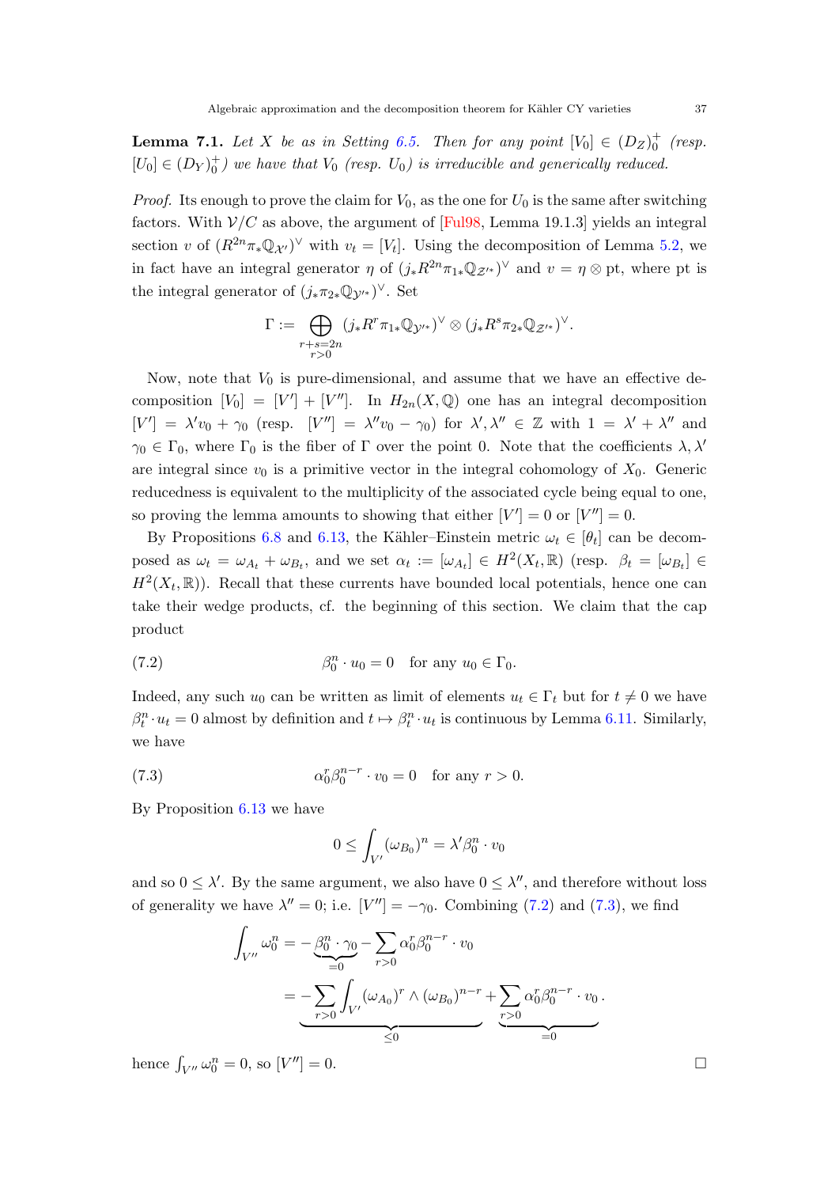**Lemma 7.1.** *Let $X$ be as in Setting 6.5. Then for any point $[V_0] \in (D_Z)_0^+$ (resp. $[U_0] \in (D_Y)_0^+$) we have that $V_0$ (resp. $U_0$) is irreducible and generically reduced.*

*Proof.* Its enough to prove the claim for $V_0$, as the one for $U_0$ is the same after switching factors. With $\mathcal{V}/C$ as above, the argument of [Ful98, Lemma 19.1.3] yields an integral section $v$ of $(R^{2n}\pi_*\mathbb{Q}_{\mathcal{X}'})^\vee$ with $v_t = [V_t]$. Using the decomposition of Lemma 5.2, we in fact have an integral generator $\eta$ of $(j_*R^{2n}\pi_{1*}\mathbb{Q}_{\mathcal{Z}'^*})^\vee$ and $v = \eta \otimes \mathrm{pt}$, where pt is the integral generator of $(j_*\pi_{2*}\mathbb{Q}_{\mathcal{Y}'^*})^\vee$. Set

$$\Gamma := \bigoplus_{\substack{r+s=2n \\ r>0}} (j_*R^r\pi_{1*}\mathbb{Q}_{\mathcal{Y}'^*})^\vee \otimes (j_*R^s\pi_{2*}\mathbb{Q}_{\mathcal{Z}'^*})^\vee.$$

Now, note that $V_0$ is pure-dimensional, and assume that we have an effective decomposition $[V_0] = [V'] + [V'']$. In $H_{2n}(X, \mathbb{Q})$ one has an integral decomposition $[V'] = \lambda' v_0 + \gamma_0$ (resp. $[V''] = \lambda'' v_0 - \gamma_0$) for $\lambda', \lambda'' \in \mathbb{Z}$ with $1 = \lambda' + \lambda''$ and $\gamma_0 \in \Gamma_0$, where $\Gamma_0$ is the fiber of $\Gamma$ over the point 0. Note that the coefficients $\lambda, \lambda'$ are integral since $v_0$ is a primitive vector in the integral cohomology of $X_0$. Generic reducedness is equivalent to the multiplicity of the associated cycle being equal to one, so proving the lemma amounts to showing that either $[V'] = 0$ or $[V''] = 0$.

By Propositions 6.8 and 6.13, the Kähler–Einstein metric $\omega_t \in [\theta_t]$ can be decomposed as $\omega_t = \omega_{A_t} + \omega_{B_t}$, and we set $\alpha_t := [\omega_{A_t}] \in H^2(X_t, \mathbb{R})$ (resp. $\beta_t = [\omega_{B_t}] \in H^2(X_t, \mathbb{R})$). Recall that these currents have bounded local potentials, hence one can take their wedge products, cf. the beginning of this section. We claim that the cap product

$$\beta_0^n \cdot u_0 = 0 \quad \text{for any } u_0 \in \Gamma_0. \tag{7.2}$$

Indeed, any such $u_0$ can be written as limit of elements $u_t \in \Gamma_t$ but for $t \neq 0$ we have $\beta_t^n \cdot u_t = 0$ almost by definition and $t \mapsto \beta_t^n \cdot u_t$ is continuous by Lemma 6.11. Similarly, we have

$$\alpha_0^r \beta_0^{n-r} \cdot v_0 = 0 \quad \text{for any } r > 0. \tag{7.3}$$

By Proposition 6.13 we have

$$0 \leq \int_{V'} (\omega_{B_0})^n = \lambda' \beta_0^n \cdot v_0$$

and so $0 \leq \lambda'$. By the same argument, we also have $0 \leq \lambda''$, and therefore without loss of generality we have $\lambda'' = 0$; i.e. $[V''] = -\gamma_0$. Combining (7.2) and (7.3), we find

$$\begin{aligned}
\int_{V''} \omega_0^n &= -\underbrace{\beta_0^n \cdot \gamma_0}_{=0} - \sum_{r>0} \alpha_0^r \beta_0^{n-r} \cdot v_0 \\
&= \underbrace{-\sum_{r>0} \int_{V'} (\omega_{A_0})^r \wedge (\omega_{B_0})^{n-r}}_{\leq 0} + \underbrace{\sum_{r>0} \alpha_0^r \beta_0^{n-r} \cdot v_0}_{=0}.
\end{aligned}$$

hence $\int_{V''} \omega_0^n = 0$, so $[V''] = 0$. □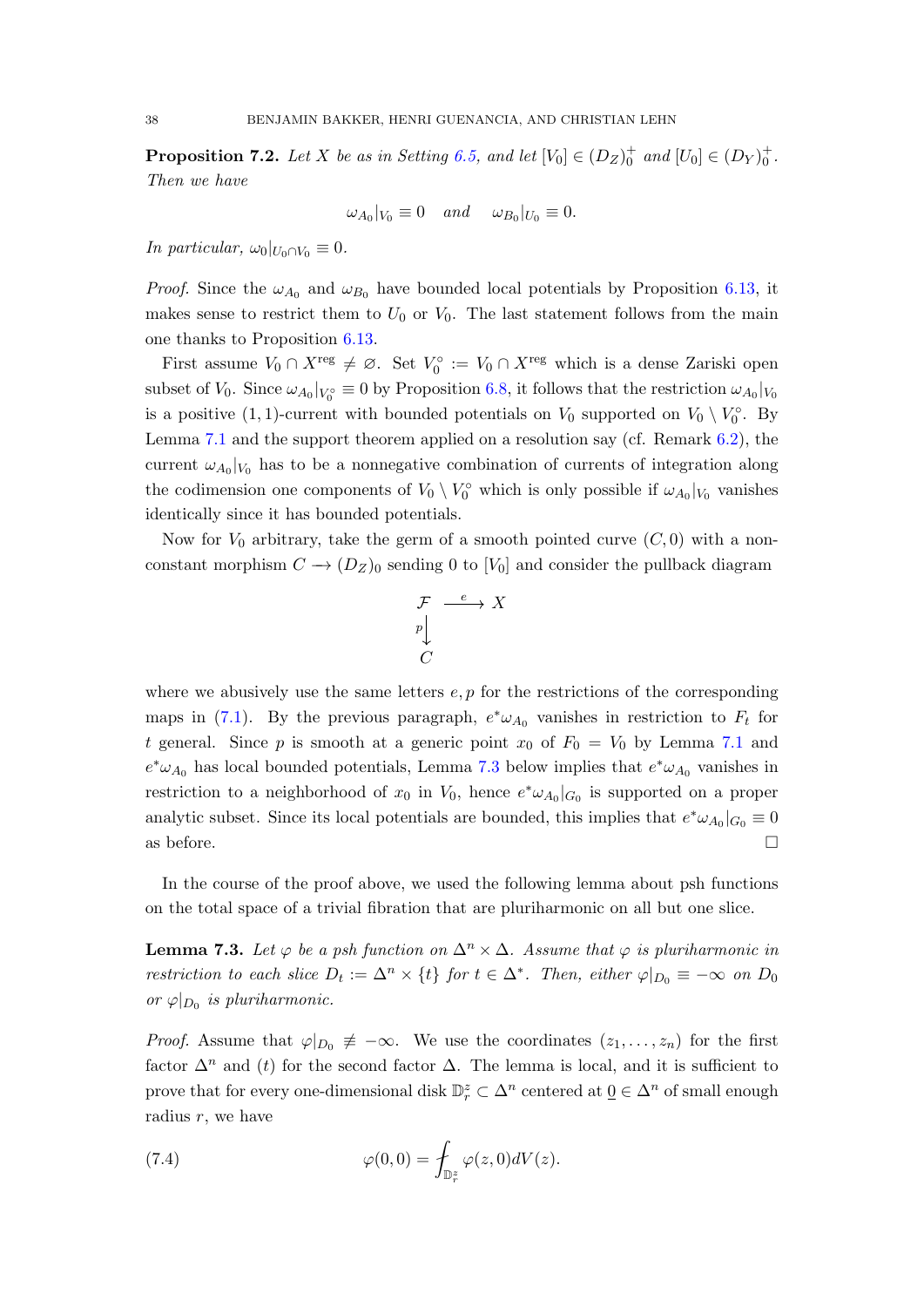**Proposition 7.2.** *Let $X$ be as in Setting 6.5, and let $[V_0] \in (D_Z)_0^+$ and $[U_0] \in (D_Y)_0^+$. Then we have*

$$\omega_{A_0}|_{V_0} \equiv 0 \quad \text{and} \quad \omega_{B_0}|_{U_0} \equiv 0.$$

*In particular, $\omega_0|_{U_0 \cap V_0} \equiv 0$.*

*Proof.* Since the $\omega_{A_0}$ and $\omega_{B_0}$ have bounded local potentials by Proposition 6.13, it makes sense to restrict them to $U_0$ or $V_0$. The last statement follows from the main one thanks to Proposition 6.13.

First assume $V_0 \cap X^{\text{reg}} \neq \varnothing$. Set $V_0^\circ := V_0 \cap X^{\text{reg}}$ which is a dense Zariski open subset of $V_0$. Since $\omega_{A_0}|_{V_0^\circ} \equiv 0$ by Proposition 6.8, it follows that the restriction $\omega_{A_0}|_{V_0}$ is a positive $(1,1)$-current with bounded potentials on $V_0$ supported on $V_0 \setminus V_0^\circ$. By Lemma 7.1 and the support theorem applied on a resolution say (cf. Remark 6.2), the current $\omega_{A_0}|_{V_0}$ has to be a nonnegative combination of currents of integration along the codimension one components of $V_0 \setminus V_0^\circ$ which is only possible if $\omega_{A_0}|_{V_0}$ vanishes identically since it has bounded potentials.

Now for $V_0$ arbitrary, take the germ of a smooth pointed curve $(C, 0)$ with a non-constant morphism $C \longrightarrow (D_Z)_0$ sending $0$ to $[V_0]$ and consider the pullback diagram

$$\begin{array}{ccc} \mathcal{F} & \xrightarrow{\ e\ } & X \\ {\scriptstyle p}\big\downarrow & & \\ C & & \end{array}$$

where we abusively use the same letters $e, p$ for the restrictions of the corresponding maps in (7.1). By the previous paragraph, $e^*\omega_{A_0}$ vanishes in restriction to $F_t$ for $t$ general. Since $p$ is smooth at a generic point $x_0$ of $F_0 = V_0$ by Lemma 7.1 and $e^*\omega_{A_0}$ has local bounded potentials, Lemma 7.3 below implies that $e^*\omega_{A_0}$ vanishes in restriction to a neighborhood of $x_0$ in $V_0$, hence $e^*\omega_{A_0}|_{G_0}$ is supported on a proper analytic subset. Since its local potentials are bounded, this implies that $e^*\omega_{A_0}|_{G_0} \equiv 0$ as before. $\square$

In the course of the proof above, we used the following lemma about psh functions on the total space of a trivial fibration that are pluriharmonic on all but one slice.

**Lemma 7.3.** *Let $\varphi$ be a psh function on $\Delta^n \times \Delta$. Assume that $\varphi$ is pluriharmonic in restriction to each slice $D_t := \Delta^n \times \{t\}$ for $t \in \Delta^*$. Then, either $\varphi|_{D_0} \equiv -\infty$ on $D_0$ or $\varphi|_{D_0}$ is pluriharmonic.*

*Proof.* Assume that $\varphi|_{D_0} \not\equiv -\infty$. We use the coordinates $(z_1, \ldots, z_n)$ for the first factor $\Delta^n$ and $(t)$ for the second factor $\Delta$. The lemma is local, and it is sufficient to prove that for every one-dimensional disk $\mathbb{D}_r^z \subset \Delta^n$ centered at $\underline{0} \in \Delta^n$ of small enough radius $r$, we have

$$\varphi(0,0) = \fint_{\mathbb{D}_r^z} \varphi(z,0)\, dV(z). \tag{7.4}$$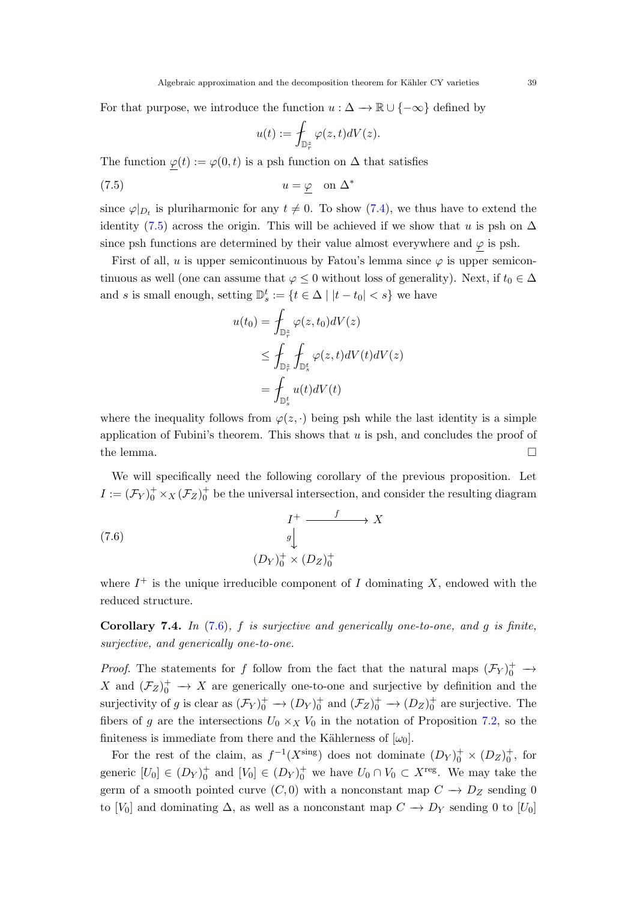For that purpose, we introduce the function $u : \Delta \longrightarrow \mathbb{R} \cup \{-\infty\}$ defined by

$$u(t) := \fint_{\mathbb{D}_r^z} \varphi(z,t) dV(z).$$

The function $\underline{\varphi}(t) := \varphi(0,t)$ is a psh function on $\Delta$ that satisfies

$$u = \underline{\varphi} \quad \text{on } \Delta^* \tag{7.5}$$

since $\varphi|_{D_t}$ is pluriharmonic for any $t \neq 0$. To show (7.4), we thus have to extend the identity (7.5) across the origin. This will be achieved if we show that $u$ is psh on $\Delta$ since psh functions are determined by their value almost everywhere and $\underline{\varphi}$ is psh.

First of all, $u$ is upper semicontinuous by Fatou's lemma since $\varphi$ is upper semicontinuous as well (one can assume that $\varphi \leq 0$ without loss of generality). Next, if $t_0 \in \Delta$ and $s$ is small enough, setting $\mathbb{D}_s^t := \{t \in \Delta \mid |t - t_0| < s\}$ we have

$$\begin{aligned} u(t_0) &= \fint_{\mathbb{D}_r^z} \varphi(z,t_0) dV(z) \\ &\leq \fint_{\mathbb{D}_r^z} \fint_{\mathbb{D}_s^t} \varphi(z,t) dV(t) dV(z) \\ &= \fint_{\mathbb{D}_s^t} u(t) dV(t) \end{aligned}$$

where the inequality follows from $\varphi(z, \cdot)$ being psh while the last identity is a simple application of Fubini's theorem. This shows that $u$ is psh, and concludes the proof of the lemma. □

We will specifically need the following corollary of the previous proposition. Let $I := (\mathcal{F}_Y)_0^+ \times_X (\mathcal{F}_Z)_0^+$ be the universal intersection, and consider the resulting diagram

$$\begin{array}{ccc} I^+ & \xrightarrow{\ f\ } & X \\ {\scriptstyle g}\big\downarrow & & \\ (D_Y)_0^+ \times (D_Z)_0^+ & & \end{array} \tag{7.6}$$

where $I^+$ is the unique irreducible component of $I$ dominating $X$, endowed with the reduced structure.

**Corollary 7.4.** *In (7.6), $f$ is surjective and generically one-to-one, and $g$ is finite, surjective, and generically one-to-one.*

*Proof.* The statements for $f$ follow from the fact that the natural maps $(\mathcal{F}_Y)_0^+ \longrightarrow X$ and $(\mathcal{F}_Z)_0^+ \longrightarrow X$ are generically one-to-one and surjective by definition and the surjectivity of $g$ is clear as $(\mathcal{F}_Y)_0^+ \longrightarrow (D_Y)_0^+$ and $(\mathcal{F}_Z)_0^+ \longrightarrow (D_Z)_0^+$ are surjective. The fibers of $g$ are the intersections $U_0 \times_X V_0$ in the notation of Proposition 7.2, so the finiteness is immediate from there and the Kählerness of $[\omega_0]$.

For the rest of the claim, as $f^{-1}(X^{\text{sing}})$ does not dominate $(D_Y)_0^+ \times (D_Z)_0^+$, for generic $[U_0] \in (D_Y)_0^+$ and $[V_0] \in (D_Y)_0^+$ we have $U_0 \cap V_0 \subset X^{\text{reg}}$. We may take the germ of a smooth pointed curve $(C, 0)$ with a nonconstant map $C \longrightarrow D_Z$ sending $0$ to $[V_0]$ and dominating $\Delta$, as well as a nonconstant map $C \longrightarrow D_Y$ sending $0$ to $[U_0]$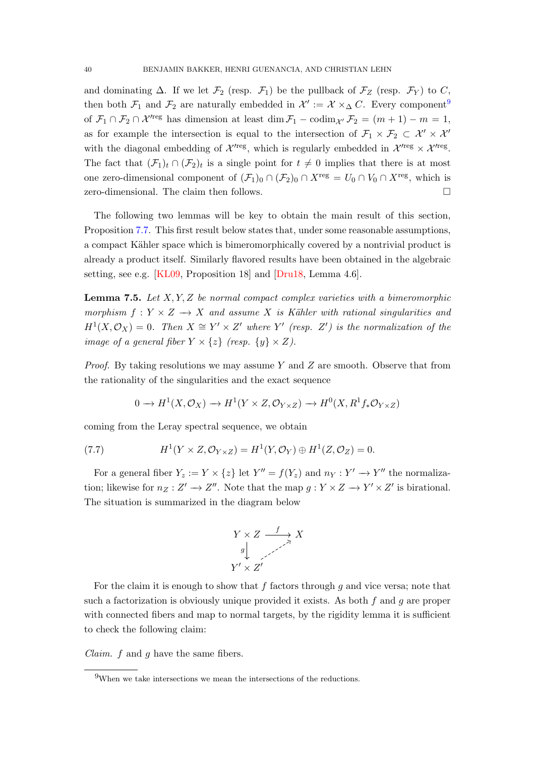and dominating $\Delta$. If we let $\mathcal{F}_2$ (resp. $\mathcal{F}_1$) be the pullback of $\mathcal{F}_Z$ (resp. $\mathcal{F}_Y$) to $C$, then both $\mathcal{F}_1$ and $\mathcal{F}_2$ are naturally embedded in $\mathcal{X}' := \mathcal{X} \times_\Delta C$. Every component[9] of $\mathcal{F}_1 \cap \mathcal{F}_2 \cap \mathcal{X}'^{\mathrm{reg}}$ has dimension at least $\dim \mathcal{F}_1 - \operatorname{codim}_{\mathcal{X}'} \mathcal{F}_2 = (m+1) - m = 1$, as for example the intersection is equal to the intersection of $\mathcal{F}_1 \times \mathcal{F}_2 \subset \mathcal{X}' \times \mathcal{X}'$ with the diagonal embedding of $\mathcal{X}'^{\mathrm{reg}}$, which is regularly embedded in $\mathcal{X}'^{\mathrm{reg}} \times \mathcal{X}'^{\mathrm{reg}}$. The fact that $(\mathcal{F}_1)_t \cap (\mathcal{F}_2)_t$ is a single point for $t \neq 0$ implies that there is at most one zero-dimensional component of $(\mathcal{F}_1)_0 \cap (\mathcal{F}_2)_0 \cap X^{\mathrm{reg}} = U_0 \cap V_0 \cap X^{\mathrm{reg}}$, which is zero-dimensional. The claim then follows. $\square$

The following two lemmas will be key to obtain the main result of this section, Proposition 7.7. This first result below states that, under some reasonable assumptions, a compact Kähler space which is bimeromorphically covered by a nontrivial product is already a product itself. Similarly flavored results have been obtained in the algebraic setting, see e.g. [KL09, Proposition 18] and [Dru18, Lemma 4.6].

**Lemma 7.5.** *Let $X, Y, Z$ be normal compact complex varieties with a bimeromorphic morphism $f : Y \times Z \longrightarrow X$ and assume $X$ is Kähler with rational singularities and $H^1(X, \mathcal{O}_X) = 0$. Then $X \cong Y' \times Z'$ where $Y'$ (resp. $Z'$) is the normalization of the image of a general fiber $Y \times \{z\}$ (resp. $\{y\} \times Z$).*

*Proof.* By taking resolutions we may assume $Y$ and $Z$ are smooth. Observe that from the rationality of the singularities and the exact sequence

$$0 \longrightarrow H^1(X, \mathcal{O}_X) \longrightarrow H^1(Y \times Z, \mathcal{O}_{Y\times Z}) \longrightarrow H^0(X, R^1 f_* \mathcal{O}_{Y \times Z})$$

coming from the Leray spectral sequence, we obtain

$$H^1(Y \times Z, \mathcal{O}_{Y\times Z}) = H^1(Y, \mathcal{O}_Y) \oplus H^1(Z, \mathcal{O}_Z) = 0. \tag{7.7}$$

For a general fiber $Y_z := Y \times \{z\}$ let $Y'' = f(Y_z)$ and $n_Y : Y' \longrightarrow Y''$ the normalization; likewise for $n_Z : Z' \longrightarrow Z''$. Note that the map $g : Y \times Z \longrightarrow Y' \times Z'$ is birational. The situation is summarized in the diagram below

$$\begin{array}{ccc} Y \times Z & \xrightarrow{\;f\;} & X \\ {\scriptstyle g}\downarrow & \nearrow & \\ Y' \times Z' & & \end{array}$$

For the claim it is enough to show that $f$ factors through $g$ and vice versa; note that such a factorization is obviously unique provided it exists. As both $f$ and $g$ are proper with connected fibers and map to normal targets, by the rigidity lemma it is sufficient to check the following claim:

*Claim.* $f$ and $g$ have the same fibers.

[9] When we take intersections we mean the intersections of the reductions.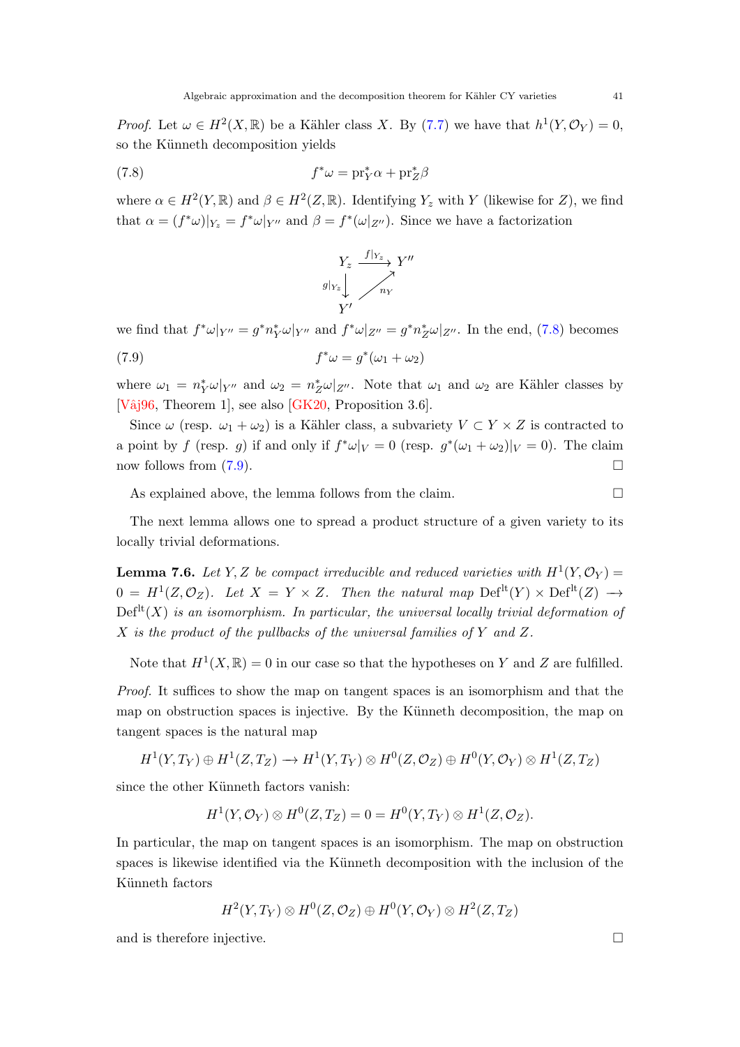*Proof.* Let $\omega \in H^2(X, \mathbb{R})$ be a Kähler class $X$. By (7.7) we have that $h^1(Y, \mathcal{O}_Y) = 0$, so the Künneth decomposition yields

$$f^*\omega = \mathrm{pr}_Y^*\alpha + \mathrm{pr}_Z^*\beta \tag{7.8}$$

where $\alpha \in H^2(Y, \mathbb{R})$ and $\beta \in H^2(Z, \mathbb{R})$. Identifying $Y_z$ with $Y$ (likewise for $Z$), we find that $\alpha = (f^*\omega)|_{Y_z} = f^*\omega|_{Y''}$ and $\beta = f^*(\omega|_{Z''})$. Since we have a factorization

$$\begin{array}{ccc} Y_z & \xrightarrow{f|_{Y_z}} & Y'' \\ {\scriptstyle g|_{Y_z}}\downarrow & \nearrow_{n_Y} & \\ Y' & & \end{array}$$

we find that $f^*\omega|_{Y''} = g^*n_Y^*\omega|_{Y''}$ and $f^*\omega|_{Z''} = g^*n_Z^*\omega|_{Z''}$. In the end, (7.8) becomes

$$f^*\omega = g^*(\omega_1 + \omega_2) \tag{7.9}$$

where $\omega_1 = n_Y^*\omega|_{Y''}$ and $\omega_2 = n_Z^*\omega|_{Z''}$. Note that $\omega_1$ and $\omega_2$ are Kähler classes by [Vâj96, Theorem 1], see also [GK20, Proposition 3.6].

Since $\omega$ (resp. $\omega_1 + \omega_2$) is a Kähler class, a subvariety $V \subset Y \times Z$ is contracted to a point by $f$ (resp. $g$) if and only if $f^*\omega|_V = 0$ (resp. $g^*(\omega_1 + \omega_2)|_V = 0$). The claim now follows from (7.9). $\square$

As explained above, the lemma follows from the claim. $\square$

The next lemma allows one to spread a product structure of a given variety to its locally trivial deformations.

**Lemma 7.6.** *Let $Y, Z$ be compact irreducible and reduced varieties with $H^1(Y, \mathcal{O}_Y) = 0 = H^1(Z, \mathcal{O}_Z)$. Let $X = Y \times Z$. Then the natural map $\mathrm{Def}^{\mathrm{lt}}(Y) \times \mathrm{Def}^{\mathrm{lt}}(Z) \to \mathrm{Def}^{\mathrm{lt}}(X)$ is an isomorphism. In particular, the universal locally trivial deformation of $X$ is the product of the pullbacks of the universal families of $Y$ and $Z$.*

Note that $H^1(X, \mathbb{R}) = 0$ in our case so that the hypotheses on $Y$ and $Z$ are fulfilled.

*Proof.* It suffices to show the map on tangent spaces is an isomorphism and that the map on obstruction spaces is injective. By the Künneth decomposition, the map on tangent spaces is the natural map

$$H^1(Y, T_Y) \oplus H^1(Z, T_Z) \to H^1(Y, T_Y) \otimes H^0(Z, \mathcal{O}_Z) \oplus H^0(Y, \mathcal{O}_Y) \otimes H^1(Z, T_Z)$$

since the other Künneth factors vanish:

$$H^1(Y, \mathcal{O}_Y) \otimes H^0(Z, T_Z) = 0 = H^0(Y, T_Y) \otimes H^1(Z, \mathcal{O}_Z).$$

In particular, the map on tangent spaces is an isomorphism. The map on obstruction spaces is likewise identified via the Künneth decomposition with the inclusion of the Künneth factors

$$H^2(Y, T_Y) \otimes H^0(Z, \mathcal{O}_Z) \oplus H^0(Y, \mathcal{O}_Y) \otimes H^2(Z, T_Z)$$

and is therefore injective. $\square$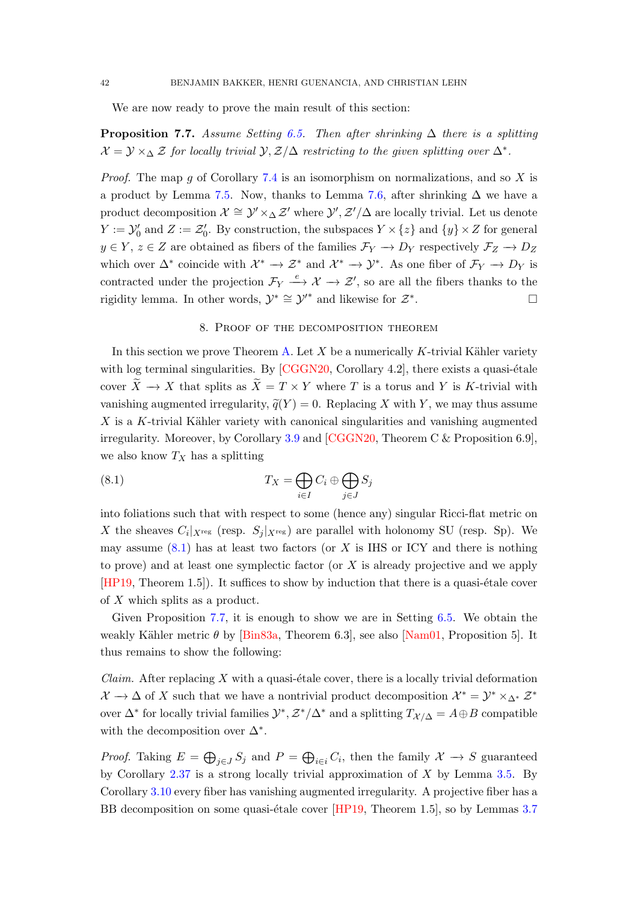We are now ready to prove the main result of this section:

**Proposition 7.7.** *Assume Setting 6.5. Then after shrinking $\Delta$ there is a splitting $\mathcal{X} = \mathcal{Y} \times_\Delta \mathcal{Z}$ for locally trivial $\mathcal{Y}, \mathcal{Z}/\Delta$ restricting to the given splitting over $\Delta^*$.*

*Proof.* The map $g$ of Corollary 7.4 is an isomorphism on normalizations, and so $X$ is a product by Lemma 7.5. Now, thanks to Lemma 7.6, after shrinking $\Delta$ we have a product decomposition $\mathcal{X} \cong \mathcal{Y}' \times_\Delta \mathcal{Z}'$ where $\mathcal{Y}', \mathcal{Z}'/\Delta$ are locally trivial. Let us denote $Y := \mathcal{Y}'_0$ and $Z := \mathcal{Z}'_0$. By construction, the subspaces $Y \times \{z\}$ and $\{y\} \times Z$ for general $y \in Y$, $z \in Z$ are obtained as fibers of the families $\mathcal{F}_Y \longrightarrow D_Y$ respectively $\mathcal{F}_Z \longrightarrow D_Z$ which over $\Delta^*$ coincide with $\mathcal{X}^* \longrightarrow \mathcal{Z}^*$ and $\mathcal{X}^* \longrightarrow \mathcal{Y}^*$. As one fiber of $\mathcal{F}_Y \longrightarrow D_Y$ is contracted under the projection $\mathcal{F}_Y \xrightarrow{e} \mathcal{X} \longrightarrow \mathcal{Z}'$, so are all the fibers thanks to the rigidity lemma. In other words, $\mathcal{Y}^* \cong \mathcal{Y}'^*$ and likewise for $\mathcal{Z}^*$. □

## 8. Proof of the decomposition theorem

In this section we prove Theorem A. Let $X$ be a numerically $K$-trivial Kähler variety with log terminal singularities. By [CGGN20, Corollary 4.2], there exists a quasi-étale cover $\widetilde{X} \longrightarrow X$ that splits as $\widetilde{X} = T \times Y$ where $T$ is a torus and $Y$ is $K$-trivial with vanishing augmented irregularity, $\widetilde{q}(Y) = 0$. Replacing $X$ with $Y$, we may thus assume $X$ is a $K$-trivial Kähler variety with canonical singularities and vanishing augmented irregularity. Moreover, by Corollary 3.9 and [CGGN20, Theorem C & Proposition 6.9], we also know $T_X$ has a splitting

$$T_X = \bigoplus_{i\in I} C_i \oplus \bigoplus_{j\in J} S_j \tag{8.1}$$

into foliations such that with respect to some (hence any) singular Ricci-flat metric on $X$ the sheaves $C_i|_{X^{\mathrm{reg}}}$ (resp. $S_j|_{X^{\mathrm{reg}}}$) are parallel with holonomy SU (resp. Sp). We may assume (8.1) has at least two factors (or $X$ is IHS or ICY and there is nothing to prove) and at least one symplectic factor (or $X$ is already projective and we apply [HP19, Theorem 1.5]). It suffices to show by induction that there is a quasi-étale cover of $X$ which splits as a product.

Given Proposition 7.7, it is enough to show we are in Setting 6.5. We obtain the weakly Kähler metric $\theta$ by [Bin83a, Theorem 6.3], see also [Nam01, Proposition 5]. It thus remains to show the following:

*Claim.* After replacing $X$ with a quasi-étale cover, there is a locally trivial deformation $\mathcal{X} \longrightarrow \Delta$ of $X$ such that we have a nontrivial product decomposition $\mathcal{X}^* = \mathcal{Y}^* \times_{\Delta^*} \mathcal{Z}^*$ over $\Delta^*$ for locally trivial families $\mathcal{Y}^*, \mathcal{Z}^*/\Delta^*$ and a splitting $T_{\mathcal{X}/\Delta} = A \oplus B$ compatible with the decomposition over $\Delta^*$.

*Proof.* Taking $E = \bigoplus_{j\in J} S_j$ and $P = \bigoplus_{i\in i} C_i$, then the family $\mathcal{X} \longrightarrow S$ guaranteed by Corollary 2.37 is a strong locally trivial approximation of $X$ by Lemma 3.5. By Corollary 3.10 every fiber has vanishing augmented irregularity. A projective fiber has a BB decomposition on some quasi-étale cover [HP19, Theorem 1.5], so by Lemmas 3.7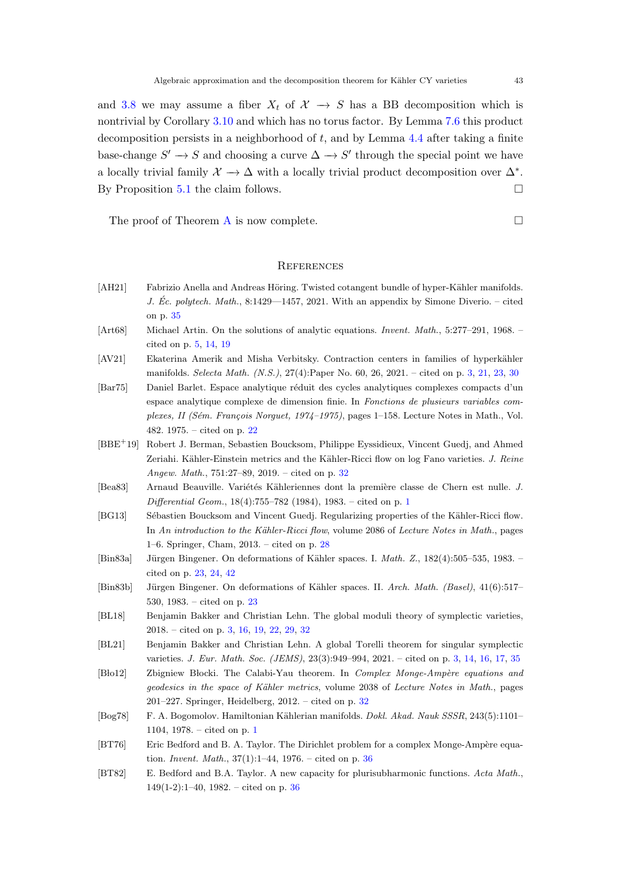and 3.8 we may assume a fiber $X_t$ of $\mathcal{X} \to S$ has a BB decomposition which is nontrivial by Corollary 3.10 and which has no torus factor. By Lemma 7.6 this product decomposition persists in a neighborhood of $t$, and by Lemma 4.4 after taking a finite base-change $S' \to S$ and choosing a curve $\Delta \to S'$ through the special point we have a locally trivial family $\mathcal{X} \to \Delta$ with a locally trivial product decomposition over $\Delta^*$. By Proposition 5.1 the claim follows. □

The proof of Theorem A is now complete. □

## References

[AH21] Fabrizio Anella and Andreas Höring. Twisted cotangent bundle of hyper-Kähler manifolds. *J. Éc. polytech. Math.*, 8:1429—1457, 2021. With an appendix by Simone Diverio. – cited on p. 35

[Art68] Michael Artin. On the solutions of analytic equations. *Invent. Math.*, 5:277–291, 1968. – cited on p. 5, 14, 19

[AV21] Ekaterina Amerik and Misha Verbitsky. Contraction centers in families of hyperkähler manifolds. *Selecta Math. (N.S.)*, 27(4):Paper No. 60, 26, 2021. – cited on p. 3, 21, 23, 30

[Bar75] Daniel Barlet. Espace analytique réduit des cycles analytiques complexes compacts d'un espace analytique complexe de dimension finie. In *Fonctions de plusieurs variables complexes, II (Sém. François Norguet, 1974–1975)*, pages 1–158. Lecture Notes in Math., Vol. 482. 1975. – cited on p. 22

[BBE+19] Robert J. Berman, Sebastien Boucksom, Philippe Eyssidieux, Vincent Guedj, and Ahmed Zeriahi. Kähler-Einstein metrics and the Kähler-Ricci flow on log Fano varieties. *J. Reine Angew. Math.*, 751:27–89, 2019. – cited on p. 32

[Bea83] Arnaud Beauville. Variétés Kähleriennes dont la première classe de Chern est nulle. *J. Differential Geom.*, 18(4):755–782 (1984), 1983. – cited on p. 1

[BG13] Sébastien Boucksom and Vincent Guedj. Regularizing properties of the Kähler-Ricci flow. In *An introduction to the Kähler-Ricci flow*, volume 2086 of *Lecture Notes in Math.*, pages 1–6. Springer, Cham, 2013. – cited on p. 28

[Bin83a] Jürgen Bingener. On deformations of Kähler spaces. I. *Math. Z.*, 182(4):505–535, 1983. – cited on p. 23, 24, 42

[Bin83b] Jürgen Bingener. On deformations of Kähler spaces. II. *Arch. Math. (Basel)*, 41(6):517–530, 1983. – cited on p. 23

[BL18] Benjamin Bakker and Christian Lehn. The global moduli theory of symplectic varieties, 2018. – cited on p. 3, 16, 19, 22, 29, 32

[BL21] Benjamin Bakker and Christian Lehn. A global Torelli theorem for singular symplectic varieties. *J. Eur. Math. Soc. (JEMS)*, 23(3):949–994, 2021. – cited on p. 3, 14, 16, 17, 35

[Bło12] Zbigniew Błocki. The Calabi-Yau theorem. In *Complex Monge-Ampère equations and geodesics in the space of Kähler metrics*, volume 2038 of *Lecture Notes in Math.*, pages 201–227. Springer, Heidelberg, 2012. – cited on p. 32

[Bog78] F. A. Bogomolov. Hamiltonian Kählerian manifolds. *Dokl. Akad. Nauk SSSR*, 243(5):1101–1104, 1978. – cited on p. 1

[BT76] Eric Bedford and B. A. Taylor. The Dirichlet problem for a complex Monge-Ampère equation. *Invent. Math.*, 37(1):1–44, 1976. – cited on p. 36

[BT82] E. Bedford and B.A. Taylor. A new capacity for plurisubharmonic functions. *Acta Math.*, 149(1-2):1–40, 1982. – cited on p. 36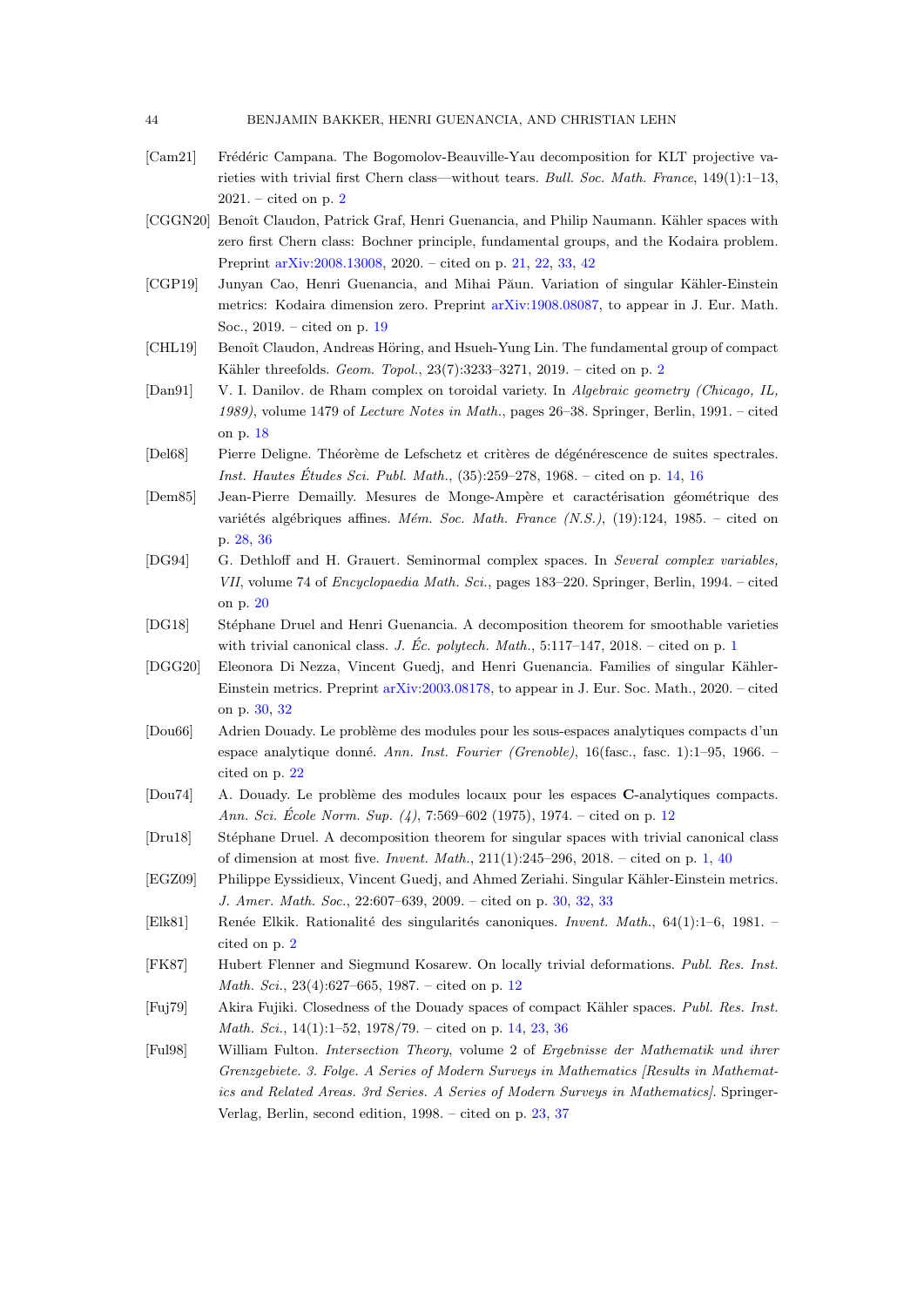[Cam21] Frédéric Campana. The Bogomolov-Beauville-Yau decomposition for KLT projective varieties with trivial first Chern class—without tears. *Bull. Soc. Math. France*, 149(1):1–13, 2021. – cited on p. 2

[CGGN20] Benoît Claudon, Patrick Graf, Henri Guenancia, and Philip Naumann. Kähler spaces with zero first Chern class: Bochner principle, fundamental groups, and the Kodaira problem. Preprint arXiv:2008.13008, 2020. – cited on p. 21, 22, 33, 42

[CGP19] Junyan Cao, Henri Guenancia, and Mihai Păun. Variation of singular Kähler-Einstein metrics: Kodaira dimension zero. Preprint arXiv:1908.08087, to appear in J. Eur. Math. Soc., 2019. – cited on p. 19

[CHL19] Benoît Claudon, Andreas Höring, and Hsueh-Yung Lin. The fundamental group of compact Kähler threefolds. *Geom. Topol.*, 23(7):3233–3271, 2019. – cited on p. 2

[Dan91] V. I. Danilov. de Rham complex on toroidal variety. In *Algebraic geometry (Chicago, IL, 1989)*, volume 1479 of *Lecture Notes in Math.*, pages 26–38. Springer, Berlin, 1991. – cited on p. 18

[Del68] Pierre Deligne. Théorème de Lefschetz et critères de dégénérescence de suites spectrales. *Inst. Hautes Études Sci. Publ. Math.*, (35):259–278, 1968. – cited on p. 14, 16

[Dem85] Jean-Pierre Demailly. Mesures de Monge-Ampère et caractérisation géométrique des variétés algébriques affines. *Mém. Soc. Math. France (N.S.)*, (19):124, 1985. – cited on p. 28, 36

[DG94] G. Dethloff and H. Grauert. Seminormal complex spaces. In *Several complex variables, VII*, volume 74 of *Encyclopaedia Math. Sci.*, pages 183–220. Springer, Berlin, 1994. – cited on p. 20

[DG18] Stéphane Druel and Henri Guenancia. A decomposition theorem for smoothable varieties with trivial canonical class. *J. Éc. polytech. Math.*, 5:117–147, 2018. – cited on p. 1

[DGG20] Eleonora Di Nezza, Vincent Guedj, and Henri Guenancia. Families of singular Kähler-Einstein metrics. Preprint arXiv:2003.08178, to appear in J. Eur. Soc. Math., 2020. – cited on p. 30, 32

[Dou66] Adrien Douady. Le problème des modules pour les sous-espaces analytiques compacts d'un espace analytique donné. *Ann. Inst. Fourier (Grenoble)*, 16(fasc., fasc. 1):1–95, 1966. – cited on p. 22

[Dou74] A. Douady. Le problème des modules locaux pour les espaces **C**-analytiques compacts. *Ann. Sci. École Norm. Sup. (4)*, 7:569–602 (1975), 1974. – cited on p. 12

[Dru18] Stéphane Druel. A decomposition theorem for singular spaces with trivial canonical class of dimension at most five. *Invent. Math.*, 211(1):245–296, 2018. – cited on p. 1, 40

[EGZ09] Philippe Eyssidieux, Vincent Guedj, and Ahmed Zeriahi. Singular Kähler-Einstein metrics. *J. Amer. Math. Soc.*, 22:607–639, 2009. – cited on p. 30, 32, 33

[Elk81] Renée Elkik. Rationalité des singularités canoniques. *Invent. Math.*, 64(1):1–6, 1981. – cited on p. 2

[FK87] Hubert Flenner and Siegmund Kosarew. On locally trivial deformations. *Publ. Res. Inst. Math. Sci.*, 23(4):627–665, 1987. – cited on p. 12

[Fuj79] Akira Fujiki. Closedness of the Douady spaces of compact Kähler spaces. *Publ. Res. Inst. Math. Sci.*, 14(1):1–52, 1978/79. – cited on p. 14, 23, 36

[Ful98] William Fulton. *Intersection Theory*, volume 2 of *Ergebnisse der Mathematik und ihrer Grenzgebiete. 3. Folge. A Series of Modern Surveys in Mathematics [Results in Mathematics and Related Areas. 3rd Series. A Series of Modern Surveys in Mathematics]*. Springer-Verlag, Berlin, second edition, 1998. – cited on p. 23, 37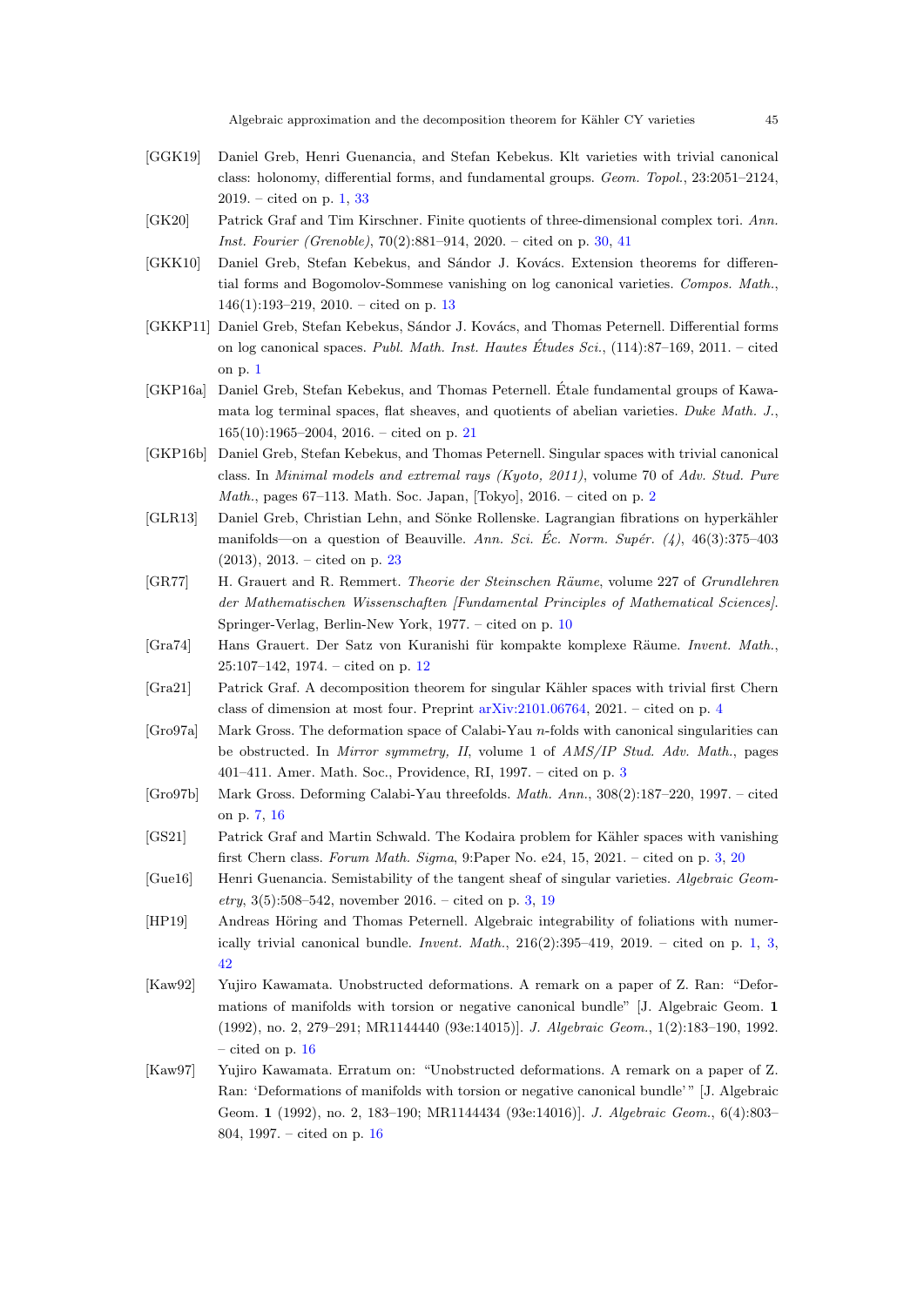- [GGK19] Daniel Greb, Henri Guenancia, and Stefan Kebekus. Klt varieties with trivial canonical class: holonomy, differential forms, and fundamental groups. *Geom. Topol.*, 23:2051–2124, 2019. – cited on p. 1, 33
- [GK20] Patrick Graf and Tim Kirschner. Finite quotients of three-dimensional complex tori. *Ann. Inst. Fourier (Grenoble)*, 70(2):881–914, 2020. – cited on p. 30, 41
- [GKK10] Daniel Greb, Stefan Kebekus, and Sándor J. Kovács. Extension theorems for differential forms and Bogomolov-Sommese vanishing on log canonical varieties. *Compos. Math.*, 146(1):193–219, 2010. – cited on p. 13
- [GKKP11] Daniel Greb, Stefan Kebekus, Sándor J. Kovács, and Thomas Peternell. Differential forms on log canonical spaces. *Publ. Math. Inst. Hautes Études Sci.*, (114):87–169, 2011. – cited on p. 1
- [GKP16a] Daniel Greb, Stefan Kebekus, and Thomas Peternell. Étale fundamental groups of Kawamata log terminal spaces, flat sheaves, and quotients of abelian varieties. *Duke Math. J.*, 165(10):1965–2004, 2016. – cited on p. 21
- [GKP16b] Daniel Greb, Stefan Kebekus, and Thomas Peternell. Singular spaces with trivial canonical class. In *Minimal models and extremal rays (Kyoto, 2011)*, volume 70 of *Adv. Stud. Pure Math.*, pages 67–113. Math. Soc. Japan, [Tokyo], 2016. – cited on p. 2
- [GLR13] Daniel Greb, Christian Lehn, and Sönke Rollenske. Lagrangian fibrations on hyperkähler manifolds—on a question of Beauville. *Ann. Sci. Éc. Norm. Supér. (4)*, 46(3):375–403 (2013), 2013. – cited on p. 23
- [GR77] H. Grauert and R. Remmert. *Theorie der Steinschen Räume*, volume 227 of *Grundlehren der Mathematischen Wissenschaften [Fundamental Principles of Mathematical Sciences]*. Springer-Verlag, Berlin-New York, 1977. – cited on p. 10
- [Gra74] Hans Grauert. Der Satz von Kuranishi für kompakte komplexe Räume. *Invent. Math.*, 25:107–142, 1974. – cited on p. 12
- [Gra21] Patrick Graf. A decomposition theorem for singular Kähler spaces with trivial first Chern class of dimension at most four. Preprint arXiv:2101.06764, 2021. – cited on p. 4
- [Gro97a] Mark Gross. The deformation space of Calabi-Yau $n$-folds with canonical singularities can be obstructed. In *Mirror symmetry, II*, volume 1 of *AMS/IP Stud. Adv. Math.*, pages 401–411. Amer. Math. Soc., Providence, RI, 1997. – cited on p. 3
- [Gro97b] Mark Gross. Deforming Calabi-Yau threefolds. *Math. Ann.*, 308(2):187–220, 1997. – cited on p. 7, 16
- [GS21] Patrick Graf and Martin Schwald. The Kodaira problem for Kähler spaces with vanishing first Chern class. *Forum Math. Sigma*, 9:Paper No. e24, 15, 2021. – cited on p. 3, 20
- [Gue16] Henri Guenancia. Semistability of the tangent sheaf of singular varieties. *Algebraic Geometry*, 3(5):508–542, november 2016. – cited on p. 3, 19
- [HP19] Andreas Höring and Thomas Peternell. Algebraic integrability of foliations with numerically trivial canonical bundle. *Invent. Math.*, 216(2):395–419, 2019. – cited on p. 1, 3, 42
- [Kaw92] Yujiro Kawamata. Unobstructed deformations. A remark on a paper of Z. Ran: "Deformations of manifolds with torsion or negative canonical bundle" [J. Algebraic Geom. **1** (1992), no. 2, 279–291; MR1144440 (93e:14015)]. *J. Algebraic Geom.*, 1(2):183–190, 1992. – cited on p. 16
- [Kaw97] Yujiro Kawamata. Erratum on: "Unobstructed deformations. A remark on a paper of Z. Ran: 'Deformations of manifolds with torsion or negative canonical bundle'" [J. Algebraic Geom. **1** (1992), no. 2, 183–190; MR1144434 (93e:14016)]. *J. Algebraic Geom.*, 6(4):803–804, 1997. – cited on p. 16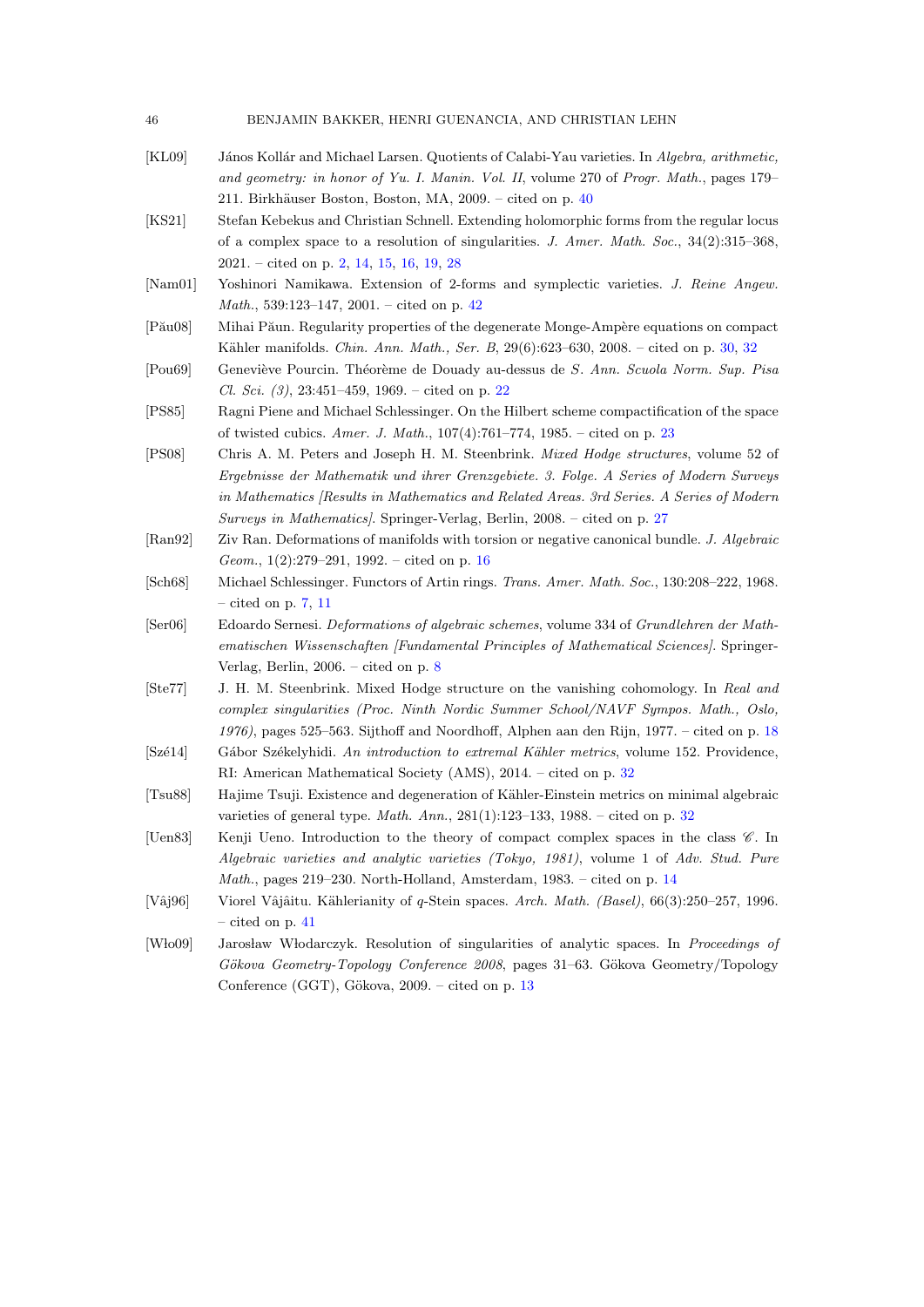[KL09] János Kollár and Michael Larsen. Quotients of Calabi-Yau varieties. In *Algebra, arithmetic, and geometry: in honor of Yu. I. Manin. Vol. II*, volume 270 of *Progr. Math.*, pages 179–211. Birkhäuser Boston, Boston, MA, 2009. – cited on p. 40

[KS21] Stefan Kebekus and Christian Schnell. Extending holomorphic forms from the regular locus of a complex space to a resolution of singularities. *J. Amer. Math. Soc.*, 34(2):315–368, 2021. – cited on p. 2, 14, 15, 16, 19, 28

[Nam01] Yoshinori Namikawa. Extension of 2-forms and symplectic varieties. *J. Reine Angew. Math.*, 539:123–147, 2001. – cited on p. 42

[Pău08] Mihai Păun. Regularity properties of the degenerate Monge-Ampère equations on compact Kähler manifolds. *Chin. Ann. Math., Ser. B*, 29(6):623–630, 2008. – cited on p. 30, 32

[Pou69] Geneviève Pourcin. Théorème de Douady au-dessus de *S*. *Ann. Scuola Norm. Sup. Pisa Cl. Sci. (3)*, 23:451–459, 1969. – cited on p. 22

[PS85] Ragni Piene and Michael Schlessinger. On the Hilbert scheme compactification of the space of twisted cubics. *Amer. J. Math.*, 107(4):761–774, 1985. – cited on p. 23

[PS08] Chris A. M. Peters and Joseph H. M. Steenbrink. *Mixed Hodge structures*, volume 52 of *Ergebnisse der Mathematik und ihrer Grenzgebiete. 3. Folge. A Series of Modern Surveys in Mathematics [Results in Mathematics and Related Areas. 3rd Series. A Series of Modern Surveys in Mathematics]*. Springer-Verlag, Berlin, 2008. – cited on p. 27

[Ran92] Ziv Ran. Deformations of manifolds with torsion or negative canonical bundle. *J. Algebraic Geom.*, 1(2):279–291, 1992. – cited on p. 16

[Sch68] Michael Schlessinger. Functors of Artin rings. *Trans. Amer. Math. Soc.*, 130:208–222, 1968. – cited on p. 7, 11

[Ser06] Edoardo Sernesi. *Deformations of algebraic schemes*, volume 334 of *Grundlehren der Mathematischen Wissenschaften [Fundamental Principles of Mathematical Sciences]*. Springer-Verlag, Berlin, 2006. – cited on p. 8

[Ste77] J. H. M. Steenbrink. Mixed Hodge structure on the vanishing cohomology. In *Real and complex singularities (Proc. Ninth Nordic Summer School/NAVF Sympos. Math., Oslo, 1976)*, pages 525–563. Sijthoff and Noordhoff, Alphen aan den Rijn, 1977. – cited on p. 18

[Szé14] Gábor Székelyhidi. *An introduction to extremal Kähler metrics*, volume 152. Providence, RI: American Mathematical Society (AMS), 2014. – cited on p. 32

[Tsu88] Hajime Tsuji. Existence and degeneration of Kähler-Einstein metrics on minimal algebraic varieties of general type. *Math. Ann.*, 281(1):123–133, 1988. – cited on p. 32

[Uen83] Kenji Ueno. Introduction to the theory of compact complex spaces in the class $\mathscr{C}$. In *Algebraic varieties and analytic varieties (Tokyo, 1981)*, volume 1 of *Adv. Stud. Pure Math.*, pages 219–230. North-Holland, Amsterdam, 1983. – cited on p. 14

[Vâj96] Viorel Vâjâitu. Kählerianity of $q$-Stein spaces. *Arch. Math. (Basel)*, 66(3):250–257, 1996. – cited on p. 41

[Wło09] Jarosław Włodarczyk. Resolution of singularities of analytic spaces. In *Proceedings of Gökova Geometry-Topology Conference 2008*, pages 31–63. Gökova Geometry/Topology Conference (GGT), Gökova, 2009. – cited on p. 13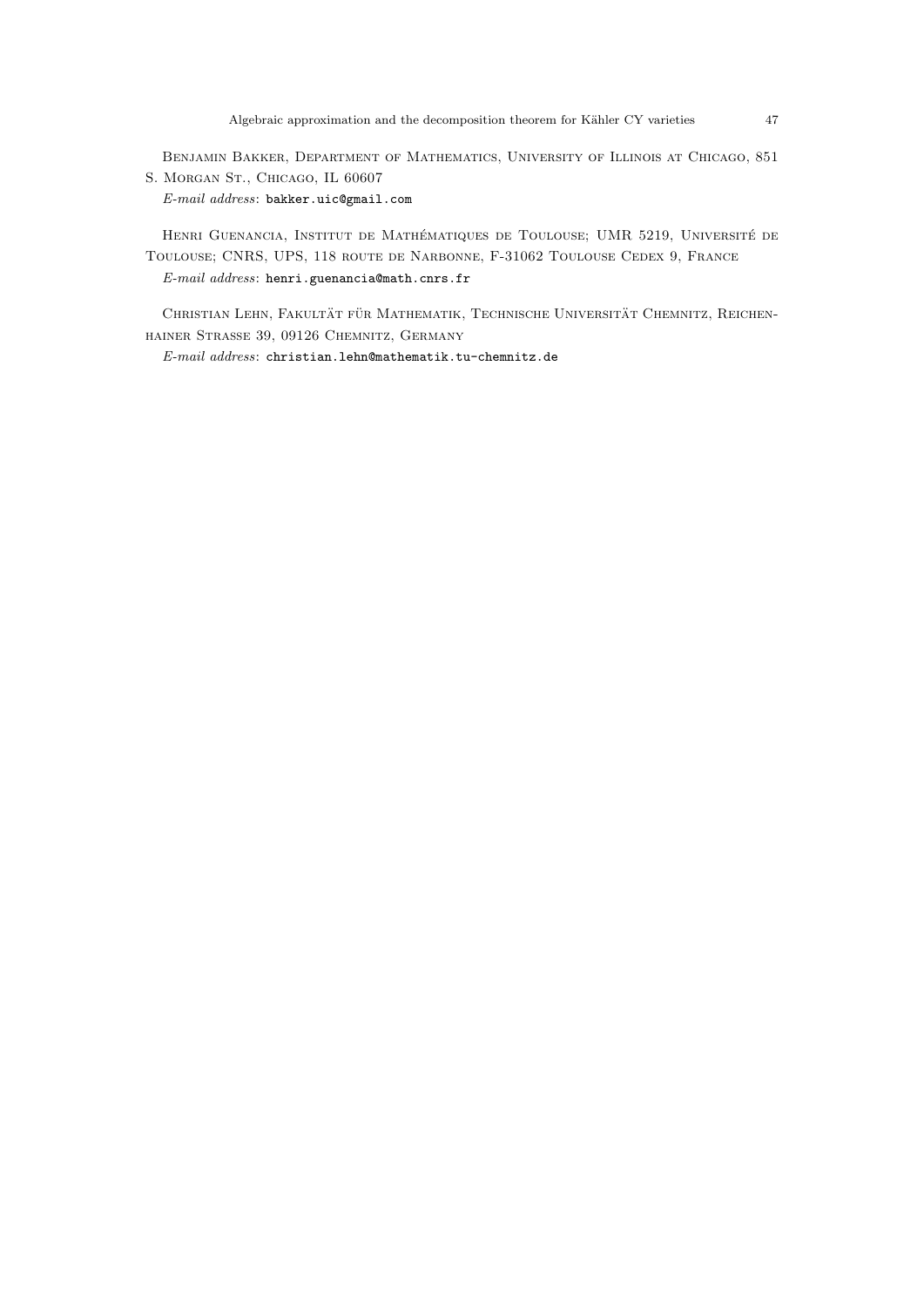Benjamin Bakker, Department of Mathematics, University of Illinois at Chicago, 851 S. Morgan St., Chicago, IL 60607

*E-mail address*: bakker.uic@gmail.com

Henri Guenancia, Institut de Mathématiques de Toulouse; UMR 5219, Université de Toulouse; CNRS, UPS, 118 route de Narbonne, F-31062 Toulouse Cedex 9, France

*E-mail address*: henri.guenancia@math.cnrs.fr

Christian Lehn, Fakultät für Mathematik, Technische Universität Chemnitz, Reichenhainer Strasse 39, 09126 Chemnitz, Germany

*E-mail address*: christian.lehn@mathematik.tu-chemnitz.de